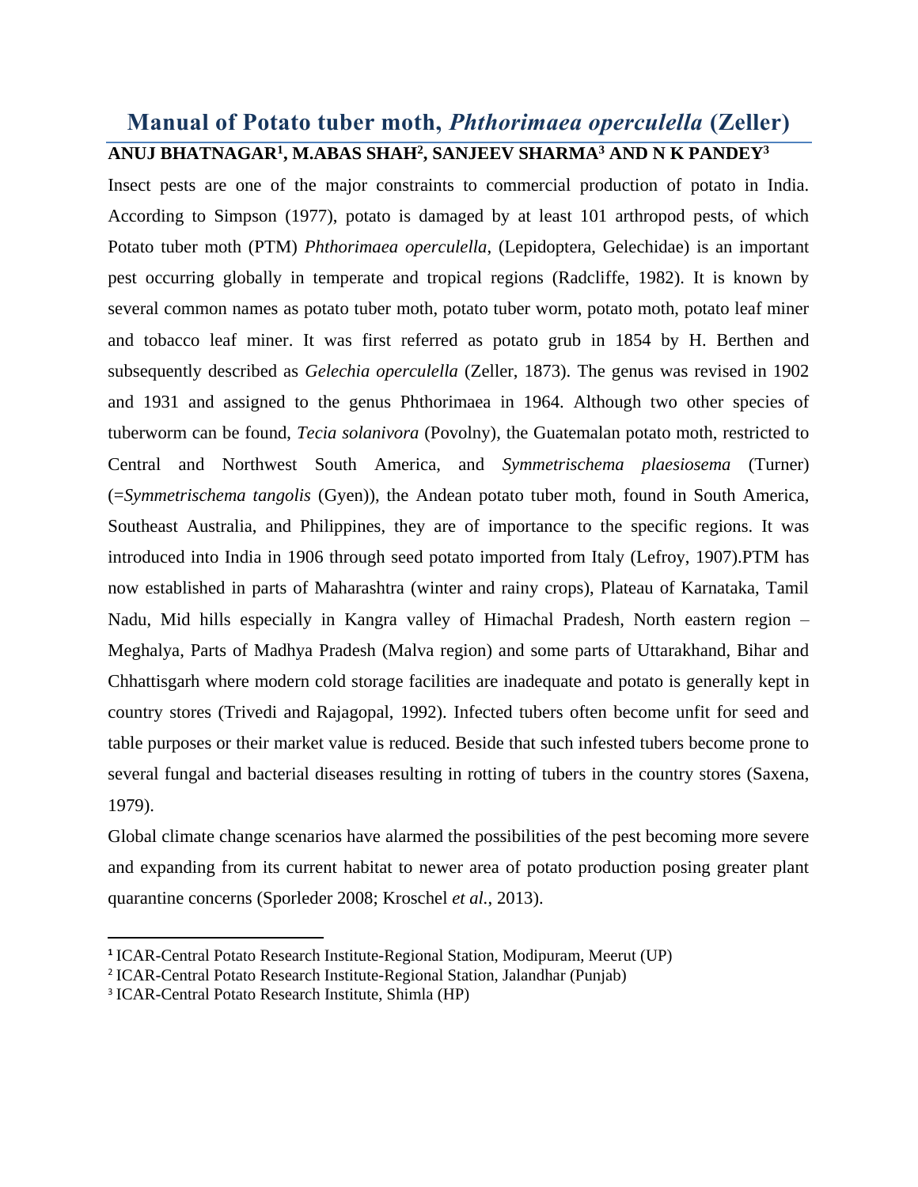# Manual of Potato tuber moth, *Phthorimaea operculella* (Zeller)

**ANUJ BHATNAGAR[1], M.ABAS SHAH[2], SANJEEV SHARMA[3] AND N K PANDEY[3]**

Insect pests are one of the major constraints to commercial production of potato in India. According to Simpson (1977), potato is damaged by at least 101 arthropod pests, of which Potato tuber moth (PTM) *Phthorimaea operculella*, (Lepidoptera, Gelechidae) is an important pest occurring globally in temperate and tropical regions (Radcliffe, 1982). It is known by several common names as potato tuber moth, potato tuber worm, potato moth, potato leaf miner and tobacco leaf miner. It was first referred as potato grub in 1854 by H. Berthen and subsequently described as *Gelechia operculella* (Zeller, 1873). The genus was revised in 1902 and 1931 and assigned to the genus Phthorimaea in 1964. Although two other species of tuberworm can be found, *Tecia solanivora* (Povolny), the Guatemalan potato moth, restricted to Central and Northwest South America, and *Symmetrischema plaesiosema* (Turner) (=*Symmetrischema tangolis* (Gyen)), the Andean potato tuber moth, found in South America, Southeast Australia, and Philippines, they are of importance to the specific regions. It was introduced into India in 1906 through seed potato imported from Italy (Lefroy, 1907).PTM has now established in parts of Maharashtra (winter and rainy crops), Plateau of Karnataka, Tamil Nadu, Mid hills especially in Kangra valley of Himachal Pradesh, North eastern region – Meghalya, Parts of Madhya Pradesh (Malva region) and some parts of Uttarakhand, Bihar and Chhattisgarh where modern cold storage facilities are inadequate and potato is generally kept in country stores (Trivedi and Rajagopal, 1992). Infected tubers often become unfit for seed and table purposes or their market value is reduced. Beside that such infested tubers become prone to several fungal and bacterial diseases resulting in rotting of tubers in the country stores (Saxena, 1979).

Global climate change scenarios have alarmed the possibilities of the pest becoming more severe and expanding from its current habitat to newer area of potato production posing greater plant quarantine concerns (Sporleder 2008; Kroschel *et al.*, 2013).

---

[1] ICAR-Central Potato Research Institute-Regional Station, Modipuram, Meerut (UP)

[2] ICAR-Central Potato Research Institute-Regional Station, Jalandhar (Punjab)

[3] ICAR-Central Potato Research Institute, Shimla (HP)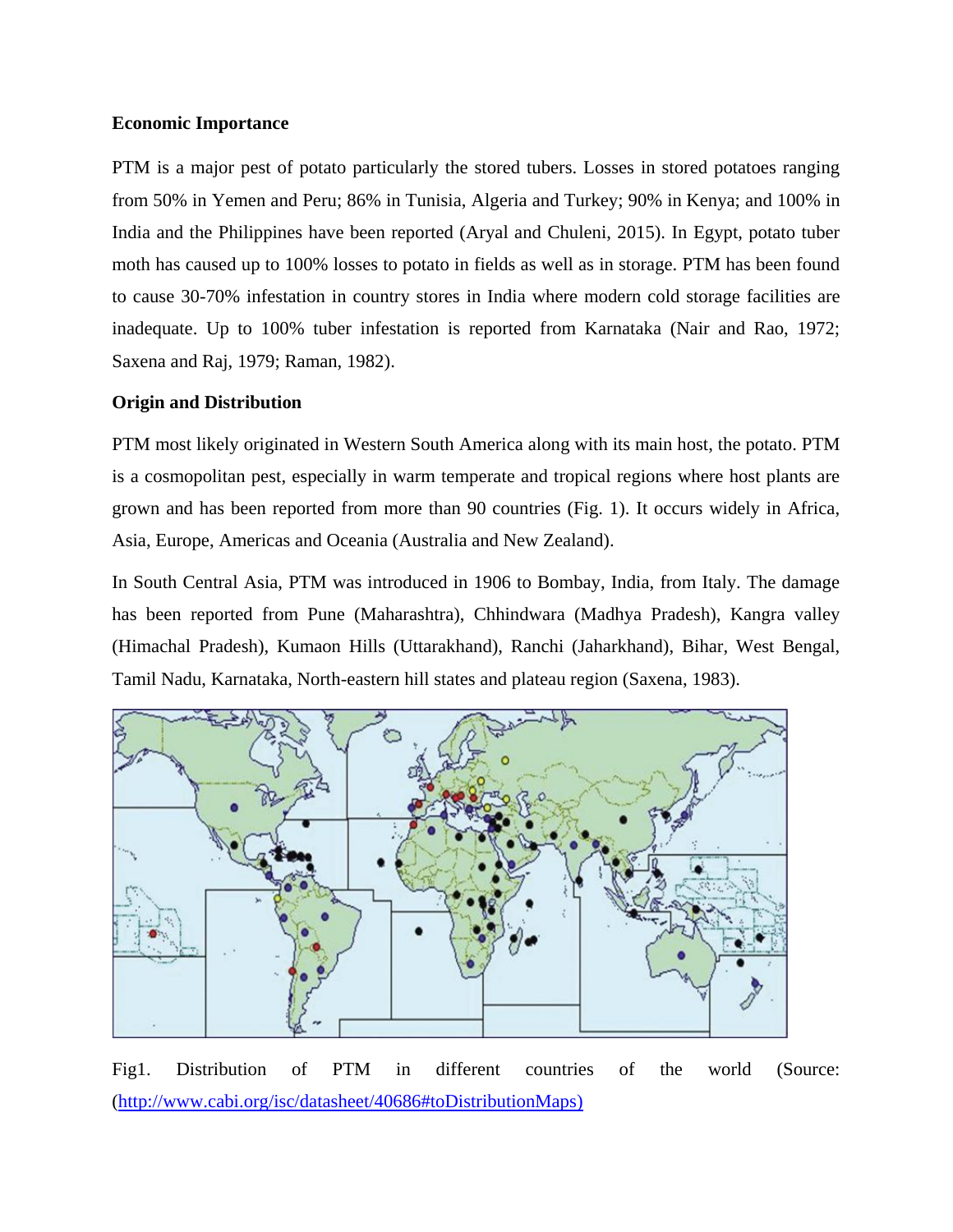**Economic Importance**

PTM is a major pest of potato particularly the stored tubers. Losses in stored potatoes ranging from 50% in Yemen and Peru; 86% in Tunisia, Algeria and Turkey; 90% in Kenya; and 100% in India and the Philippines have been reported (Aryal and Chuleni, 2015). In Egypt, potato tuber moth has caused up to 100% losses to potato in fields as well as in storage. PTM has been found to cause 30-70% infestation in country stores in India where modern cold storage facilities are inadequate. Up to 100% tuber infestation is reported from Karnataka (Nair and Rao, 1972; Saxena and Raj, 1979; Raman, 1982).

**Origin and Distribution**

PTM most likely originated in Western South America along with its main host, the potato. PTM is a cosmopolitan pest, especially in warm temperate and tropical regions where host plants are grown and has been reported from more than 90 countries (Fig. 1). It occurs widely in Africa, Asia, Europe, Americas and Oceania (Australia and New Zealand).

In South Central Asia, PTM was introduced in 1906 to Bombay, India, from Italy. The damage has been reported from Pune (Maharashtra), Chhindwara (Madhya Pradesh), Kangra valley (Himachal Pradesh), Kumaon Hills (Uttarakhand), Ranchi (Jaharkhand), Bihar, West Bengal, Tamil Nadu, Karnataka, North-eastern hill states and plateau region (Saxena, 1983).

Fig1. Distribution of PTM in different countries of the world (Source: (http://www.cabi.org/isc/datasheet/40686#toDistributionMaps)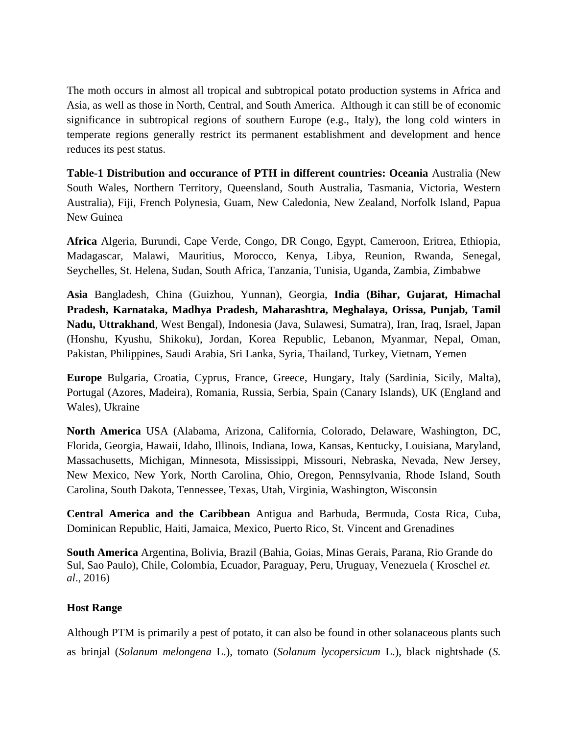The moth occurs in almost all tropical and subtropical potato production systems in Africa and Asia, as well as those in North, Central, and South America. Although it can still be of economic significance in subtropical regions of southern Europe (e.g., Italy), the long cold winters in temperate regions generally restrict its permanent establishment and development and hence reduces its pest status.

**Table-1 Distribution and occurance of PTH in different countries: Oceania** Australia (New South Wales, Northern Territory, Queensland, South Australia, Tasmania, Victoria, Western Australia), Fiji, French Polynesia, Guam, New Caledonia, New Zealand, Norfolk Island, Papua New Guinea

**Africa** Algeria, Burundi, Cape Verde, Congo, DR Congo, Egypt, Cameroon, Eritrea, Ethiopia, Madagascar, Malawi, Mauritius, Morocco, Kenya, Libya, Reunion, Rwanda, Senegal, Seychelles, St. Helena, Sudan, South Africa, Tanzania, Tunisia, Uganda, Zambia, Zimbabwe

**Asia** Bangladesh, China (Guizhou, Yunnan), Georgia, **India (Bihar, Gujarat, Himachal Pradesh, Karnataka, Madhya Pradesh, Maharashtra, Meghalaya, Orissa, Punjab, Tamil Nadu, Uttrakhand**, West Bengal), Indonesia (Java, Sulawesi, Sumatra), Iran, Iraq, Israel, Japan (Honshu, Kyushu, Shikoku), Jordan, Korea Republic, Lebanon, Myanmar, Nepal, Oman, Pakistan, Philippines, Saudi Arabia, Sri Lanka, Syria, Thailand, Turkey, Vietnam, Yemen

**Europe** Bulgaria, Croatia, Cyprus, France, Greece, Hungary, Italy (Sardinia, Sicily, Malta), Portugal (Azores, Madeira), Romania, Russia, Serbia, Spain (Canary Islands), UK (England and Wales), Ukraine

**North America** USA (Alabama, Arizona, California, Colorado, Delaware, Washington, DC, Florida, Georgia, Hawaii, Idaho, Illinois, Indiana, Iowa, Kansas, Kentucky, Louisiana, Maryland, Massachusetts, Michigan, Minnesota, Mississippi, Missouri, Nebraska, Nevada, New Jersey, New Mexico, New York, North Carolina, Ohio, Oregon, Pennsylvania, Rhode Island, South Carolina, South Dakota, Tennessee, Texas, Utah, Virginia, Washington, Wisconsin

**Central America and the Caribbean** Antigua and Barbuda, Bermuda, Costa Rica, Cuba, Dominican Republic, Haiti, Jamaica, Mexico, Puerto Rico, St. Vincent and Grenadines

**South America** Argentina, Bolivia, Brazil (Bahia, Goias, Minas Gerais, Parana, Rio Grande do Sul, Sao Paulo), Chile, Colombia, Ecuador, Paraguay, Peru, Uruguay, Venezuela ( Kroschel *et. al*., 2016)

**Host Range**

Although PTM is primarily a pest of potato, it can also be found in other solanaceous plants such as brinjal (*Solanum melongena* L.), tomato (*Solanum lycopersicum* L.), black nightshade (*S.*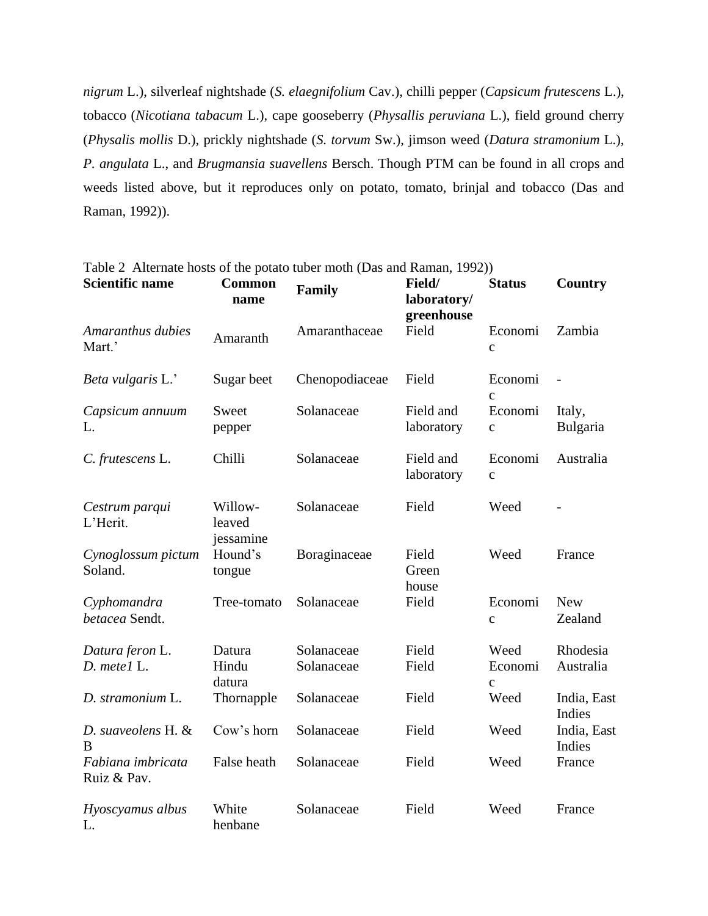*nigrum* L.), silverleaf nightshade (*S. elaegnifolium* Cav.), chilli pepper (*Capsicum frutescens* L.), tobacco (*Nicotiana tabacum* L.), cape gooseberry (*Physallis peruviana* L.), field ground cherry (*Physalis mollis* D.), prickly nightshade (*S. torvum* Sw.), jimson weed (*Datura stramonium* L.), *P. angulata* L., and *Brugmansia suavellens* Bersch. Though PTM can be found in all crops and weeds listed above, but it reproduces only on potato, tomato, brinjal and tobacco (Das and Raman, 1992)).

Table 2 Alternate hosts of the potato tuber moth (Das and Raman, 1992))

| **Scientific name** | **Common name** | **Family** | **Field/ laboratory/ greenhouse** | **Status** | **Country** |
|---|---|---|---|---|---|
| *Amaranthus dubies* Mart.' | Amaranth | Amaranthaceae | Field | Economic | Zambia |
| *Beta vulgaris* L.' | Sugar beet | Chenopodiaceae | Field | Economic | - |
| *Capsicum annuum* L. | Sweet pepper | Solanaceae | Field and laboratory | Economic | Italy, Bulgaria |
| *C. frutescens* L. | Chilli | Solanaceae | Field and laboratory | Economic | Australia |
| *Cestrum parqui* L'Herit. | Willow-leaved jessamine | Solanaceae | Field | Weed | - |
| *Cynoglossum pictum* Soland. | Hound's tongue | Boraginaceae | Field Green house | Weed | France |
| *Cyphomandra betacea* Sendt. | Tree-tomato | Solanaceae | Field | Economic | New Zealand |
| *Datura feron* L. | Datura | Solanaceae | Field | Weed | Rhodesia |
| *D. mete1* L. | Hindu datura | Solanaceae | Field | Economic | Australia |
| *D. stramonium* L. | Thornapple | Solanaceae | Field | Weed | India, East Indies |
| *D. suaveolens* H. & B | Cow's horn | Solanaceae | Field | Weed | India, East Indies |
| *Fabiana imbricata* Ruiz & Pav. | False heath | Solanaceae | Field | Weed | France |
| *Hyoscyamus albus* L. | White henbane | Solanaceae | Field | Weed | France |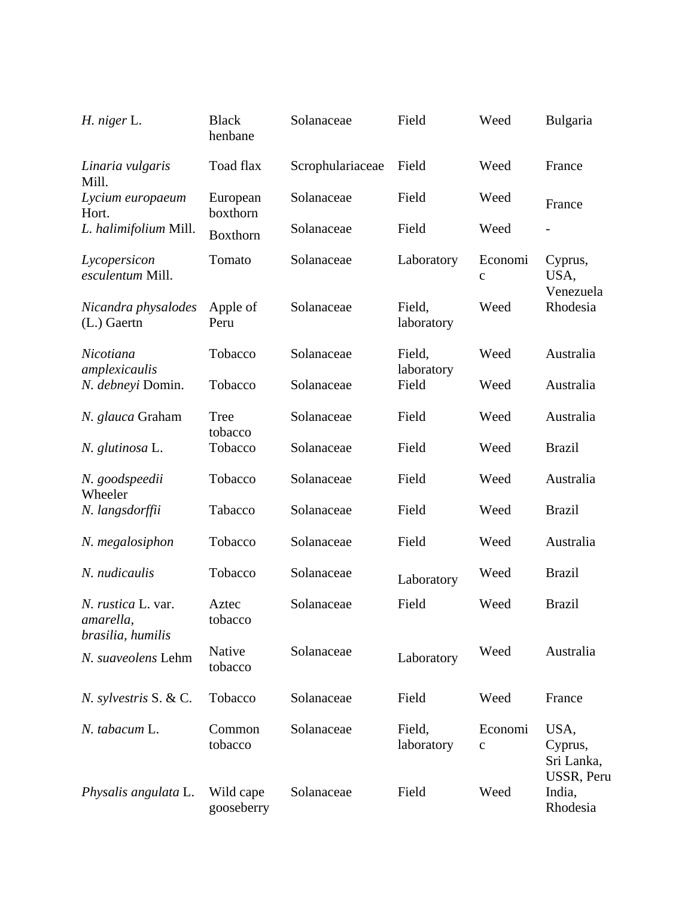| | | | | | |
|---|---|---|---|---|---|
| *H. niger* L. | Black henbane | Solanaceae | Field | Weed | Bulgaria |
| *Linaria vulgaris* Mill. | Toad flax | Scrophulariaceae | Field | Weed | France |
| *Lycium europaeum* Hort. | European boxthorn | Solanaceae | Field | Weed | France |
| *L. halimifolium* Mill. | Boxthorn | Solanaceae | Field | Weed | - |
| *Lycopersicon esculentum* Mill. | Tomato | Solanaceae | Laboratory | Economic | Cyprus, USA, Venezuela |
| *Nicandra physalodes* (L.) Gaertn | Apple of Peru | Solanaceae | Field, laboratory | Weed | Rhodesia |
| *Nicotiana amplexicaulis* | Tobacco | Solanaceae | Field, laboratory | Weed | Australia |
| *N. debneyi* Domin. | Tobacco | Solanaceae | Field | Weed | Australia |
| *N. glauca* Graham | Tree tobacco | Solanaceae | Field | Weed | Australia |
| *N. glutinosa* L. | Tobacco | Solanaceae | Field | Weed | Brazil |
| *N. goodspeedii* Wheeler | Tobacco | Solanaceae | Field | Weed | Australia |
| *N. langsdorffii* | Tabacco | Solanaceae | Field | Weed | Brazil |
| *N. megalosiphon* | Tobacco | Solanaceae | Field | Weed | Australia |
| *N. nudicaulis* | Tobacco | Solanaceae | Laboratory | Weed | Brazil |
| *N. rustica* L. var. *amarella*, *brasilia*, *humilis* | Aztec tobacco | Solanaceae | Field | Weed | Brazil |
| *N. suaveolens* Lehm | Native tobacco | Solanaceae | Laboratory | Weed | Australia |
| *N. sylvestris* S. & C. | Tobacco | Solanaceae | Field | Weed | France |
| *N. tabacum* L. | Common tobacco | Solanaceae | Field, laboratory | Economic | USA, Cyprus, Sri Lanka, USSR, Peru |
| *Physalis angulata* L. | Wild cape gooseberry | Solanaceae | Field | Weed | India, Rhodesia |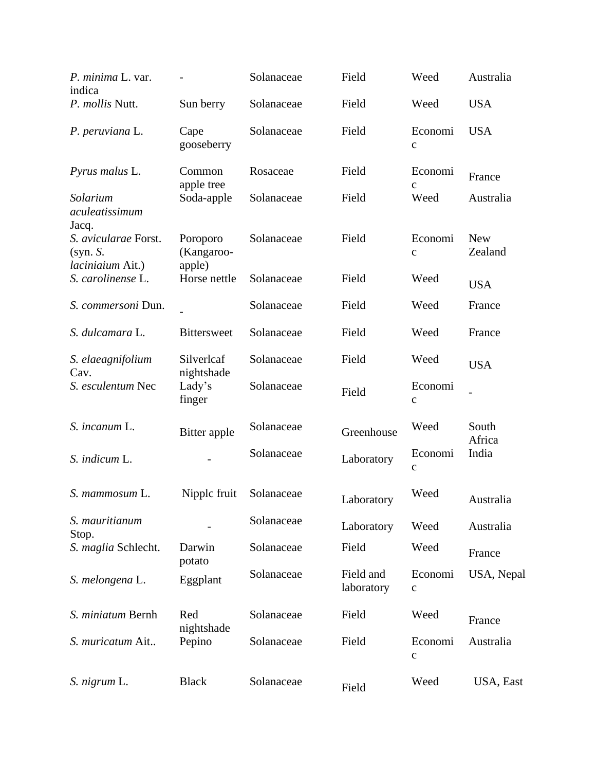| | | | | | |
|---|---|---|---|---|---|
| *P. minima* L. var. indica | - | Solanaceae | Field | Weed | Australia |
| *P. mollis* Nutt. | Sun berry | Solanaceae | Field | Weed | USA |
| *P. peruviana* L. | Cape gooseberry | Solanaceae | Field | Economic | USA |
| *Pyrus malus* L. | Common apple tree | Rosaceae | Field | Economic | France |
| *Solarium aculeatissimum* Jacq. | Soda-apple | Solanaceae | Field | Weed | Australia |
| *S. avicularae* Forst. (syn. *S. laciniaium* Ait.) | Poroporo (Kangaroo-apple) | Solanaceae | Field | Economic | New Zealand |
| *S. carolinense* L. | Horse nettle | Solanaceae | Field | Weed | USA |
| *S. commersoni* Dun. | - | Solanaceae | Field | Weed | France |
| *S. dulcamara* L. | Bittersweet | Solanaceae | Field | Weed | France |
| *S. elaeagnifolium* Cav. | Silverlcaf nightshade | Solanaceae | Field | Weed | USA |
| *S. esculentum* Nec | Lady's finger | Solanaceae | Field | Economic | - |
| *S. incanum* L. | Bitter apple | Solanaceae | Greenhouse | Weed | South Africa |
| *S. indicum* L. | - | Solanaceae | Laboratory | Economic | India |
| *S. mammosum* L. | Nipplc fruit | Solanaceae | Laboratory | Weed | Australia |
| *S. mauritianum* Stop. | - | Solanaceae | Laboratory | Weed | Australia |
| *S. maglia* Schlecht. | Darwin potato | Solanaceae | Field | Weed | France |
| *S. melongena* L. | Eggplant | Solanaceae | Field and laboratory | Economic | USA, Nepal |
| *S. miniatum* Bernh | Red nightshade | Solanaceae | Field | Weed | France |
| *S. muricatum* Ait.. | Pepino | Solanaceae | Field | Economic | Australia |
| *S. nigrum* L. | Black | Solanaceae | Field | Weed | USA, East |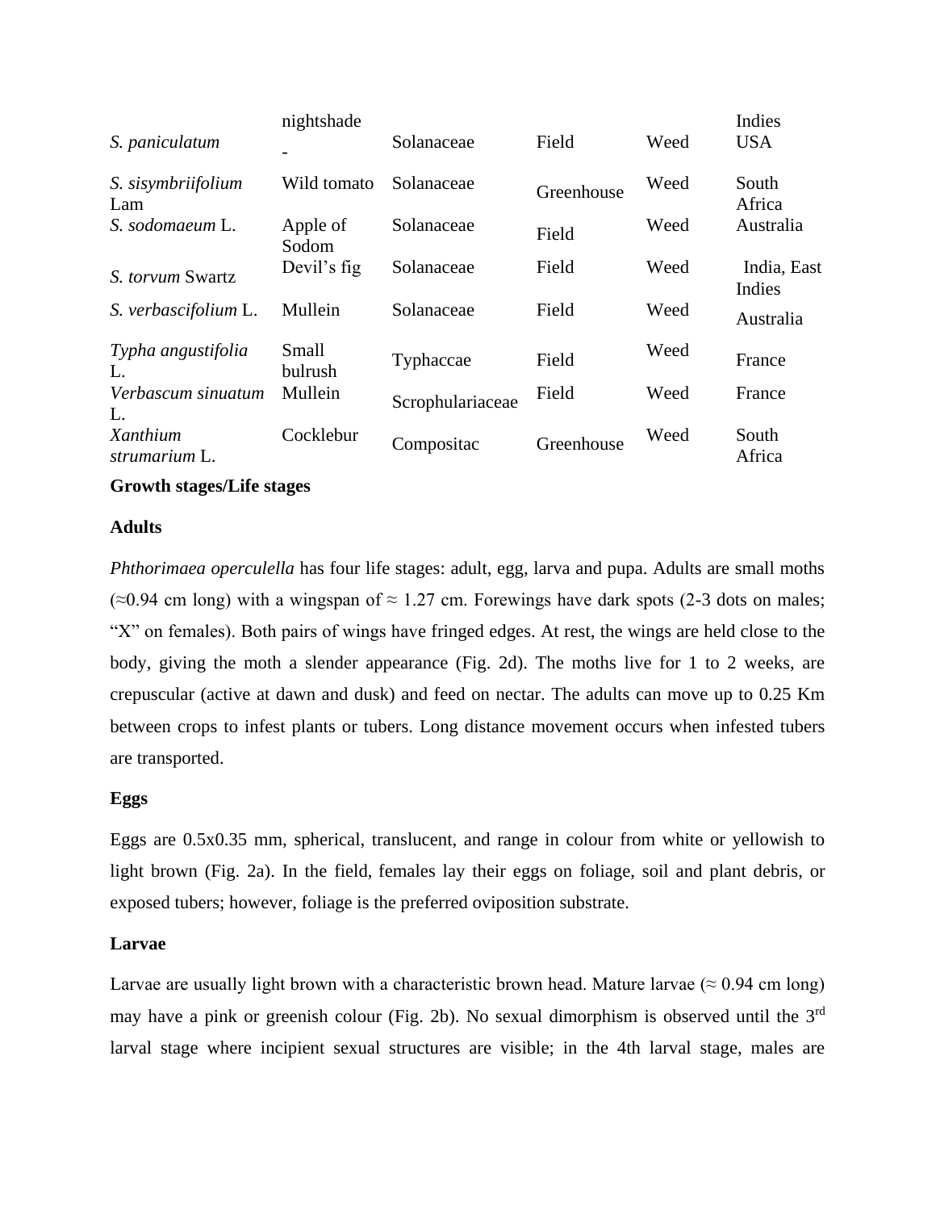| | | | | | |
|---|---|---|---|---|---|
| | nightshade | | | | Indies |
| *S. paniculatum* | - | Solanaceae | Field | Weed | USA |
| *S. sisymbriifolium* Lam | Wild tomato | Solanaceae | Greenhouse | Weed | South Africa |
| *S. sodomaeum* L. | Apple of Sodom | Solanaceae | Field | Weed | Australia |
| *S. torvum* Swartz | Devil's fig | Solanaceae | Field | Weed | India, East Indies |
| *S. verbascifolium* L. | Mullein | Solanaceae | Field | Weed | Australia |
| *Typha angustifolia* L. | Small bulrush | Typhaccae | Field | Weed | France |
| *Verbascum sinuatum* L. | Mullein | Scrophulariaceae | Field | Weed | France |
| *Xanthium strumarium* L. | Cocklebur | Compositac | Greenhouse | Weed | South Africa |

**Growth stages/Life stages**

**Adults**

*Phthorimaea operculella* has four life stages: adult, egg, larva and pupa. Adults are small moths (≈0.94 cm long) with a wingspan of ≈ 1.27 cm. Forewings have dark spots (2-3 dots on males; "X" on females). Both pairs of wings have fringed edges. At rest, the wings are held close to the body, giving the moth a slender appearance (Fig. 2d). The moths live for 1 to 2 weeks, are crepuscular (active at dawn and dusk) and feed on nectar. The adults can move up to 0.25 Km between crops to infest plants or tubers. Long distance movement occurs when infested tubers are transported.

**Eggs**

Eggs are 0.5x0.35 mm, spherical, translucent, and range in colour from white or yellowish to light brown (Fig. 2a). In the field, females lay their eggs on foliage, soil and plant debris, or exposed tubers; however, foliage is the preferred oviposition substrate.

**Larvae**

Larvae are usually light brown with a characteristic brown head. Mature larvae (≈ 0.94 cm long) may have a pink or greenish colour (Fig. 2b). No sexual dimorphism is observed until the 3rd larval stage where incipient sexual structures are visible; in the 4th larval stage, males are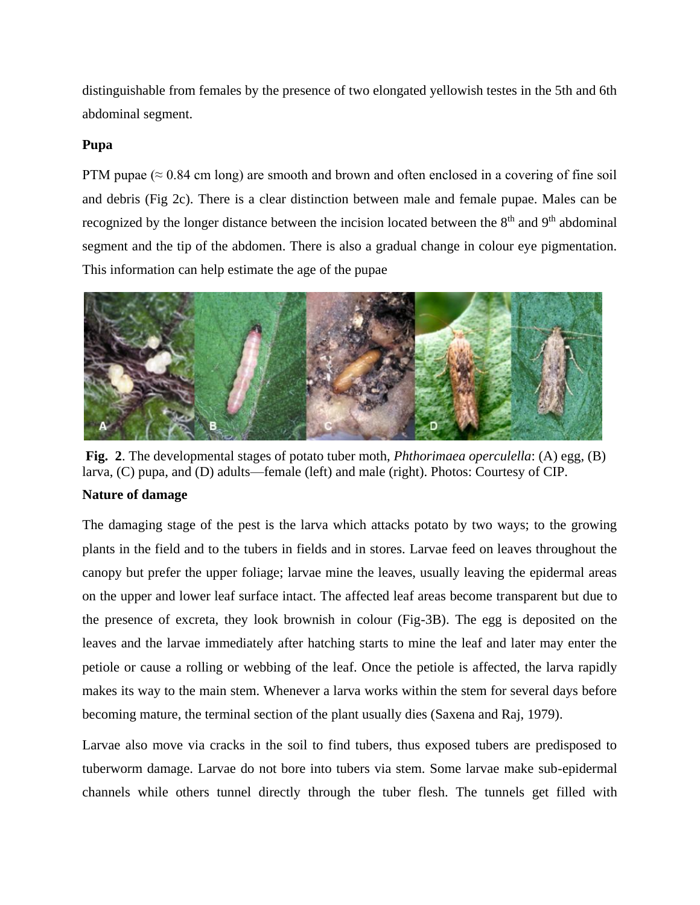distinguishable from females by the presence of two elongated yellowish testes in the 5th and 6th abdominal segment.

**Pupa**

PTM pupae (≈ 0.84 cm long) are smooth and brown and often enclosed in a covering of fine soil and debris (Fig 2c). There is a clear distinction between male and female pupae. Males can be recognized by the longer distance between the incision located between the 8th and 9th abdominal segment and the tip of the abdomen. There is also a gradual change in colour eye pigmentation. This information can help estimate the age of the pupae

**Fig. 2**. The developmental stages of potato tuber moth, *Phthorimaea operculella*: (A) egg, (B) larva, (C) pupa, and (D) adults—female (left) and male (right). Photos: Courtesy of CIP.

**Nature of damage**

The damaging stage of the pest is the larva which attacks potato by two ways; to the growing plants in the field and to the tubers in fields and in stores. Larvae feed on leaves throughout the canopy but prefer the upper foliage; larvae mine the leaves, usually leaving the epidermal areas on the upper and lower leaf surface intact. The affected leaf areas become transparent but due to the presence of excreta, they look brownish in colour (Fig-3B). The egg is deposited on the leaves and the larvae immediately after hatching starts to mine the leaf and later may enter the petiole or cause a rolling or webbing of the leaf. Once the petiole is affected, the larva rapidly makes its way to the main stem. Whenever a larva works within the stem for several days before becoming mature, the terminal section of the plant usually dies (Saxena and Raj, 1979).

Larvae also move via cracks in the soil to find tubers, thus exposed tubers are predisposed to tuberworm damage. Larvae do not bore into tubers via stem. Some larvae make sub-epidermal channels while others tunnel directly through the tuber flesh. The tunnels get filled with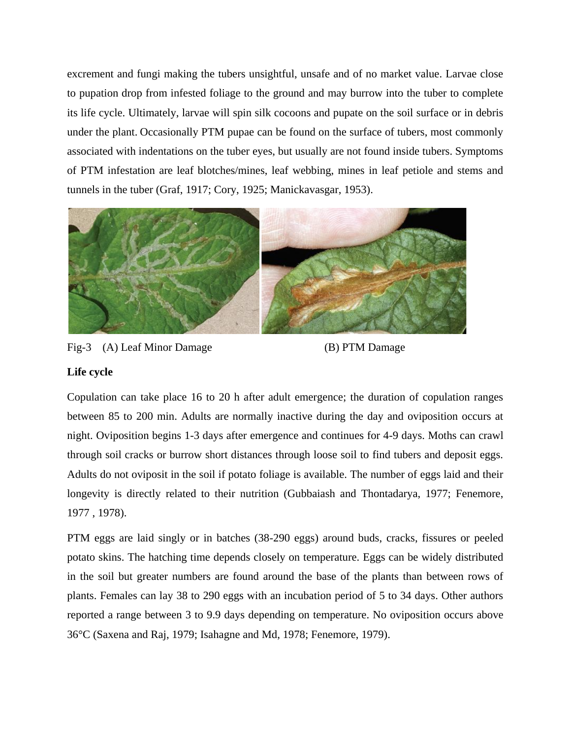excrement and fungi making the tubers unsightful, unsafe and of no market value. Larvae close to pupation drop from infested foliage to the ground and may burrow into the tuber to complete its life cycle. Ultimately, larvae will spin silk cocoons and pupate on the soil surface or in debris under the plant. Occasionally PTM pupae can be found on the surface of tubers, most commonly associated with indentations on the tuber eyes, but usually are not found inside tubers. Symptoms of PTM infestation are leaf blotches/mines, leaf webbing, mines in leaf petiole and stems and tunnels in the tuber (Graf, 1917; Cory, 1925; Manickavasgar, 1953).

Fig-3 (A) Leaf Minor Damage (B) PTM Damage

**Life cycle**

Copulation can take place 16 to 20 h after adult emergence; the duration of copulation ranges between 85 to 200 min. Adults are normally inactive during the day and oviposition occurs at night. Oviposition begins 1-3 days after emergence and continues for 4-9 days. Moths can crawl through soil cracks or burrow short distances through loose soil to find tubers and deposit eggs. Adults do not oviposit in the soil if potato foliage is available. The number of eggs laid and their longevity is directly related to their nutrition (Gubbaiash and Thontadarya, 1977; Fenemore, 1977 , 1978).

PTM eggs are laid singly or in batches (38-290 eggs) around buds, cracks, fissures or peeled potato skins. The hatching time depends closely on temperature. Eggs can be widely distributed in the soil but greater numbers are found around the base of the plants than between rows of plants. Females can lay 38 to 290 eggs with an incubation period of 5 to 34 days. Other authors reported a range between 3 to 9.9 days depending on temperature. No oviposition occurs above 36°C (Saxena and Raj, 1979; Isahagne and Md, 1978; Fenemore, 1979).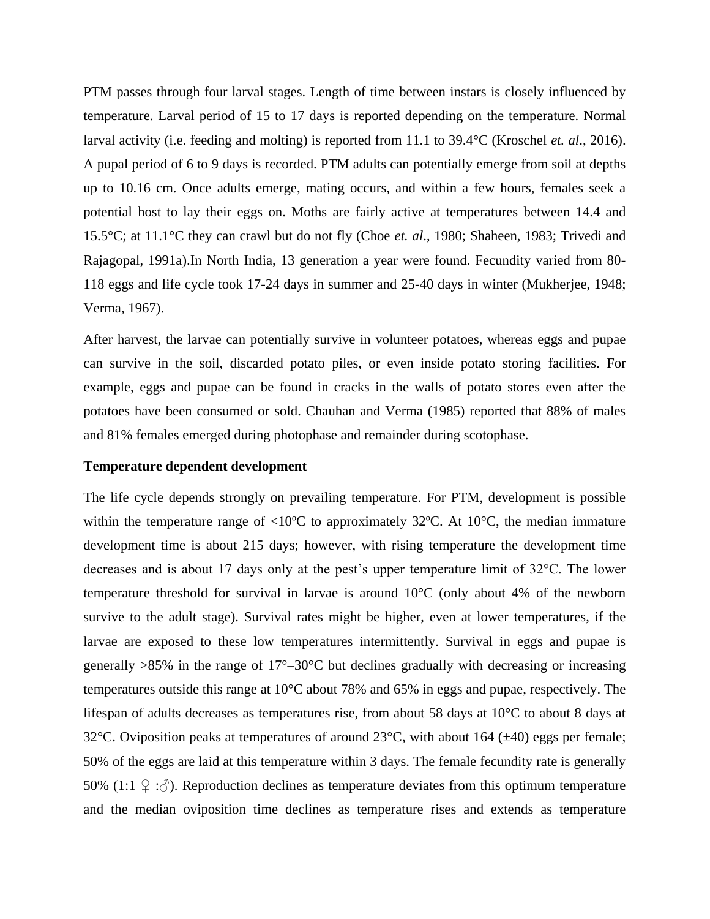PTM passes through four larval stages. Length of time between instars is closely influenced by temperature. Larval period of 15 to 17 days is reported depending on the temperature. Normal larval activity (i.e. feeding and molting) is reported from 11.1 to 39.4°C (Kroschel *et. al*., 2016). A pupal period of 6 to 9 days is recorded. PTM adults can potentially emerge from soil at depths up to 10.16 cm. Once adults emerge, mating occurs, and within a few hours, females seek a potential host to lay their eggs on. Moths are fairly active at temperatures between 14.4 and 15.5°C; at 11.1°C they can crawl but do not fly (Choe *et. al*., 1980; Shaheen, 1983; Trivedi and Rajagopal, 1991a).In North India, 13 generation a year were found. Fecundity varied from 80-118 eggs and life cycle took 17-24 days in summer and 25-40 days in winter (Mukherjee, 1948; Verma, 1967).

After harvest, the larvae can potentially survive in volunteer potatoes, whereas eggs and pupae can survive in the soil, discarded potato piles, or even inside potato storing facilities. For example, eggs and pupae can be found in cracks in the walls of potato stores even after the potatoes have been consumed or sold. Chauhan and Verma (1985) reported that 88% of males and 81% females emerged during photophase and remainder during scotophase.

**Temperature dependent development**

The life cycle depends strongly on prevailing temperature. For PTM, development is possible within the temperature range of <10ºC to approximately 32ºC. At 10°C, the median immature development time is about 215 days; however, with rising temperature the development time decreases and is about 17 days only at the pest's upper temperature limit of 32°C. The lower temperature threshold for survival in larvae is around 10°C (only about 4% of the newborn survive to the adult stage). Survival rates might be higher, even at lower temperatures, if the larvae are exposed to these low temperatures intermittently. Survival in eggs and pupae is generally >85% in the range of 17°–30°C but declines gradually with decreasing or increasing temperatures outside this range at 10°C about 78% and 65% in eggs and pupae, respectively. The lifespan of adults decreases as temperatures rise, from about 58 days at 10°C to about 8 days at 32°C. Oviposition peaks at temperatures of around 23°C, with about 164 (±40) eggs per female; 50% of the eggs are laid at this temperature within 3 days. The female fecundity rate is generally 50% (1:1 ♀ :♂). Reproduction declines as temperature deviates from this optimum temperature and the median oviposition time declines as temperature rises and extends as temperature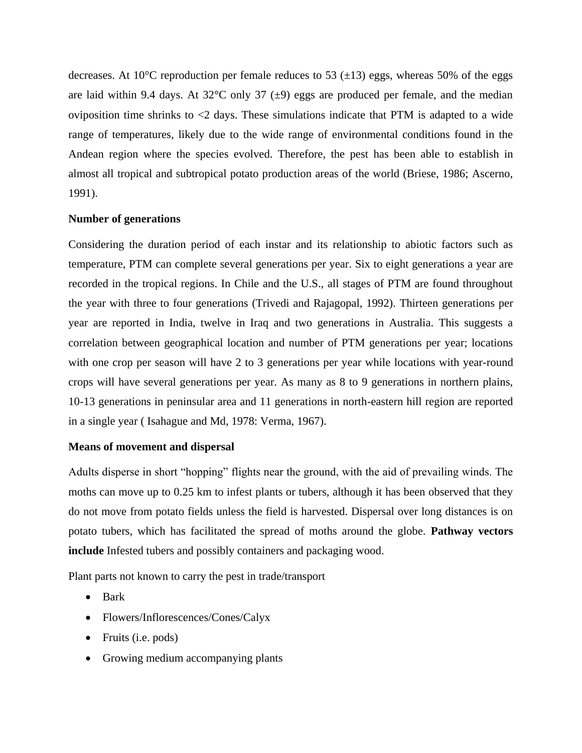decreases. At 10°C reproduction per female reduces to 53 (±13) eggs, whereas 50% of the eggs are laid within 9.4 days. At 32°C only 37 (±9) eggs are produced per female, and the median oviposition time shrinks to <2 days. These simulations indicate that PTM is adapted to a wide range of temperatures, likely due to the wide range of environmental conditions found in the Andean region where the species evolved. Therefore, the pest has been able to establish in almost all tropical and subtropical potato production areas of the world (Briese, 1986; Ascerno, 1991).

**Number of generations**

Considering the duration period of each instar and its relationship to abiotic factors such as temperature, PTM can complete several generations per year. Six to eight generations a year are recorded in the tropical regions. In Chile and the U.S., all stages of PTM are found throughout the year with three to four generations (Trivedi and Rajagopal, 1992). Thirteen generations per year are reported in India, twelve in Iraq and two generations in Australia. This suggests a correlation between geographical location and number of PTM generations per year; locations with one crop per season will have 2 to 3 generations per year while locations with year-round crops will have several generations per year. As many as 8 to 9 generations in northern plains, 10-13 generations in peninsular area and 11 generations in north-eastern hill region are reported in a single year ( Isahague and Md, 1978: Verma, 1967).

**Means of movement and dispersal**

Adults disperse in short "hopping" flights near the ground, with the aid of prevailing winds. The moths can move up to 0.25 km to infest plants or tubers, although it has been observed that they do not move from potato fields unless the field is harvested. Dispersal over long distances is on potato tubers, which has facilitated the spread of moths around the globe. **Pathway vectors include** Infested tubers and possibly containers and packaging wood.

Plant parts not known to carry the pest in trade/transport

- Bark
- Flowers/Inflorescences/Cones/Calyx
- Fruits (i.e. pods)
- Growing medium accompanying plants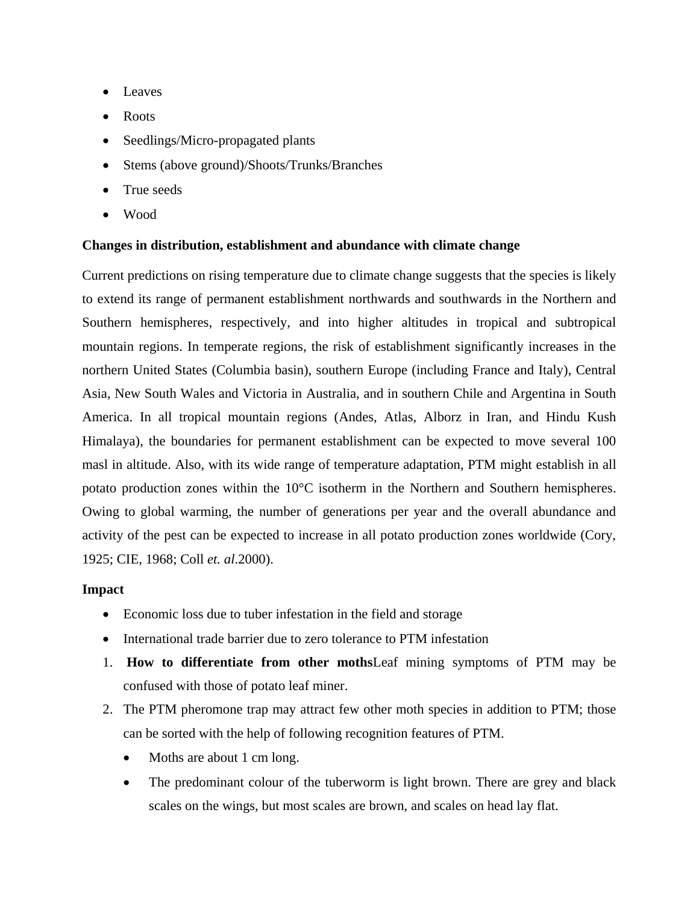- Leaves
- Roots
- Seedlings/Micro-propagated plants
- Stems (above ground)/Shoots/Trunks/Branches
- True seeds
- Wood

**Changes in distribution, establishment and abundance with climate change**

Current predictions on rising temperature due to climate change suggests that the species is likely to extend its range of permanent establishment northwards and southwards in the Northern and Southern hemispheres, respectively, and into higher altitudes in tropical and subtropical mountain regions. In temperate regions, the risk of establishment significantly increases in the northern United States (Columbia basin), southern Europe (including France and Italy), Central Asia, New South Wales and Victoria in Australia, and in southern Chile and Argentina in South America. In all tropical mountain regions (Andes, Atlas, Alborz in Iran, and Hindu Kush Himalaya), the boundaries for permanent establishment can be expected to move several 100 masl in altitude. Also, with its wide range of temperature adaptation, PTM might establish in all potato production zones within the 10°C isotherm in the Northern and Southern hemispheres. Owing to global warming, the number of generations per year and the overall abundance and activity of the pest can be expected to increase in all potato production zones worldwide (Cory, 1925; CIE, 1968; Coll *et. al*.2000).

**Impact**

- Economic loss due to tuber infestation in the field and storage
- International trade barrier due to zero tolerance to PTM infestation

1. **How to differentiate from other moths**Leaf mining symptoms of PTM may be confused with those of potato leaf miner.
2. The PTM pheromone trap may attract few other moth species in addition to PTM; those can be sorted with the help of following recognition features of PTM.
   - Moths are about 1 cm long.
   - The predominant colour of the tuberworm is light brown. There are grey and black scales on the wings, but most scales are brown, and scales on head lay flat.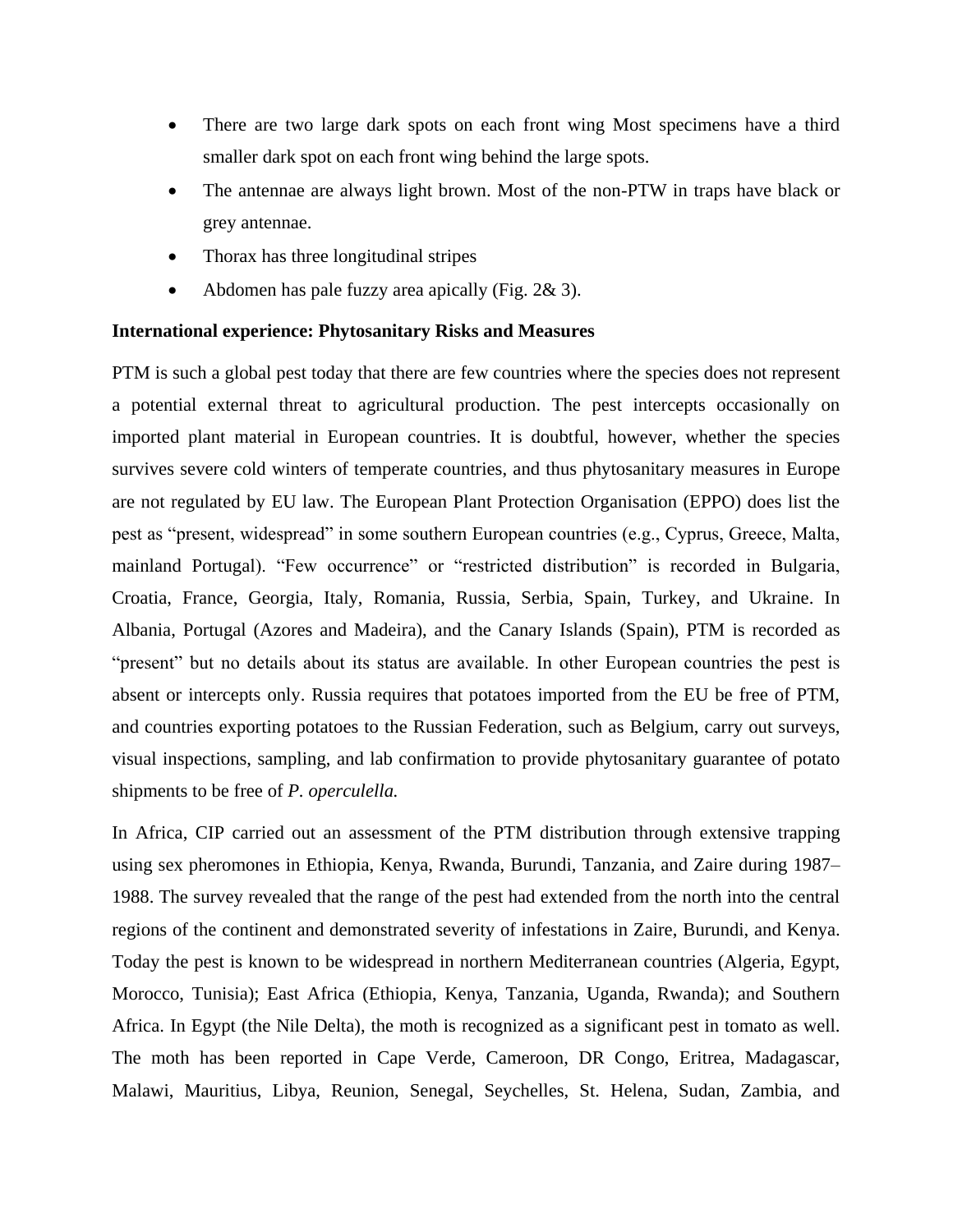- There are two large dark spots on each front wing Most specimens have a third smaller dark spot on each front wing behind the large spots.
- The antennae are always light brown. Most of the non-PTW in traps have black or grey antennae.
- Thorax has three longitudinal stripes
- Abdomen has pale fuzzy area apically (Fig. 2& 3).

**International experience: Phytosanitary Risks and Measures**

PTM is such a global pest today that there are few countries where the species does not represent a potential external threat to agricultural production. The pest intercepts occasionally on imported plant material in European countries. It is doubtful, however, whether the species survives severe cold winters of temperate countries, and thus phytosanitary measures in Europe are not regulated by EU law. The European Plant Protection Organisation (EPPO) does list the pest as "present, widespread" in some southern European countries (e.g., Cyprus, Greece, Malta, mainland Portugal). "Few occurrence" or "restricted distribution" is recorded in Bulgaria, Croatia, France, Georgia, Italy, Romania, Russia, Serbia, Spain, Turkey, and Ukraine. In Albania, Portugal (Azores and Madeira), and the Canary Islands (Spain), PTM is recorded as "present" but no details about its status are available. In other European countries the pest is absent or intercepts only. Russia requires that potatoes imported from the EU be free of PTM, and countries exporting potatoes to the Russian Federation, such as Belgium, carry out surveys, visual inspections, sampling, and lab confirmation to provide phytosanitary guarantee of potato shipments to be free of *P. operculella.*

In Africa, CIP carried out an assessment of the PTM distribution through extensive trapping using sex pheromones in Ethiopia, Kenya, Rwanda, Burundi, Tanzania, and Zaire during 1987–1988. The survey revealed that the range of the pest had extended from the north into the central regions of the continent and demonstrated severity of infestations in Zaire, Burundi, and Kenya. Today the pest is known to be widespread in northern Mediterranean countries (Algeria, Egypt, Morocco, Tunisia); East Africa (Ethiopia, Kenya, Tanzania, Uganda, Rwanda); and Southern Africa. In Egypt (the Nile Delta), the moth is recognized as a significant pest in tomato as well. The moth has been reported in Cape Verde, Cameroon, DR Congo, Eritrea, Madagascar, Malawi, Mauritius, Libya, Reunion, Senegal, Seychelles, St. Helena, Sudan, Zambia, and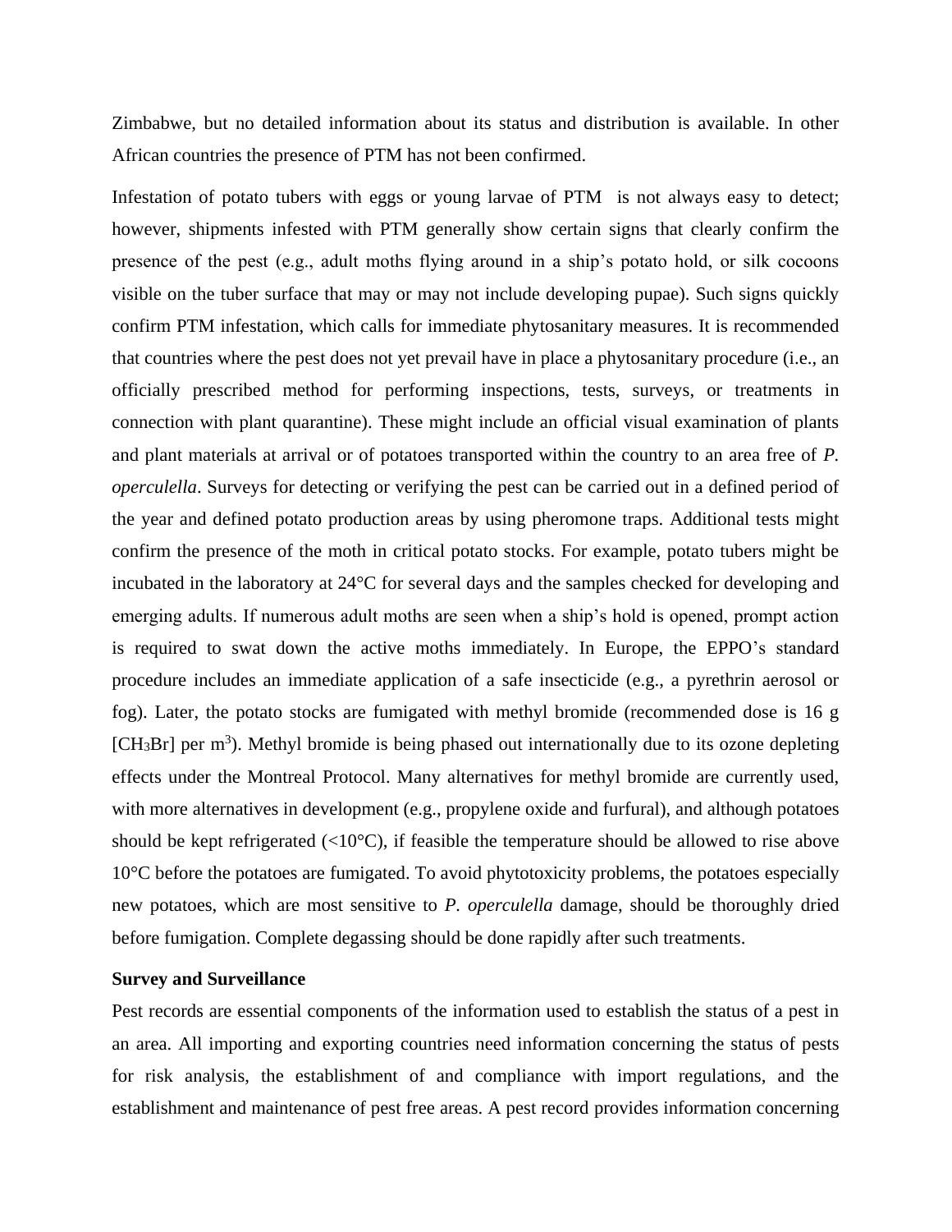Zimbabwe, but no detailed information about its status and distribution is available. In other African countries the presence of PTM has not been confirmed.

Infestation of potato tubers with eggs or young larvae of PTM is not always easy to detect; however, shipments infested with PTM generally show certain signs that clearly confirm the presence of the pest (e.g., adult moths flying around in a ship's potato hold, or silk cocoons visible on the tuber surface that may or may not include developing pupae). Such signs quickly confirm PTM infestation, which calls for immediate phytosanitary measures. It is recommended that countries where the pest does not yet prevail have in place a phytosanitary procedure (i.e., an officially prescribed method for performing inspections, tests, surveys, or treatments in connection with plant quarantine). These might include an official visual examination of plants and plant materials at arrival or of potatoes transported within the country to an area free of *P. operculella*. Surveys for detecting or verifying the pest can be carried out in a defined period of the year and defined potato production areas by using pheromone traps. Additional tests might confirm the presence of the moth in critical potato stocks. For example, potato tubers might be incubated in the laboratory at 24°C for several days and the samples checked for developing and emerging adults. If numerous adult moths are seen when a ship's hold is opened, prompt action is required to swat down the active moths immediately. In Europe, the EPPO's standard procedure includes an immediate application of a safe insecticide (e.g., a pyrethrin aerosol or fog). Later, the potato stocks are fumigated with methyl bromide (recommended dose is 16 g [$CH_3Br$] per $m^3$). Methyl bromide is being phased out internationally due to its ozone depleting effects under the Montreal Protocol. Many alternatives for methyl bromide are currently used, with more alternatives in development (e.g., propylene oxide and furfural), and although potatoes should be kept refrigerated (<10°C), if feasible the temperature should be allowed to rise above 10°C before the potatoes are fumigated. To avoid phytotoxicity problems, the potatoes especially new potatoes, which are most sensitive to *P. operculella* damage, should be thoroughly dried before fumigation. Complete degassing should be done rapidly after such treatments.

**Survey and Surveillance**

Pest records are essential components of the information used to establish the status of a pest in an area. All importing and exporting countries need information concerning the status of pests for risk analysis, the establishment of and compliance with import regulations, and the establishment and maintenance of pest free areas. A pest record provides information concerning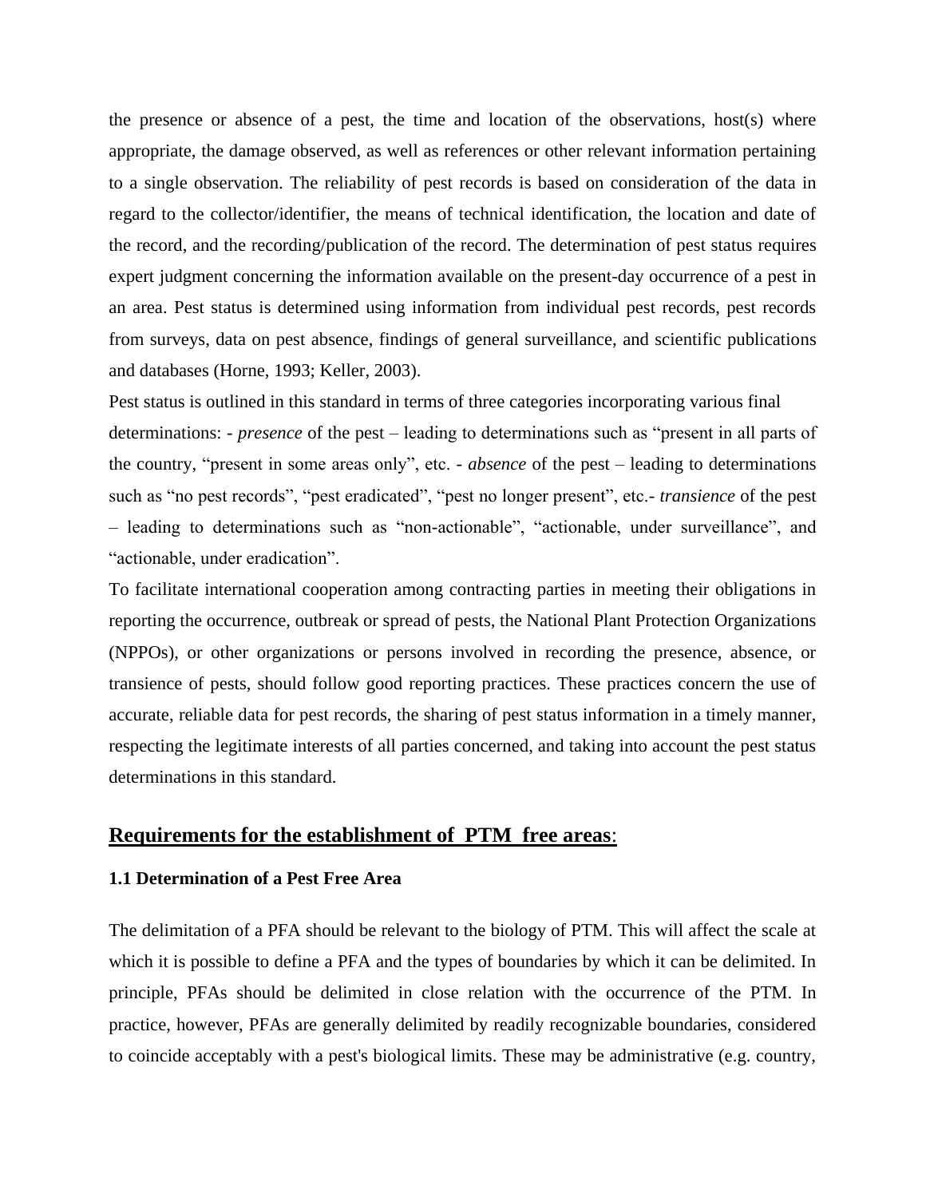the presence or absence of a pest, the time and location of the observations, host(s) where appropriate, the damage observed, as well as references or other relevant information pertaining to a single observation. The reliability of pest records is based on consideration of the data in regard to the collector/identifier, the means of technical identification, the location and date of the record, and the recording/publication of the record. The determination of pest status requires expert judgment concerning the information available on the present-day occurrence of a pest in an area. Pest status is determined using information from individual pest records, pest records from surveys, data on pest absence, findings of general surveillance, and scientific publications and databases (Horne, 1993; Keller, 2003).

Pest status is outlined in this standard in terms of three categories incorporating various final determinations: - *presence* of the pest – leading to determinations such as "present in all parts of the country, "present in some areas only", etc. - *absence* of the pest – leading to determinations such as "no pest records", "pest eradicated", "pest no longer present", etc.- *transience* of the pest – leading to determinations such as "non-actionable", "actionable, under surveillance", and "actionable, under eradication".

To facilitate international cooperation among contracting parties in meeting their obligations in reporting the occurrence, outbreak or spread of pests, the National Plant Protection Organizations (NPPOs), or other organizations or persons involved in recording the presence, absence, or transience of pests, should follow good reporting practices. These practices concern the use of accurate, reliable data for pest records, the sharing of pest status information in a timely manner, respecting the legitimate interests of all parties concerned, and taking into account the pest status determinations in this standard.

## Requirements for the establishment of PTM free areas:

### 1.1 Determination of a Pest Free Area

The delimitation of a PFA should be relevant to the biology of PTM. This will affect the scale at which it is possible to define a PFA and the types of boundaries by which it can be delimited. In principle, PFAs should be delimited in close relation with the occurrence of the PTM. In practice, however, PFAs are generally delimited by readily recognizable boundaries, considered to coincide acceptably with a pest's biological limits. These may be administrative (e.g. country,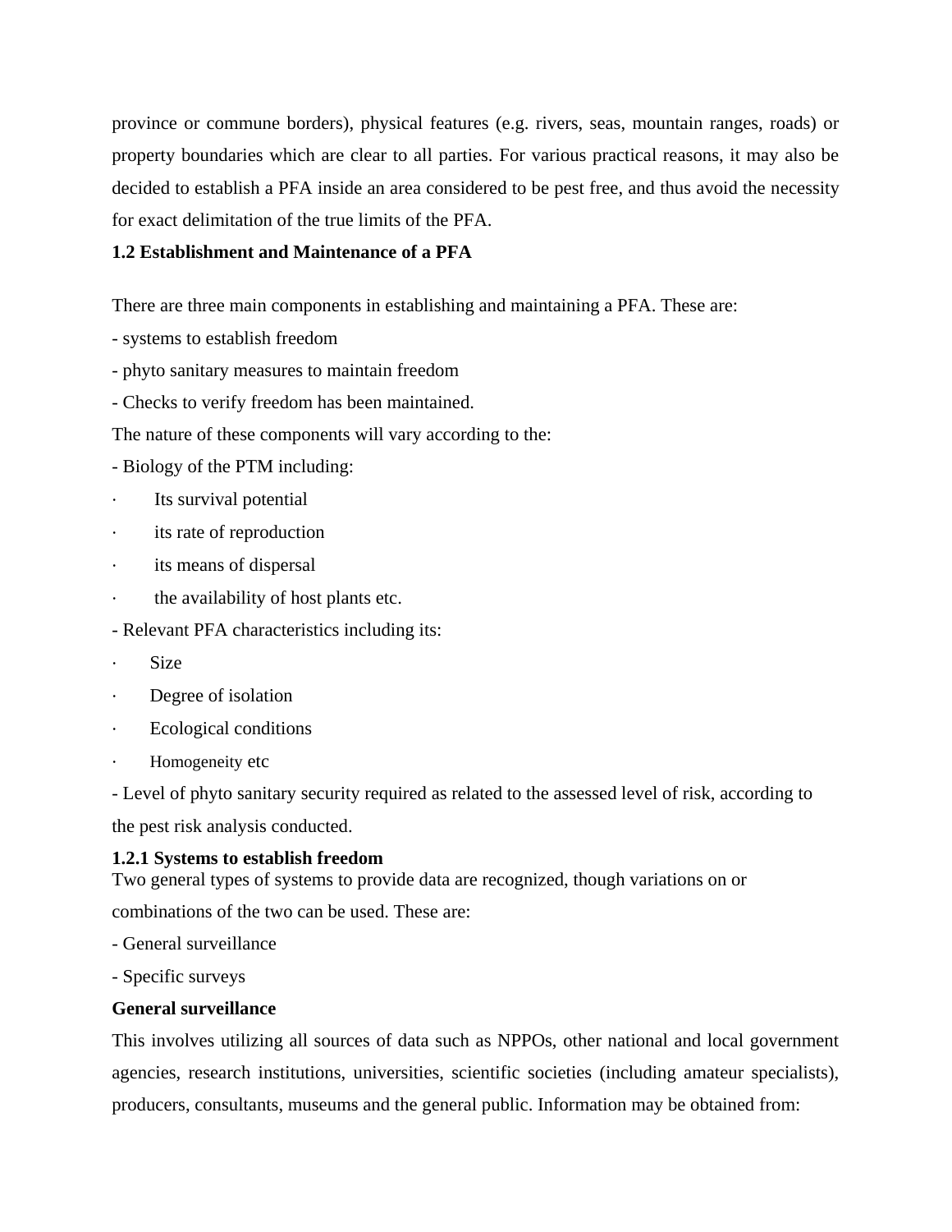province or commune borders), physical features (e.g. rivers, seas, mountain ranges, roads) or property boundaries which are clear to all parties. For various practical reasons, it may also be decided to establish a PFA inside an area considered to be pest free, and thus avoid the necessity for exact delimitation of the true limits of the PFA.

### 1.2 Establishment and Maintenance of a PFA

There are three main components in establishing and maintaining a PFA. These are:

- systems to establish freedom
- phyto sanitary measures to maintain freedom
- Checks to verify freedom has been maintained.

The nature of these components will vary according to the:

- Biology of the PTM including:
  - Its survival potential
  - its rate of reproduction
  - its means of dispersal
  - the availability of host plants etc.
- Relevant PFA characteristics including its:
  - Size
  - Degree of isolation
  - Ecological conditions
  - Homogeneity etc
- Level of phyto sanitary security required as related to the assessed level of risk, according to the pest risk analysis conducted.

#### 1.2.1 Systems to establish freedom

Two general types of systems to provide data are recognized, though variations on or combinations of the two can be used. These are:

- General surveillance
- Specific surveys

**General surveillance**

This involves utilizing all sources of data such as NPPOs, other national and local government agencies, research institutions, universities, scientific societies (including amateur specialists), producers, consultants, museums and the general public. Information may be obtained from: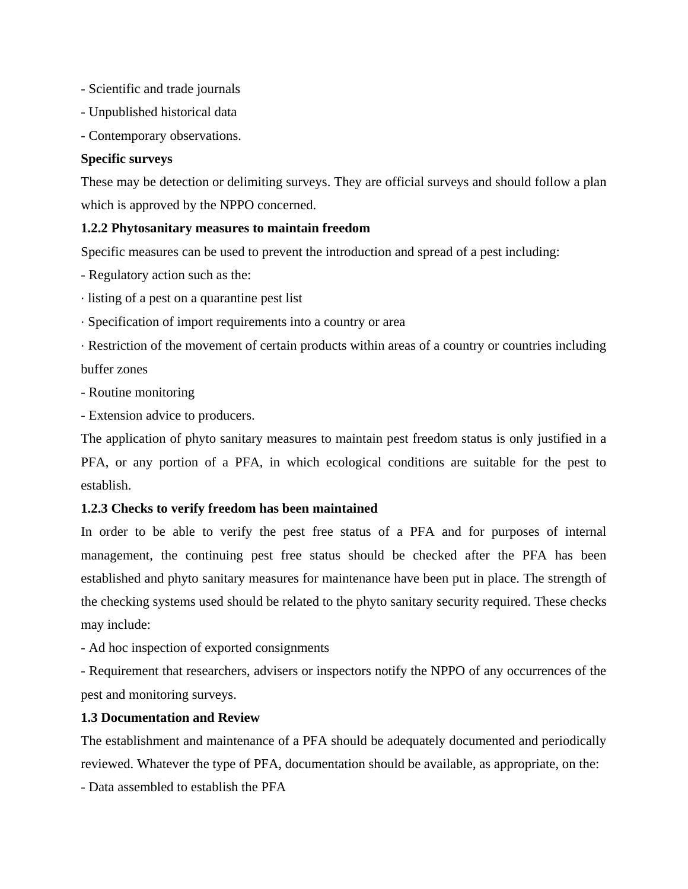- Scientific and trade journals
- Unpublished historical data
- Contemporary observations.

**Specific surveys**

These may be detection or delimiting surveys. They are official surveys and should follow a plan which is approved by the NPPO concerned.

**1.2.2 Phytosanitary measures to maintain freedom**

Specific measures can be used to prevent the introduction and spread of a pest including:

- Regulatory action such as the:
  · listing of a pest on a quarantine pest list
  · Specification of import requirements into a country or area
  · Restriction of the movement of certain products within areas of a country or countries including buffer zones
- Routine monitoring
- Extension advice to producers.

The application of phyto sanitary measures to maintain pest freedom status is only justified in a PFA, or any portion of a PFA, in which ecological conditions are suitable for the pest to establish.

**1.2.3 Checks to verify freedom has been maintained**

In order to be able to verify the pest free status of a PFA and for purposes of internal management, the continuing pest free status should be checked after the PFA has been established and phyto sanitary measures for maintenance have been put in place. The strength of the checking systems used should be related to the phyto sanitary security required. These checks may include:

- Ad hoc inspection of exported consignments
- Requirement that researchers, advisers or inspectors notify the NPPO of any occurrences of the pest and monitoring surveys.

**1.3 Documentation and Review**

The establishment and maintenance of a PFA should be adequately documented and periodically reviewed. Whatever the type of PFA, documentation should be available, as appropriate, on the:

- Data assembled to establish the PFA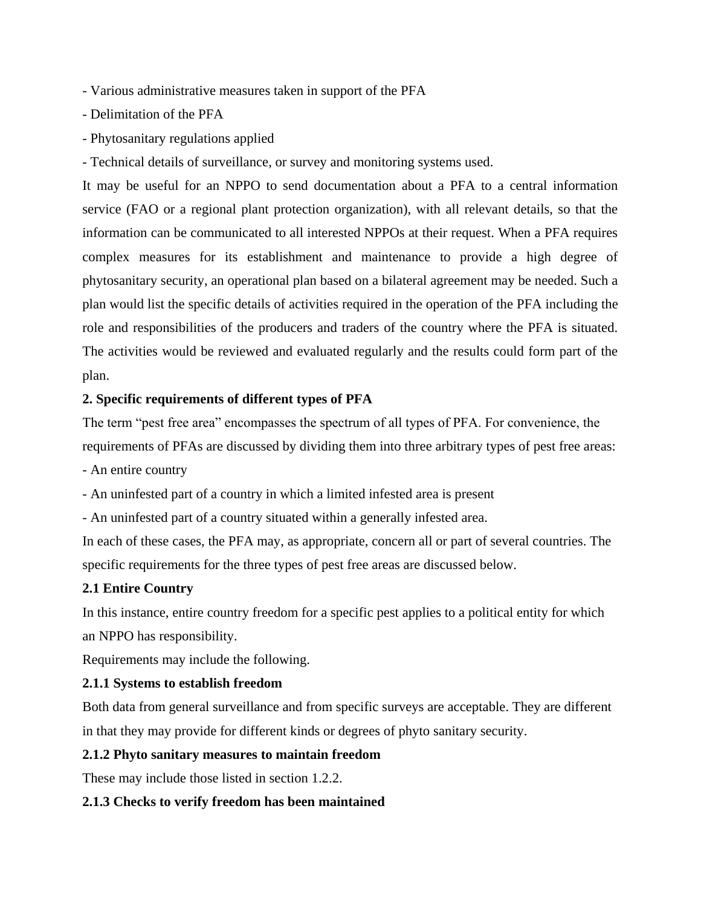- Various administrative measures taken in support of the PFA
- Delimitation of the PFA
- Phytosanitary regulations applied
- Technical details of surveillance, or survey and monitoring systems used.

It may be useful for an NPPO to send documentation about a PFA to a central information service (FAO or a regional plant protection organization), with all relevant details, so that the information can be communicated to all interested NPPOs at their request. When a PFA requires complex measures for its establishment and maintenance to provide a high degree of phytosanitary security, an operational plan based on a bilateral agreement may be needed. Such a plan would list the specific details of activities required in the operation of the PFA including the role and responsibilities of the producers and traders of the country where the PFA is situated. The activities would be reviewed and evaluated regularly and the results could form part of the plan.

## 2. Specific requirements of different types of PFA

The term “pest free area” encompasses the spectrum of all types of PFA. For convenience, the requirements of PFAs are discussed by dividing them into three arbitrary types of pest free areas:

- An entire country
- An uninfested part of a country in which a limited infested area is present
- An uninfested part of a country situated within a generally infested area.

In each of these cases, the PFA may, as appropriate, concern all or part of several countries. The specific requirements for the three types of pest free areas are discussed below.

### 2.1 Entire Country

In this instance, entire country freedom for a specific pest applies to a political entity for which an NPPO has responsibility.

Requirements may include the following.

#### 2.1.1 Systems to establish freedom

Both data from general surveillance and from specific surveys are acceptable. They are different in that they may provide for different kinds or degrees of phyto sanitary security.

#### 2.1.2 Phyto sanitary measures to maintain freedom

These may include those listed in section 1.2.2.

#### 2.1.3 Checks to verify freedom has been maintained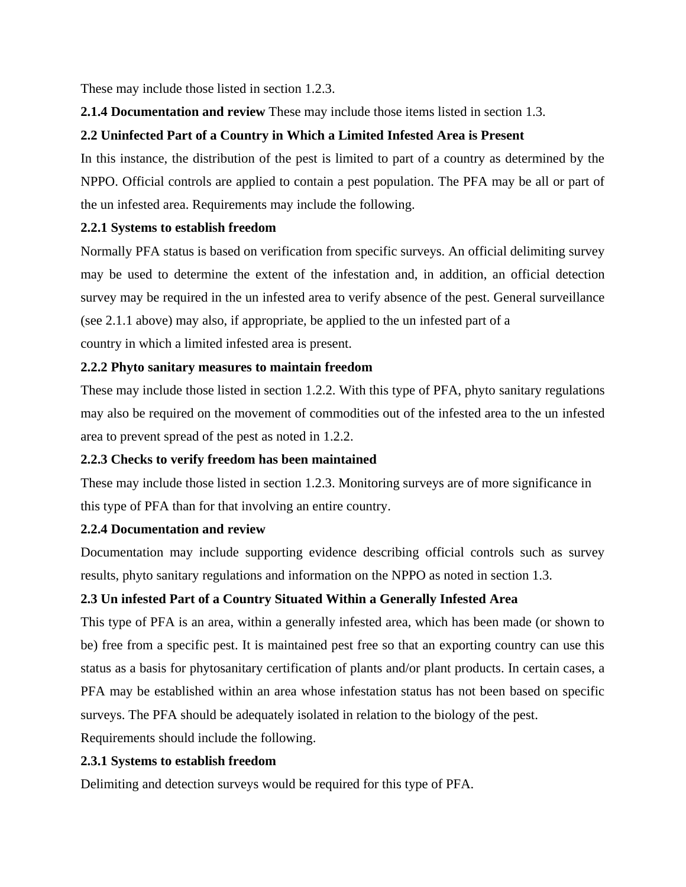These may include those listed in section 1.2.3.

**2.1.4 Documentation and review** These may include those items listed in section 1.3.

### 2.2 Uninfected Part of a Country in Which a Limited Infested Area is Present

In this instance, the distribution of the pest is limited to part of a country as determined by the NPPO. Official controls are applied to contain a pest population. The PFA may be all or part of the un infested area. Requirements may include the following.

#### 2.2.1 Systems to establish freedom

Normally PFA status is based on verification from specific surveys. An official delimiting survey may be used to determine the extent of the infestation and, in addition, an official detection survey may be required in the un infested area to verify absence of the pest. General surveillance (see 2.1.1 above) may also, if appropriate, be applied to the un infested part of a country in which a limited infested area is present.

#### 2.2.2 Phyto sanitary measures to maintain freedom

These may include those listed in section 1.2.2. With this type of PFA, phyto sanitary regulations may also be required on the movement of commodities out of the infested area to the un infested area to prevent spread of the pest as noted in 1.2.2.

#### 2.2.3 Checks to verify freedom has been maintained

These may include those listed in section 1.2.3. Monitoring surveys are of more significance in this type of PFA than for that involving an entire country.

#### 2.2.4 Documentation and review

Documentation may include supporting evidence describing official controls such as survey results, phyto sanitary regulations and information on the NPPO as noted in section 1.3.

### 2.3 Un infested Part of a Country Situated Within a Generally Infested Area

This type of PFA is an area, within a generally infested area, which has been made (or shown to be) free from a specific pest. It is maintained pest free so that an exporting country can use this status as a basis for phytosanitary certification of plants and/or plant products. In certain cases, a PFA may be established within an area whose infestation status has not been based on specific surveys. The PFA should be adequately isolated in relation to the biology of the pest.

Requirements should include the following.

#### 2.3.1 Systems to establish freedom

Delimiting and detection surveys would be required for this type of PFA.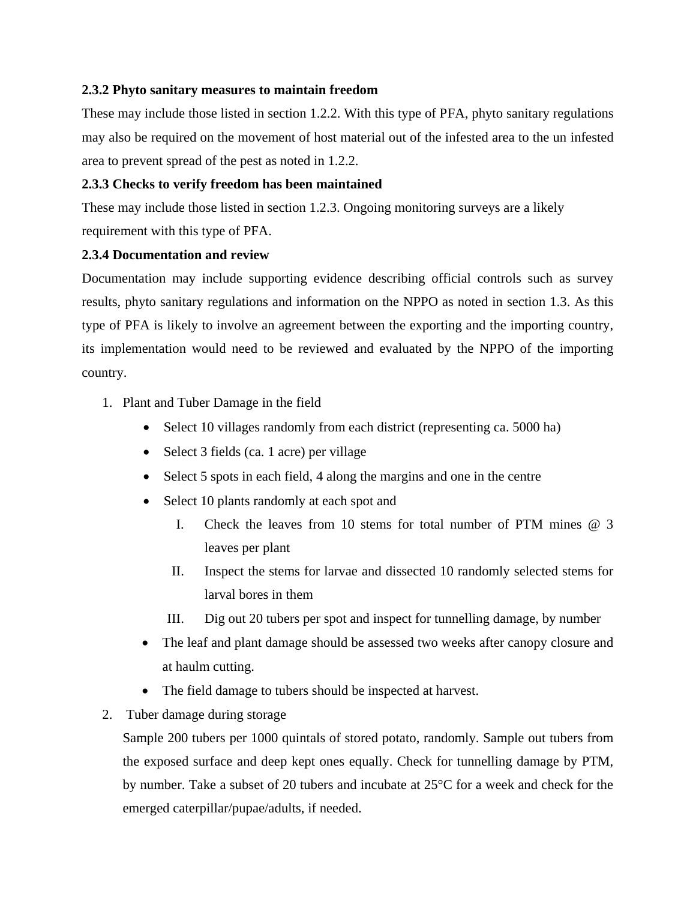**2.3.2 Phyto sanitary measures to maintain freedom**

These may include those listed in section 1.2.2. With this type of PFA, phyto sanitary regulations may also be required on the movement of host material out of the infested area to the un infested area to prevent spread of the pest as noted in 1.2.2.

**2.3.3 Checks to verify freedom has been maintained**

These may include those listed in section 1.2.3. Ongoing monitoring surveys are a likely requirement with this type of PFA.

**2.3.4 Documentation and review**

Documentation may include supporting evidence describing official controls such as survey results, phyto sanitary regulations and information on the NPPO as noted in section 1.3. As this type of PFA is likely to involve an agreement between the exporting and the importing country, its implementation would need to be reviewed and evaluated by the NPPO of the importing country.

1. Plant and Tuber Damage in the field
    - Select 10 villages randomly from each district (representing ca. 5000 ha)
    - Select 3 fields (ca. 1 acre) per village
    - Select 5 spots in each field, 4 along the margins and one in the centre
    - Select 10 plants randomly at each spot and
        I. Check the leaves from 10 stems for total number of PTM mines @ 3 leaves per plant
        II. Inspect the stems for larvae and dissected 10 randomly selected stems for larval bores in them
        III. Dig out 20 tubers per spot and inspect for tunnelling damage, by number
    - The leaf and plant damage should be assessed two weeks after canopy closure and at haulm cutting.
    - The field damage to tubers should be inspected at harvest.
2. Tuber damage during storage

    Sample 200 tubers per 1000 quintals of stored potato, randomly. Sample out tubers from the exposed surface and deep kept ones equally. Check for tunnelling damage by PTM, by number. Take a subset of 20 tubers and incubate at 25°C for a week and check for the emerged caterpillar/pupae/adults, if needed.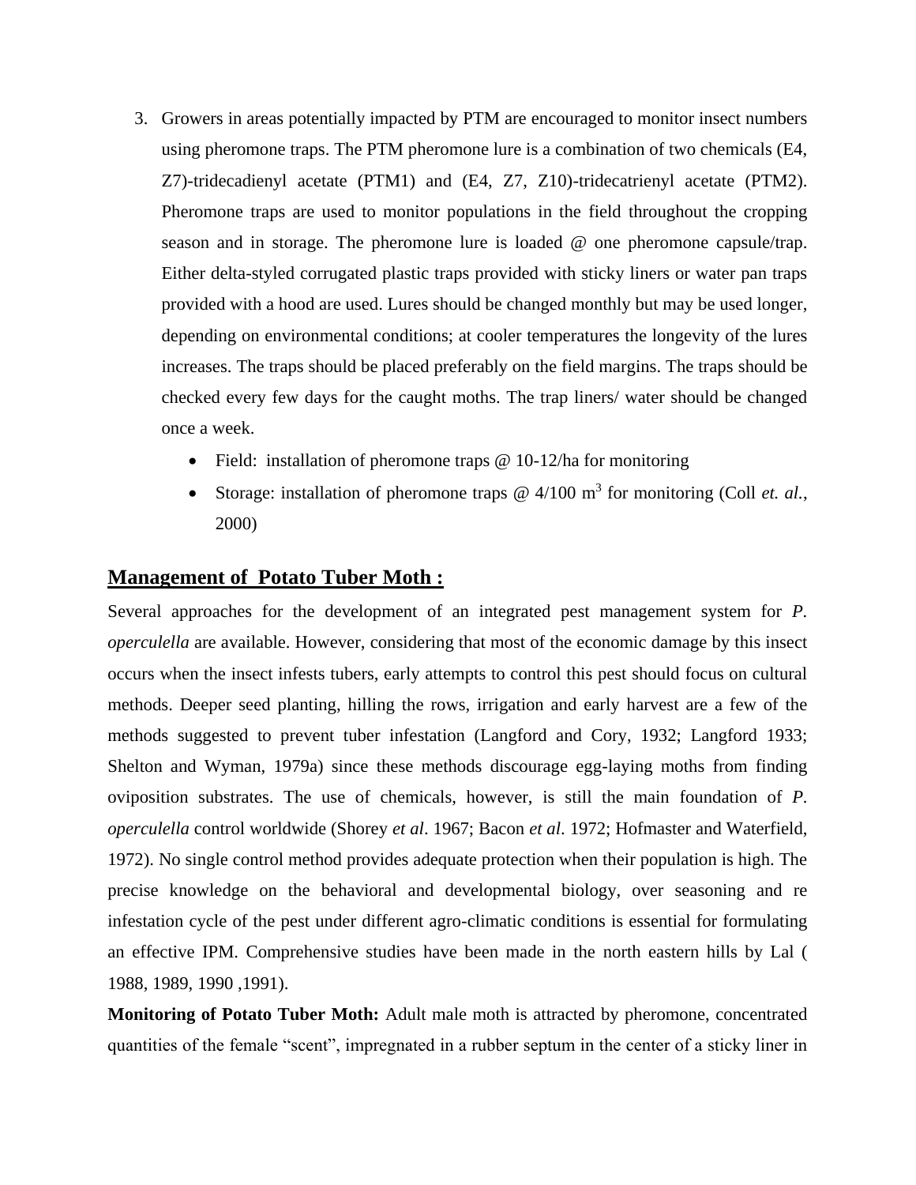3. Growers in areas potentially impacted by PTM are encouraged to monitor insect numbers using pheromone traps. The PTM pheromone lure is a combination of two chemicals (E4, Z7)-tridecadienyl acetate (PTM1) and (E4, Z7, Z10)-tridecatrienyl acetate (PTM2). Pheromone traps are used to monitor populations in the field throughout the cropping season and in storage. The pheromone lure is loaded @ one pheromone capsule/trap. Either delta-styled corrugated plastic traps provided with sticky liners or water pan traps provided with a hood are used. Lures should be changed monthly but may be used longer, depending on environmental conditions; at cooler temperatures the longevity of the lures increases. The traps should be placed preferably on the field margins. The traps should be checked every few days for the caught moths. The trap liners/ water should be changed once a week.
   - Field: installation of pheromone traps @ 10-12/ha for monitoring
   - Storage: installation of pheromone traps @ 4/100 $m^3$ for monitoring (Coll *et. al.*, 2000)

## Management of Potato Tuber Moth :

Several approaches for the development of an integrated pest management system for *P. operculella* are available. However, considering that most of the economic damage by this insect occurs when the insect infests tubers, early attempts to control this pest should focus on cultural methods. Deeper seed planting, hilling the rows, irrigation and early harvest are a few of the methods suggested to prevent tuber infestation (Langford and Cory, 1932; Langford 1933; Shelton and Wyman, 1979a) since these methods discourage egg-laying moths from finding oviposition substrates. The use of chemicals, however, is still the main foundation of *P. operculella* control worldwide (Shorey *et al*. 1967; Bacon *et al*. 1972; Hofmaster and Waterfield, 1972). No single control method provides adequate protection when their population is high. The precise knowledge on the behavioral and developmental biology, over seasoning and re infestation cycle of the pest under different agro-climatic conditions is essential for formulating an effective IPM. Comprehensive studies have been made in the north eastern hills by Lal ( 1988, 1989, 1990 ,1991).

**Monitoring of Potato Tuber Moth:** Adult male moth is attracted by pheromone, concentrated quantities of the female "scent", impregnated in a rubber septum in the center of a sticky liner in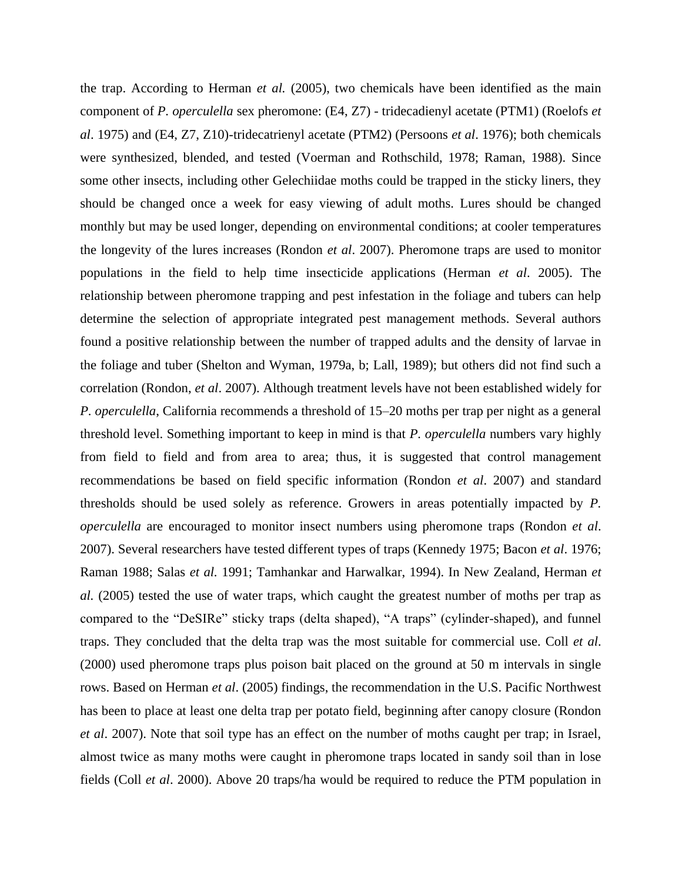the trap. According to Herman *et al.* (2005), two chemicals have been identified as the main component of *P. operculella* sex pheromone: (E4, Z7) - tridecadienyl acetate (PTM1) (Roelofs *et al*. 1975) and (E4, Z7, Z10)-tridecatrienyl acetate (PTM2) (Persoons *et al*. 1976); both chemicals were synthesized, blended, and tested (Voerman and Rothschild, 1978; Raman, 1988). Since some other insects, including other Gelechiidae moths could be trapped in the sticky liners, they should be changed once a week for easy viewing of adult moths. Lures should be changed monthly but may be used longer, depending on environmental conditions; at cooler temperatures the longevity of the lures increases (Rondon *et al*. 2007). Pheromone traps are used to monitor populations in the field to help time insecticide applications (Herman *et al*. 2005). The relationship between pheromone trapping and pest infestation in the foliage and tubers can help determine the selection of appropriate integrated pest management methods. Several authors found a positive relationship between the number of trapped adults and the density of larvae in the foliage and tuber (Shelton and Wyman, 1979a, b; Lall, 1989); but others did not find such a correlation (Rondon, *et al*. 2007). Although treatment levels have not been established widely for *P. operculella*, California recommends a threshold of 15–20 moths per trap per night as a general threshold level. Something important to keep in mind is that *P. operculella* numbers vary highly from field to field and from area to area; thus, it is suggested that control management recommendations be based on field specific information (Rondon *et al*. 2007) and standard thresholds should be used solely as reference. Growers in areas potentially impacted by *P. operculella* are encouraged to monitor insect numbers using pheromone traps (Rondon *et al*. 2007). Several researchers have tested different types of traps (Kennedy 1975; Bacon *et al*. 1976; Raman 1988; Salas *et al.* 1991; Tamhankar and Harwalkar, 1994). In New Zealand, Herman *et al.* (2005) tested the use of water traps, which caught the greatest number of moths per trap as compared to the "DeSIRe" sticky traps (delta shaped), "A traps" (cylinder-shaped), and funnel traps. They concluded that the delta trap was the most suitable for commercial use. Coll *et al*. (2000) used pheromone traps plus poison bait placed on the ground at 50 m intervals in single rows. Based on Herman *et al*. (2005) findings, the recommendation in the U.S. Pacific Northwest has been to place at least one delta trap per potato field, beginning after canopy closure (Rondon *et al*. 2007). Note that soil type has an effect on the number of moths caught per trap; in Israel, almost twice as many moths were caught in pheromone traps located in sandy soil than in lose fields (Coll *et al*. 2000). Above 20 traps/ha would be required to reduce the PTM population in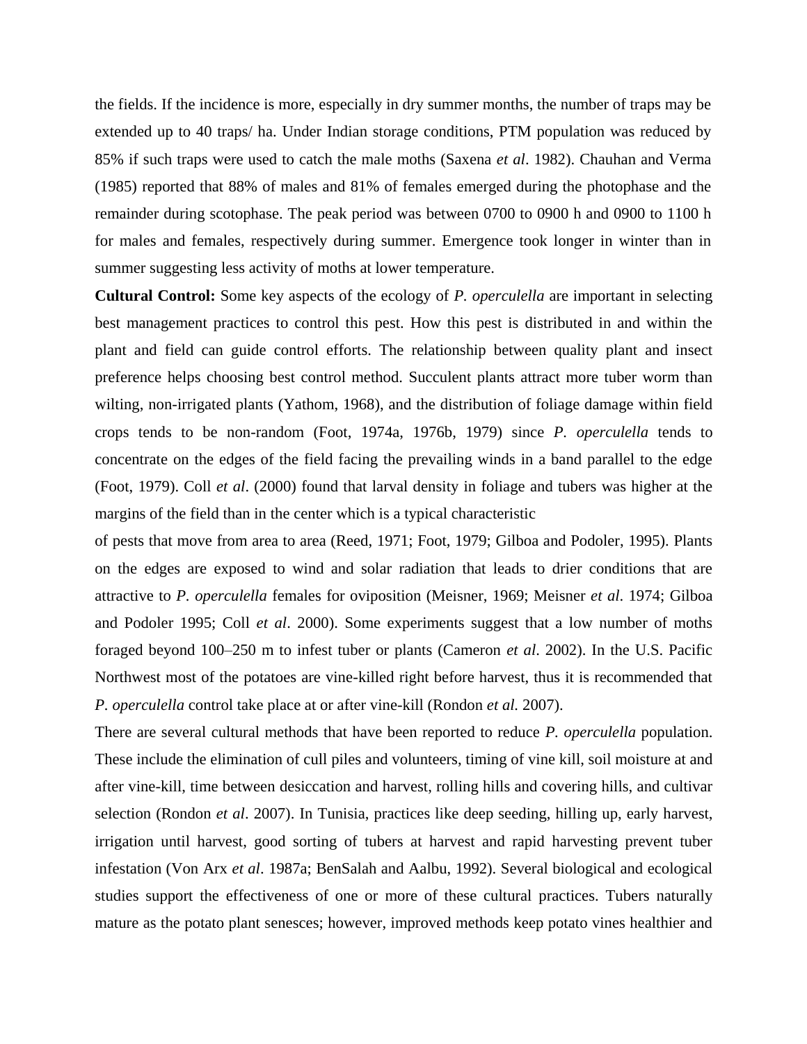the fields. If the incidence is more, especially in dry summer months, the number of traps may be extended up to 40 traps/ ha. Under Indian storage conditions, PTM population was reduced by 85% if such traps were used to catch the male moths (Saxena *et al*. 1982). Chauhan and Verma (1985) reported that 88% of males and 81% of females emerged during the photophase and the remainder during scotophase. The peak period was between 0700 to 0900 h and 0900 to 1100 h for males and females, respectively during summer. Emergence took longer in winter than in summer suggesting less activity of moths at lower temperature.

**Cultural Control:** Some key aspects of the ecology of *P. operculella* are important in selecting best management practices to control this pest. How this pest is distributed in and within the plant and field can guide control efforts. The relationship between quality plant and insect preference helps choosing best control method. Succulent plants attract more tuber worm than wilting, non-irrigated plants (Yathom, 1968), and the distribution of foliage damage within field crops tends to be non-random (Foot, 1974a, 1976b, 1979) since *P. operculella* tends to concentrate on the edges of the field facing the prevailing winds in a band parallel to the edge (Foot, 1979). Coll *et al*. (2000) found that larval density in foliage and tubers was higher at the margins of the field than in the center which is a typical characteristic of pests that move from area to area (Reed, 1971; Foot, 1979; Gilboa and Podoler, 1995). Plants on the edges are exposed to wind and solar radiation that leads to drier conditions that are attractive to *P. operculella* females for oviposition (Meisner, 1969; Meisner *et al*. 1974; Gilboa and Podoler 1995; Coll *et al*. 2000). Some experiments suggest that a low number of moths foraged beyond 100–250 m to infest tuber or plants (Cameron *et al*. 2002). In the U.S. Pacific Northwest most of the potatoes are vine-killed right before harvest, thus it is recommended that *P. operculella* control take place at or after vine-kill (Rondon *et al.* 2007).

There are several cultural methods that have been reported to reduce *P. operculella* population. These include the elimination of cull piles and volunteers, timing of vine kill, soil moisture at and after vine-kill, time between desiccation and harvest, rolling hills and covering hills, and cultivar selection (Rondon *et al*. 2007). In Tunisia, practices like deep seeding, hilling up, early harvest, irrigation until harvest, good sorting of tubers at harvest and rapid harvesting prevent tuber infestation (Von Arx *et al*. 1987a; BenSalah and Aalbu, 1992). Several biological and ecological studies support the effectiveness of one or more of these cultural practices. Tubers naturally mature as the potato plant senesces; however, improved methods keep potato vines healthier and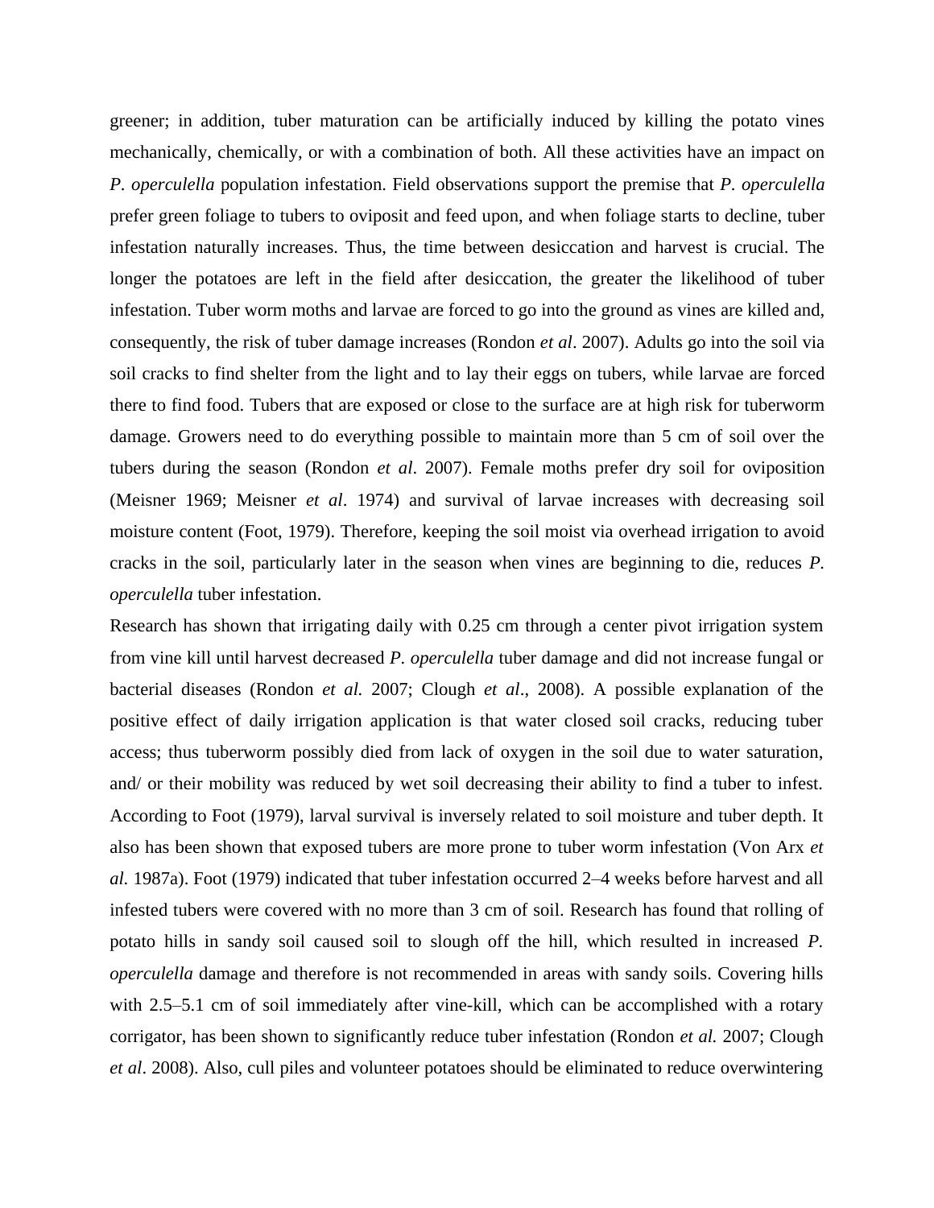greener; in addition, tuber maturation can be artificially induced by killing the potato vines mechanically, chemically, or with a combination of both. All these activities have an impact on *P. operculella* population infestation. Field observations support the premise that *P. operculella* prefer green foliage to tubers to oviposit and feed upon, and when foliage starts to decline, tuber infestation naturally increases. Thus, the time between desiccation and harvest is crucial. The longer the potatoes are left in the field after desiccation, the greater the likelihood of tuber infestation. Tuber worm moths and larvae are forced to go into the ground as vines are killed and, consequently, the risk of tuber damage increases (Rondon *et al*. 2007). Adults go into the soil via soil cracks to find shelter from the light and to lay their eggs on tubers, while larvae are forced there to find food. Tubers that are exposed or close to the surface are at high risk for tuberworm damage. Growers need to do everything possible to maintain more than 5 cm of soil over the tubers during the season (Rondon *et al*. 2007). Female moths prefer dry soil for oviposition (Meisner 1969; Meisner *et al*. 1974) and survival of larvae increases with decreasing soil moisture content (Foot, 1979). Therefore, keeping the soil moist via overhead irrigation to avoid cracks in the soil, particularly later in the season when vines are beginning to die, reduces *P. operculella* tuber infestation.

Research has shown that irrigating daily with 0.25 cm through a center pivot irrigation system from vine kill until harvest decreased *P. operculella* tuber damage and did not increase fungal or bacterial diseases (Rondon *et al.* 2007; Clough *et al*., 2008). A possible explanation of the positive effect of daily irrigation application is that water closed soil cracks, reducing tuber access; thus tuberworm possibly died from lack of oxygen in the soil due to water saturation, and/ or their mobility was reduced by wet soil decreasing their ability to find a tuber to infest. According to Foot (1979), larval survival is inversely related to soil moisture and tuber depth. It also has been shown that exposed tubers are more prone to tuber worm infestation (Von Arx *et al.* 1987a). Foot (1979) indicated that tuber infestation occurred 2–4 weeks before harvest and all infested tubers were covered with no more than 3 cm of soil. Research has found that rolling of potato hills in sandy soil caused soil to slough off the hill, which resulted in increased *P. operculella* damage and therefore is not recommended in areas with sandy soils. Covering hills with 2.5–5.1 cm of soil immediately after vine-kill, which can be accomplished with a rotary corrigator, has been shown to significantly reduce tuber infestation (Rondon *et al.* 2007; Clough *et al*. 2008). Also, cull piles and volunteer potatoes should be eliminated to reduce overwintering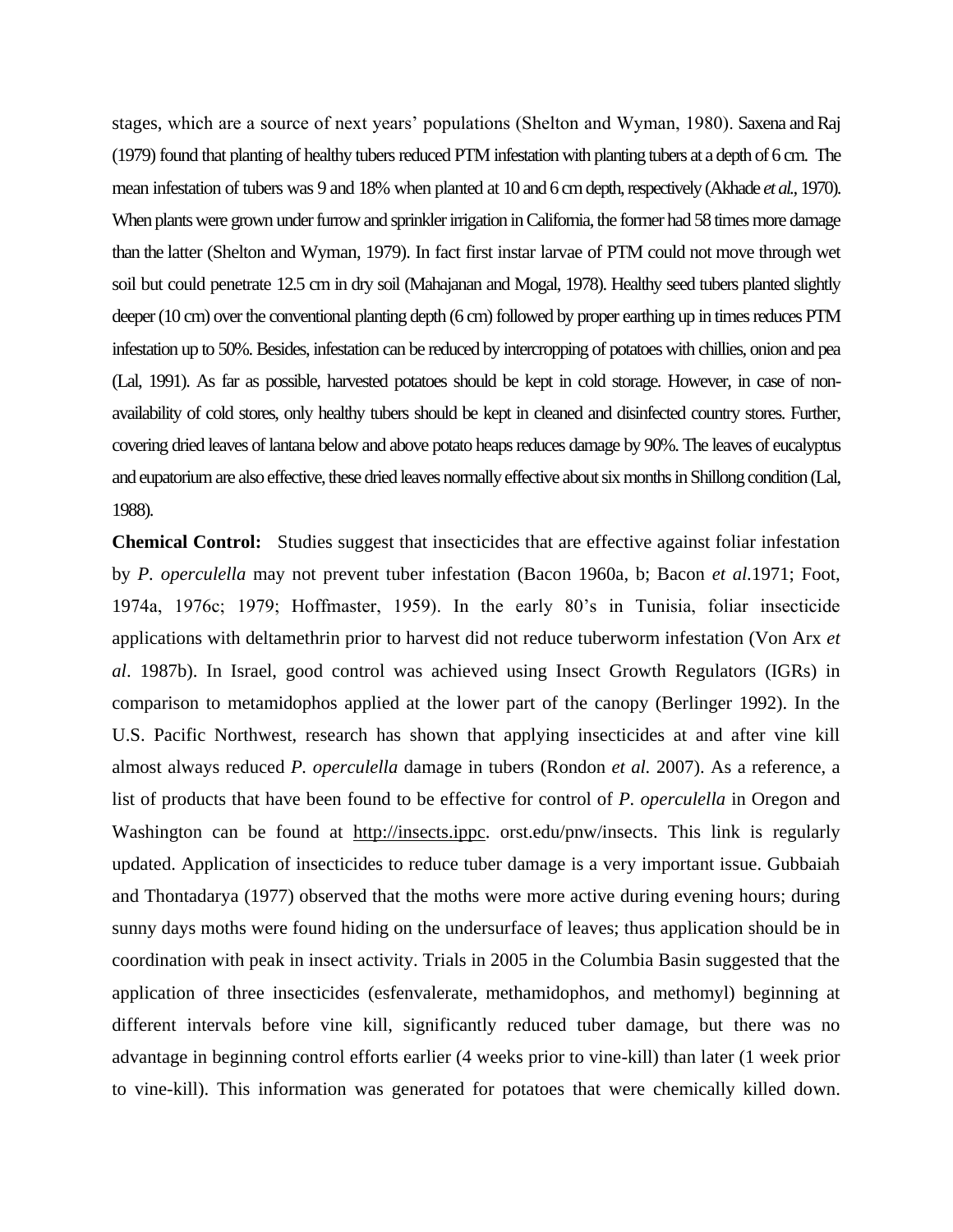stages, which are a source of next years' populations (Shelton and Wyman, 1980). Saxena and Raj (1979) found that planting of healthy tubers reduced PTM infestation with planting tubers at a depth of 6 cm. The mean infestation of tubers was 9 and 18% when planted at 10 and 6 cm depth, respectively (Akhade *et al.*, 1970). When plants were grown under furrow and sprinkler irrigation in California, the former had 58 times more damage than the latter (Shelton and Wyman, 1979). In fact first instar larvae of PTM could not move through wet soil but could penetrate 12.5 cm in dry soil (Mahajanan and Mogal, 1978). Healthy seed tubers planted slightly deeper (10 cm) over the conventional planting depth (6 cm) followed by proper earthing up in times reduces PTM infestation up to 50%. Besides, infestation can be reduced by intercropping of potatoes with chillies, onion and pea (Lal, 1991). As far as possible, harvested potatoes should be kept in cold storage. However, in case of non-availability of cold stores, only healthy tubers should be kept in cleaned and disinfected country stores. Further, covering dried leaves of lantana below and above potato heaps reduces damage by 90%. The leaves of eucalyptus and eupatorium are also effective, these dried leaves normally effective about six months in Shillong condition (Lal, 1988).

**Chemical Control:** Studies suggest that insecticides that are effective against foliar infestation by *P. operculella* may not prevent tuber infestation (Bacon 1960a, b; Bacon *et al.*1971; Foot, 1974a, 1976c; 1979; Hoffmaster, 1959). In the early 80's in Tunisia, foliar insecticide applications with deltamethrin prior to harvest did not reduce tuberworm infestation (Von Arx *et al*. 1987b). In Israel, good control was achieved using Insect Growth Regulators (IGRs) in comparison to metamidophos applied at the lower part of the canopy (Berlinger 1992). In the U.S. Pacific Northwest, research has shown that applying insecticides at and after vine kill almost always reduced *P. operculella* damage in tubers (Rondon *et al.* 2007). As a reference, a list of products that have been found to be effective for control of *P. operculella* in Oregon and Washington can be found at http://insects.ippc. orst.edu/pnw/insects. This link is regularly updated. Application of insecticides to reduce tuber damage is a very important issue. Gubbaiah and Thontadarya (1977) observed that the moths were more active during evening hours; during sunny days moths were found hiding on the undersurface of leaves; thus application should be in coordination with peak in insect activity. Trials in 2005 in the Columbia Basin suggested that the application of three insecticides (esfenvalerate, methamidophos, and methomyl) beginning at different intervals before vine kill, significantly reduced tuber damage, but there was no advantage in beginning control efforts earlier (4 weeks prior to vine-kill) than later (1 week prior to vine-kill). This information was generated for potatoes that were chemically killed down.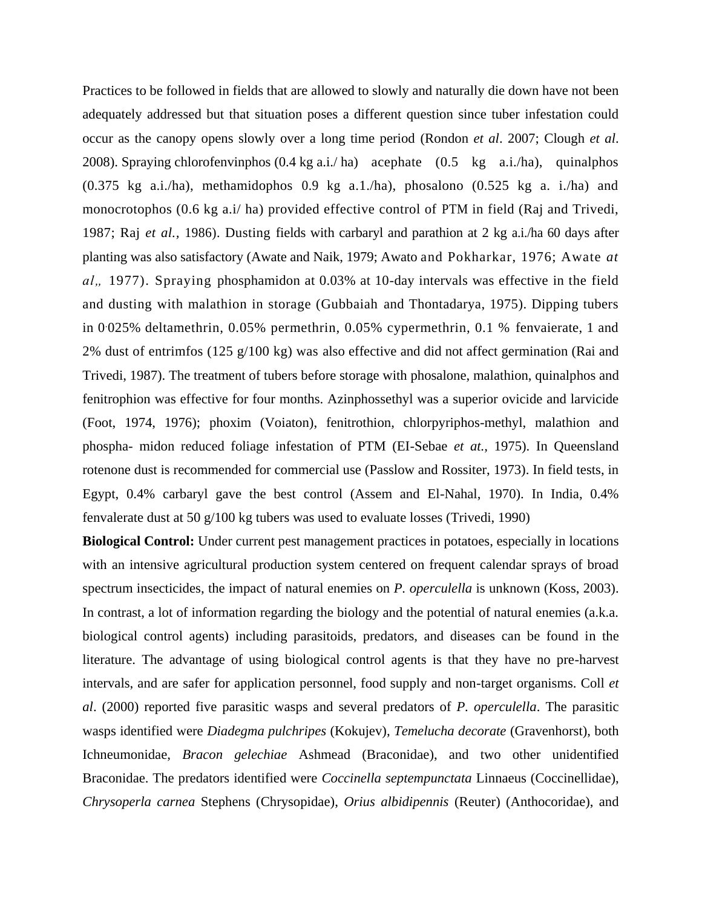Practices to be followed in fields that are allowed to slowly and naturally die down have not been adequately addressed but that situation poses a different question since tuber infestation could occur as the canopy opens slowly over a long time period (Rondon *et al*. 2007; Clough *et al*. 2008). Spraying chlorofenvinphos (0.4 kg a.i./ ha) acephate (0.5 kg a.i./ha), quinalphos (0.375 kg a.i./ha), methamidophos 0.9 kg a.1./ha), phosalono (0.525 kg a. i./ha) and monocrotophos (0.6 kg a.i/ ha) provided effective control of PTM in field (Raj and Trivedi, 1987; Raj *et al.,* 1986). Dusting fields with carbaryl and parathion at 2 kg a.i./ha 60 days after planting was also satisfactory (Awate and Naik, 1979; Awato and Pokharkar, 1976; Awate *at al*„ 1977). Spraying phosphamidon at 0.03% at 10-day intervals was effective in the field and dusting with malathion in storage (Gubbaiah and Thontadarya, 1975). Dipping tubers in 0.025% deltamethrin, 0.05% permethrin, 0.05% cypermethrin, 0.1 % fenvaierate, 1 and 2% dust of entrimfos (125 g/100 kg) was also effective and did not affect germination (Rai and Trivedi, 1987). The treatment of tubers before storage with phosalone, malathion, quinalphos and fenitrophion was effective for four months. Azinphossethyl was a superior ovicide and larvicide (Foot, 1974, 1976); phoxim (Voiaton), fenitrothion, chlorpyriphos-methyl, malathion and phospha- midon reduced foliage infestation of PTM (EI-Sebae *et at.,* 1975). In Queensland rotenone dust is recommended for commercial use (Passlow and Rossiter, 1973). In field tests, in Egypt, 0.4% carbaryl gave the best control (Assem and El-Nahal, 1970). In India, 0.4% fenvalerate dust at 50 g/100 kg tubers was used to evaluate losses (Trivedi, 1990)

**Biological Control:** Under current pest management practices in potatoes, especially in locations with an intensive agricultural production system centered on frequent calendar sprays of broad spectrum insecticides, the impact of natural enemies on *P. operculella* is unknown (Koss, 2003). In contrast, a lot of information regarding the biology and the potential of natural enemies (a.k.a. biological control agents) including parasitoids, predators, and diseases can be found in the literature. The advantage of using biological control agents is that they have no pre-harvest intervals, and are safer for application personnel, food supply and non-target organisms. Coll *et al*. (2000) reported five parasitic wasps and several predators of *P. operculella*. The parasitic wasps identified were *Diadegma pulchripes* (Kokujev), *Temelucha decorate* (Gravenhorst), both Ichneumonidae, *Bracon gelechiae* Ashmead (Braconidae), and two other unidentified Braconidae. The predators identified were *Coccinella septempunctata* Linnaeus (Coccinellidae), *Chrysoperla carnea* Stephens (Chrysopidae), *Orius albidipennis* (Reuter) (Anthocoridae), and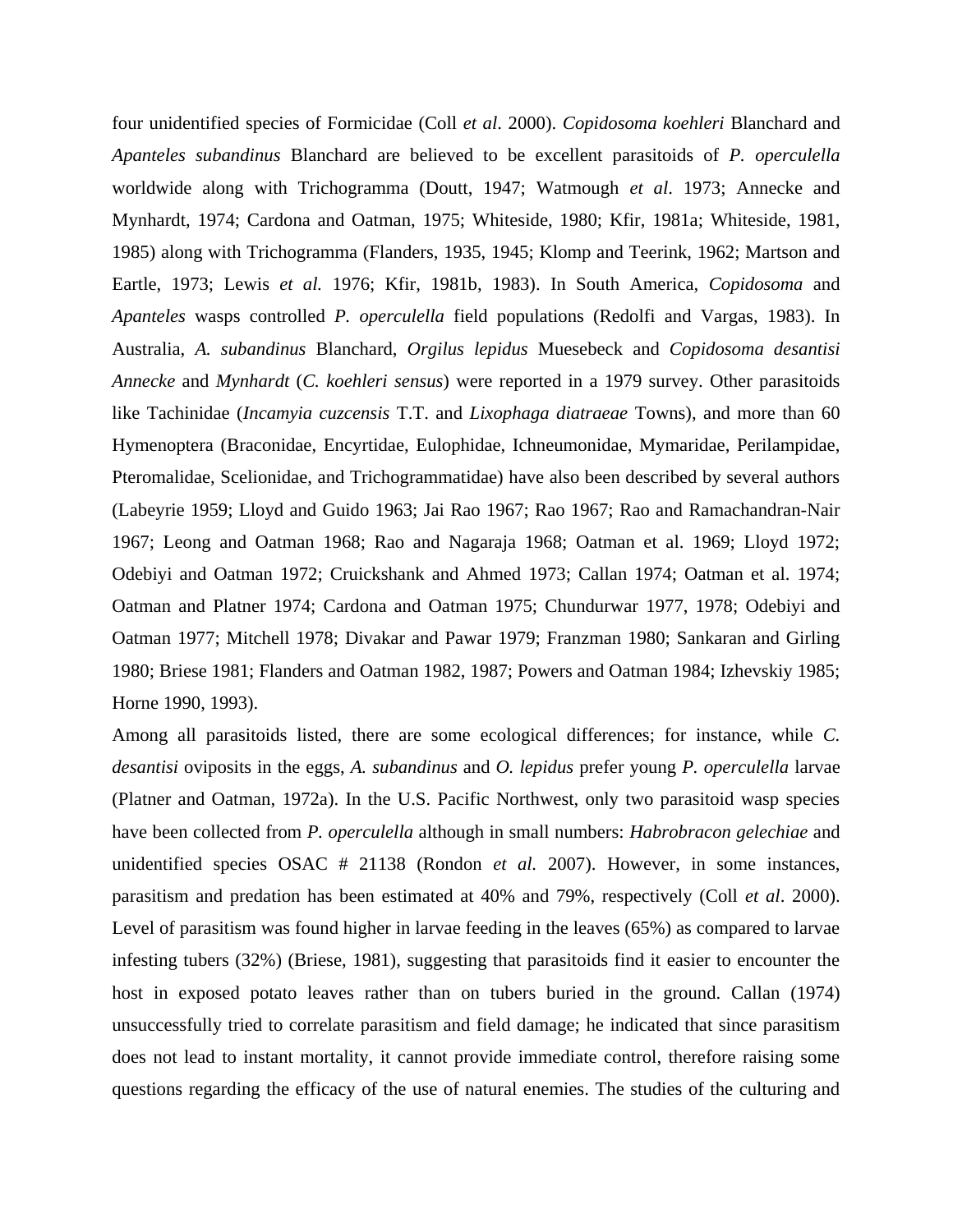four unidentified species of Formicidae (Coll *et al*. 2000). *Copidosoma koehleri* Blanchard and *Apanteles subandinus* Blanchard are believed to be excellent parasitoids of *P. operculella* worldwide along with Trichogramma (Doutt, 1947; Watmough *et al*. 1973; Annecke and Mynhardt, 1974; Cardona and Oatman, 1975; Whiteside, 1980; Kfir, 1981a; Whiteside, 1981, 1985) along with Trichogramma (Flanders, 1935, 1945; Klomp and Teerink, 1962; Martson and Eartle, 1973; Lewis *et al.* 1976; Kfir, 1981b, 1983). In South America, *Copidosoma* and *Apanteles* wasps controlled *P. operculella* field populations (Redolfi and Vargas, 1983). In Australia, *A. subandinus* Blanchard, *Orgilus lepidus* Muesebeck and *Copidosoma desantisi Annecke* and *Mynhardt* (*C. koehleri sensus*) were reported in a 1979 survey. Other parasitoids like Tachinidae (*Incamyia cuzcensis* T.T. and *Lixophaga diatraeae* Towns), and more than 60 Hymenoptera (Braconidae, Encyrtidae, Eulophidae, Ichneumonidae, Mymaridae, Perilampidae, Pteromalidae, Scelionidae, and Trichogrammatidae) have also been described by several authors (Labeyrie 1959; Lloyd and Guido 1963; Jai Rao 1967; Rao 1967; Rao and Ramachandran-Nair 1967; Leong and Oatman 1968; Rao and Nagaraja 1968; Oatman et al. 1969; Lloyd 1972; Odebiyi and Oatman 1972; Cruickshank and Ahmed 1973; Callan 1974; Oatman et al. 1974; Oatman and Platner 1974; Cardona and Oatman 1975; Chundurwar 1977, 1978; Odebiyi and Oatman 1977; Mitchell 1978; Divakar and Pawar 1979; Franzman 1980; Sankaran and Girling 1980; Briese 1981; Flanders and Oatman 1982, 1987; Powers and Oatman 1984; Izhevskiy 1985; Horne 1990, 1993).

Among all parasitoids listed, there are some ecological differences; for instance, while *C. desantisi* oviposits in the eggs, *A. subandinus* and *O. lepidus* prefer young *P. operculella* larvae (Platner and Oatman, 1972a). In the U.S. Pacific Northwest, only two parasitoid wasp species have been collected from *P. operculella* although in small numbers: *Habrobracon gelechiae* and unidentified species OSAC # 21138 (Rondon *et al.* 2007). However, in some instances, parasitism and predation has been estimated at 40% and 79%, respectively (Coll *et al*. 2000). Level of parasitism was found higher in larvae feeding in the leaves (65%) as compared to larvae infesting tubers (32%) (Briese, 1981), suggesting that parasitoids find it easier to encounter the host in exposed potato leaves rather than on tubers buried in the ground. Callan (1974) unsuccessfully tried to correlate parasitism and field damage; he indicated that since parasitism does not lead to instant mortality, it cannot provide immediate control, therefore raising some questions regarding the efficacy of the use of natural enemies. The studies of the culturing and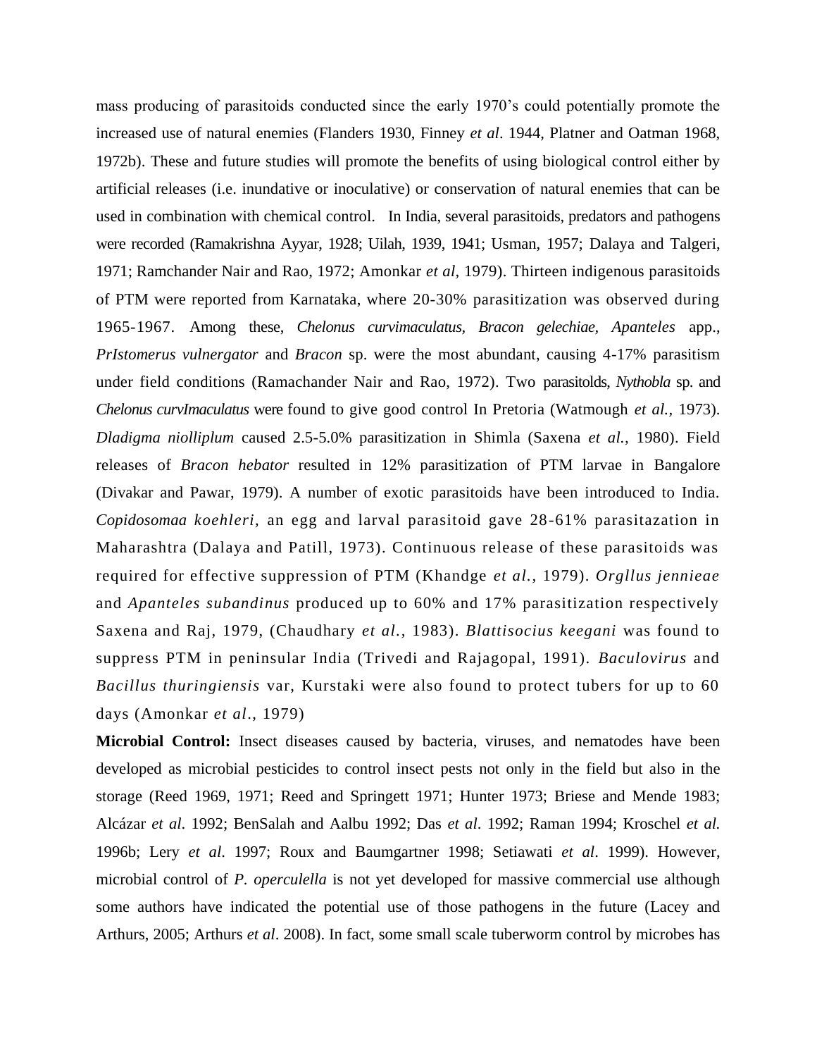mass producing of parasitoids conducted since the early 1970's could potentially promote the increased use of natural enemies (Flanders 1930, Finney *et al*. 1944, Platner and Oatman 1968, 1972b). These and future studies will promote the benefits of using biological control either by artificial releases (i.e. inundative or inoculative) or conservation of natural enemies that can be used in combination with chemical control. In India, several parasitoids, predators and pathogens were recorded (Ramakrishna Ayyar, 1928; Uilah, 1939, 1941; Usman, 1957; Dalaya and Talgeri, 1971; Ramchander Nair and Rao, 1972; Amonkar *et al*, 1979). Thirteen indigenous parasitoids of PTM were reported from Karnataka, where 20-30% parasitization was observed during 1965-1967. Among these, *Chelonus curvimaculatus*, *Bracon gelechiae*, *Apanteles* app., *PrIstomerus vulnergator* and *Bracon* sp. were the most abundant, causing 4-17% parasitism under field conditions (Ramachander Nair and Rao, 1972). Two parasitolds, *Nythobla* sp. and *Chelonus curvImaculatus* were found to give good control In Pretoria (Watmough *et al.*, 1973). *Dladigma niolliplum* caused 2.5-5.0% parasitization in Shimla (Saxena *et al.*, 1980). Field releases of *Bracon hebator* resulted in 12% parasitization of PTM larvae in Bangalore (Divakar and Pawar, 1979). A number of exotic parasitoids have been introduced to India. *Copidosomaa koehleri*, an egg and larval parasitoid gave 28-61% parasitazation in Maharashtra (Dalaya and Patill, 1973). Continuous release of these parasitoids was required for effective suppression of PTM (Khandge *et al.*, 1979). *Orgllus jennieae* and *Apanteles subandinus* produced up to 60% and 17% parasitization respectively Saxena and Raj, 1979, (Chaudhary *et al.*, 1983). *Blattisocius keegani* was found to suppress PTM in peninsular India (Trivedi and Rajagopal, 1991). *Baculovirus* and *Bacillus thuringiensis* var, Kurstaki were also found to protect tubers for up to 60 days (Amonkar *et al.*, 1979)

**Microbial Control:** Insect diseases caused by bacteria, viruses, and nematodes have been developed as microbial pesticides to control insect pests not only in the field but also in the storage (Reed 1969, 1971; Reed and Springett 1971; Hunter 1973; Briese and Mende 1983; Alcázar *et al*. 1992; BenSalah and Aalbu 1992; Das *et al*. 1992; Raman 1994; Kroschel *et al.* 1996b; Lery *et al*. 1997; Roux and Baumgartner 1998; Setiawati *et al*. 1999). However, microbial control of *P. operculella* is not yet developed for massive commercial use although some authors have indicated the potential use of those pathogens in the future (Lacey and Arthurs, 2005; Arthurs *et al*. 2008). In fact, some small scale tuberworm control by microbes has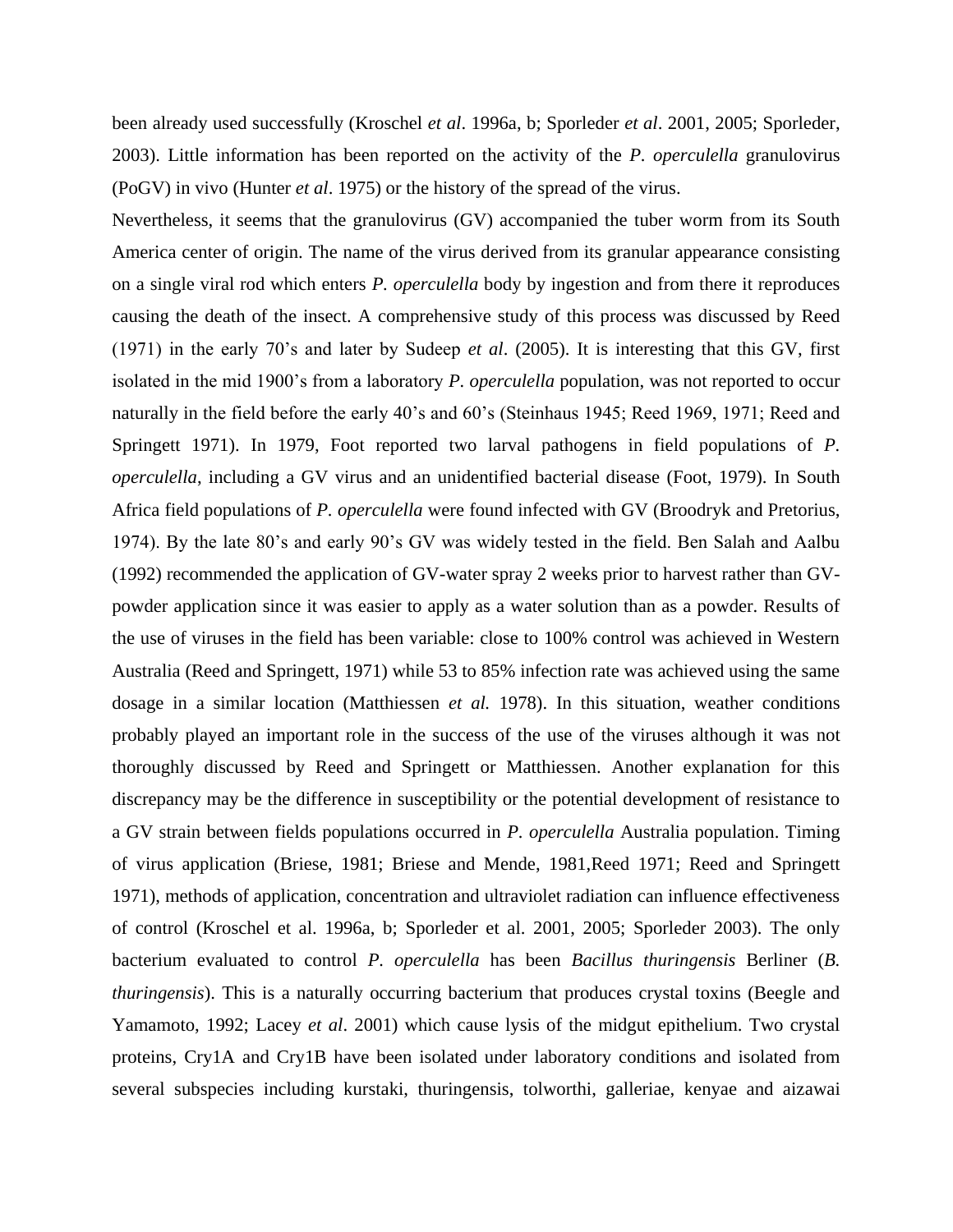been already used successfully (Kroschel *et al*. 1996a, b; Sporleder *et al*. 2001, 2005; Sporleder, 2003). Little information has been reported on the activity of the *P. operculella* granulovirus (PoGV) in vivo (Hunter *et al*. 1975) or the history of the spread of the virus.

Nevertheless, it seems that the granulovirus (GV) accompanied the tuber worm from its South America center of origin. The name of the virus derived from its granular appearance consisting on a single viral rod which enters *P. operculella* body by ingestion and from there it reproduces causing the death of the insect. A comprehensive study of this process was discussed by Reed (1971) in the early 70's and later by Sudeep *et al*. (2005). It is interesting that this GV, first isolated in the mid 1900's from a laboratory *P. operculella* population, was not reported to occur naturally in the field before the early 40's and 60's (Steinhaus 1945; Reed 1969, 1971; Reed and Springett 1971). In 1979, Foot reported two larval pathogens in field populations of *P. operculella*, including a GV virus and an unidentified bacterial disease (Foot, 1979). In South Africa field populations of *P. operculella* were found infected with GV (Broodryk and Pretorius, 1974). By the late 80's and early 90's GV was widely tested in the field. Ben Salah and Aalbu (1992) recommended the application of GV-water spray 2 weeks prior to harvest rather than GV-powder application since it was easier to apply as a water solution than as a powder. Results of the use of viruses in the field has been variable: close to 100% control was achieved in Western Australia (Reed and Springett, 1971) while 53 to 85% infection rate was achieved using the same dosage in a similar location (Matthiessen *et al.* 1978). In this situation, weather conditions probably played an important role in the success of the use of the viruses although it was not thoroughly discussed by Reed and Springett or Matthiessen. Another explanation for this discrepancy may be the difference in susceptibility or the potential development of resistance to a GV strain between fields populations occurred in *P. operculella* Australia population. Timing of virus application (Briese, 1981; Briese and Mende, 1981,Reed 1971; Reed and Springett 1971), methods of application, concentration and ultraviolet radiation can influence effectiveness of control (Kroschel et al. 1996a, b; Sporleder et al. 2001, 2005; Sporleder 2003). The only bacterium evaluated to control *P. operculella* has been *Bacillus thuringensis* Berliner (*B. thuringensis*). This is a naturally occurring bacterium that produces crystal toxins (Beegle and Yamamoto, 1992; Lacey *et al*. 2001) which cause lysis of the midgut epithelium. Two crystal proteins, Cry1A and Cry1B have been isolated under laboratory conditions and isolated from several subspecies including kurstaki, thuringensis, tolworthi, galleriae, kenyae and aizawai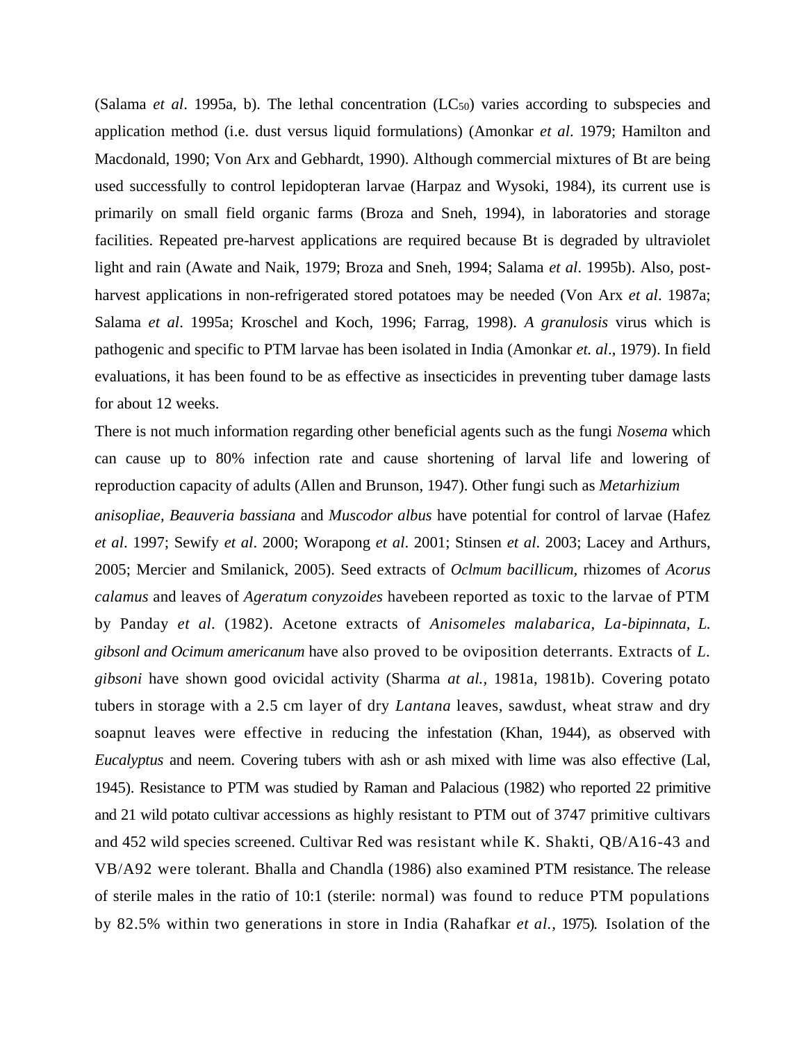(Salama *et al*. 1995a, b). The lethal concentration ($LC_{50}$) varies according to subspecies and application method (i.e. dust versus liquid formulations) (Amonkar *et al*. 1979; Hamilton and Macdonald, 1990; Von Arx and Gebhardt, 1990). Although commercial mixtures of Bt are being used successfully to control lepidopteran larvae (Harpaz and Wysoki, 1984), its current use is primarily on small field organic farms (Broza and Sneh, 1994), in laboratories and storage facilities. Repeated pre-harvest applications are required because Bt is degraded by ultraviolet light and rain (Awate and Naik, 1979; Broza and Sneh, 1994; Salama *et al*. 1995b). Also, post-harvest applications in non-refrigerated stored potatoes may be needed (Von Arx *et al*. 1987a; Salama *et al*. 1995a; Kroschel and Koch, 1996; Farrag, 1998). *A granulosis* virus which is pathogenic and specific to PTM larvae has been isolated in India (Amonkar *et. al*., 1979). In field evaluations, it has been found to be as effective as insecticides in preventing tuber damage lasts for about 12 weeks.

There is not much information regarding other beneficial agents such as the fungi *Nosema* which can cause up to 80% infection rate and cause shortening of larval life and lowering of reproduction capacity of adults (Allen and Brunson, 1947). Other fungi such as *Metarhizium anisopliae, Beauveria bassiana* and *Muscodor albus* have potential for control of larvae (Hafez *et al*. 1997; Sewify *et al*. 2000; Worapong *et al*. 2001; Stinsen *et al*. 2003; Lacey and Arthurs, 2005; Mercier and Smilanick, 2005). Seed extracts of *Oclmum bacillicum,* rhizomes of *Acorus calamus* and leaves of *Ageratum conyzoides* havebeen reported as toxic to the larvae of PTM by Panday *et al*. (1982). Acetone extracts of *Anisomeles malabarica, La-bipinnata, L. gibsonl and Ocimum americanum* have also proved to be oviposition deterrants. Extracts of *L. gibsoni* have shown good ovicidal activity (Sharma *at al.*, 1981a, 1981b). Covering potato tubers in storage with a 2.5 cm layer of dry *Lantana* leaves, sawdust, wheat straw and dry soapnut leaves were effective in reducing the infestation (Khan, 1944), as observed with *Eucalyptus* and neem. Covering tubers with ash or ash mixed with lime was also effective (Lal, 1945). Resistance to PTM was studied by Raman and Palacious (1982) who reported 22 primitive and 21 wild potato cultivar accessions as highly resistant to PTM out of 3747 primitive cultivars and 452 wild species screened. Cultivar Red was resistant while K. Shakti, QB/A16-43 and VB/A92 were tolerant. Bhalla and Chandla (1986) also examined PTM resistance. The release of sterile males in the ratio of 10:1 (sterile: normal) was found to reduce PTM populations by 82.5% within two generations in store in India (Rahafkar *et al.*, 1975). Isolation of the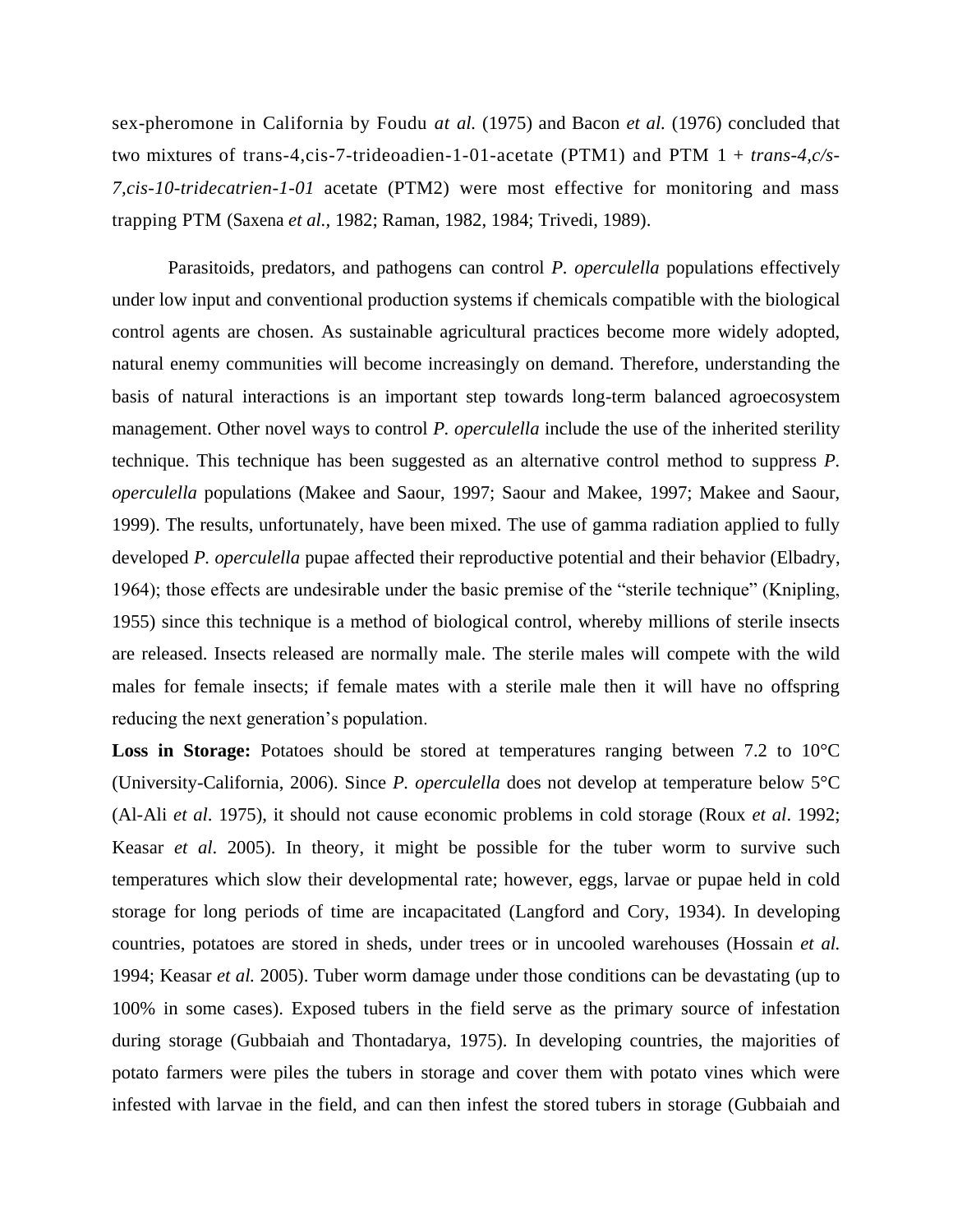sex-pheromone in California by Foudu *at al.* (1975) and Bacon *et al.* (1976) concluded that two mixtures of trans-4,cis-7-trideoadien-1-01-acetate (PTM1) and PTM 1 + *trans-4,c/s-7,cis-10-tridecatrien-1-01* acetate (PTM2) were most effective for monitoring and mass trapping PTM (Saxena *et al.,* 1982; Raman, 1982, 1984; Trivedi, 1989).

Parasitoids, predators, and pathogens can control *P. operculella* populations effectively under low input and conventional production systems if chemicals compatible with the biological control agents are chosen. As sustainable agricultural practices become more widely adopted, natural enemy communities will become increasingly on demand. Therefore, understanding the basis of natural interactions is an important step towards long-term balanced agroecosystem management. Other novel ways to control *P. operculella* include the use of the inherited sterility technique. This technique has been suggested as an alternative control method to suppress *P. operculella* populations (Makee and Saour, 1997; Saour and Makee, 1997; Makee and Saour, 1999). The results, unfortunately, have been mixed. The use of gamma radiation applied to fully developed *P. operculella* pupae affected their reproductive potential and their behavior (Elbadry, 1964); those effects are undesirable under the basic premise of the "sterile technique" (Knipling, 1955) since this technique is a method of biological control, whereby millions of sterile insects are released. Insects released are normally male. The sterile males will compete with the wild males for female insects; if female mates with a sterile male then it will have no offspring reducing the next generation's population.

**Loss in Storage:** Potatoes should be stored at temperatures ranging between 7.2 to 10°C (University-California, 2006). Since *P. operculella* does not develop at temperature below 5°C (Al-Ali *et al*. 1975), it should not cause economic problems in cold storage (Roux *et al*. 1992; Keasar *et al*. 2005). In theory, it might be possible for the tuber worm to survive such temperatures which slow their developmental rate; however, eggs, larvae or pupae held in cold storage for long periods of time are incapacitated (Langford and Cory, 1934). In developing countries, potatoes are stored in sheds, under trees or in uncooled warehouses (Hossain *et al.* 1994; Keasar *et al.* 2005). Tuber worm damage under those conditions can be devastating (up to 100% in some cases). Exposed tubers in the field serve as the primary source of infestation during storage (Gubbaiah and Thontadarya, 1975). In developing countries, the majorities of potato farmers were piles the tubers in storage and cover them with potato vines which were infested with larvae in the field, and can then infest the stored tubers in storage (Gubbaiah and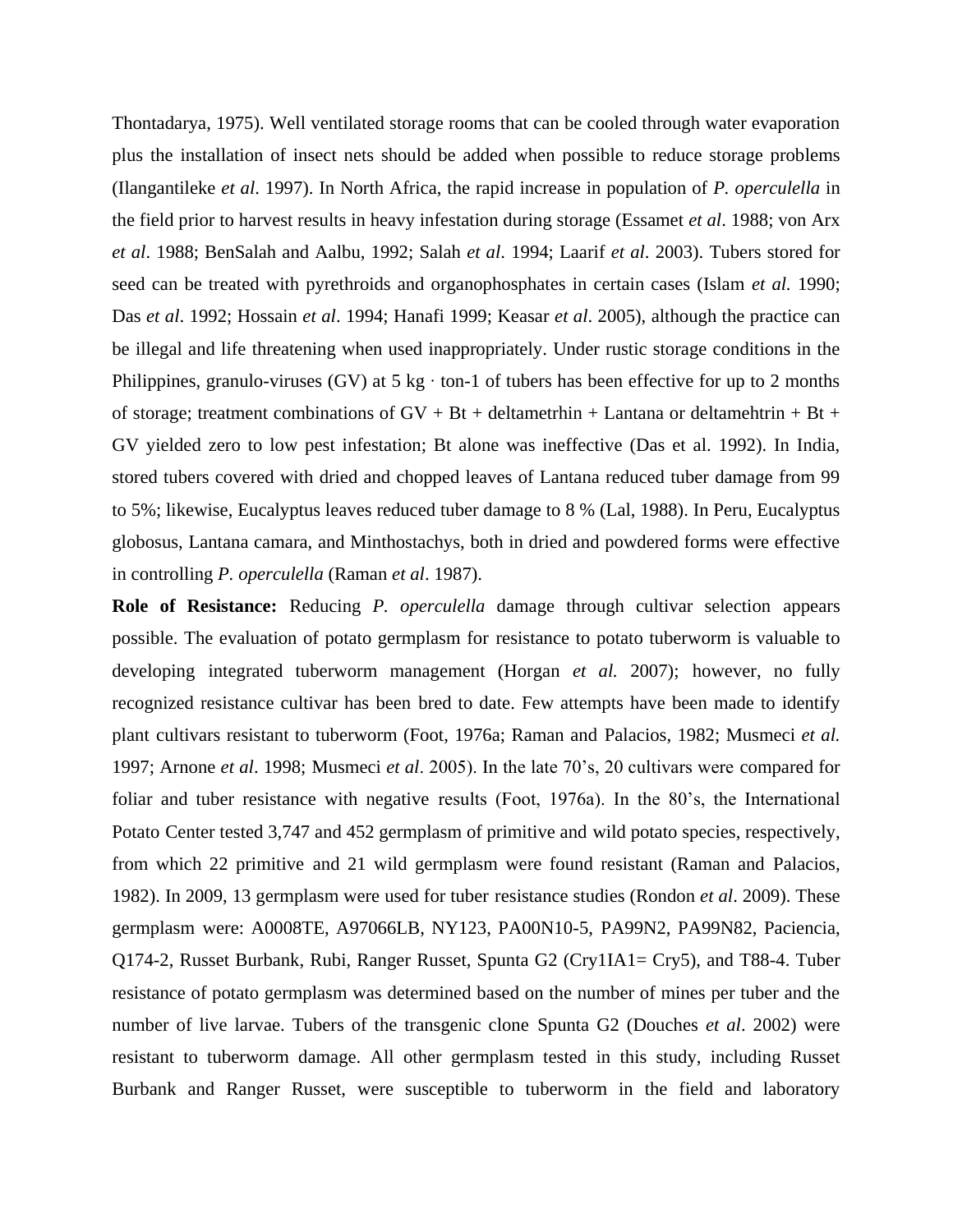Thontadarya, 1975). Well ventilated storage rooms that can be cooled through water evaporation plus the installation of insect nets should be added when possible to reduce storage problems (Ilangantileke *et al*. 1997). In North Africa, the rapid increase in population of *P. operculella* in the field prior to harvest results in heavy infestation during storage (Essamet *et al*. 1988; von Arx *et al*. 1988; BenSalah and Aalbu, 1992; Salah *et al*. 1994; Laarif *et al*. 2003). Tubers stored for seed can be treated with pyrethroids and organophosphates in certain cases (Islam *et al*. 1990; Das *et al*. 1992; Hossain *et al*. 1994; Hanafi 1999; Keasar *et al*. 2005), although the practice can be illegal and life threatening when used inappropriately. Under rustic storage conditions in the Philippines, granulo-viruses (GV) at 5 kg · ton-1 of tubers has been effective for up to 2 months of storage; treatment combinations of GV + Bt + deltametrhin + Lantana or deltamehtrin + Bt + GV yielded zero to low pest infestation; Bt alone was ineffective (Das et al. 1992). In India, stored tubers covered with dried and chopped leaves of Lantana reduced tuber damage from 99 to 5%; likewise, Eucalyptus leaves reduced tuber damage to 8 % (Lal, 1988). In Peru, Eucalyptus globosus, Lantana camara, and Minthostachys, both in dried and powdered forms were effective in controlling *P. operculella* (Raman *et al*. 1987).

**Role of Resistance:** Reducing *P. operculella* damage through cultivar selection appears possible. The evaluation of potato germplasm for resistance to potato tuberworm is valuable to developing integrated tuberworm management (Horgan *et al.* 2007); however, no fully recognized resistance cultivar has been bred to date. Few attempts have been made to identify plant cultivars resistant to tuberworm (Foot, 1976a; Raman and Palacios, 1982; Musmeci *et al.* 1997; Arnone *et al*. 1998; Musmeci *et al*. 2005). In the late 70's, 20 cultivars were compared for foliar and tuber resistance with negative results (Foot, 1976a). In the 80's, the International Potato Center tested 3,747 and 452 germplasm of primitive and wild potato species, respectively, from which 22 primitive and 21 wild germplasm were found resistant (Raman and Palacios, 1982). In 2009, 13 germplasm were used for tuber resistance studies (Rondon *et al*. 2009). These germplasm were: A0008TE, A97066LB, NY123, PA00N10-5, PA99N2, PA99N82, Paciencia, Q174-2, Russet Burbank, Rubi, Ranger Russet, Spunta G2 (Cry1IA1= Cry5), and T88-4. Tuber resistance of potato germplasm was determined based on the number of mines per tuber and the number of live larvae. Tubers of the transgenic clone Spunta G2 (Douches *et al*. 2002) were resistant to tuberworm damage. All other germplasm tested in this study, including Russet Burbank and Ranger Russet, were susceptible to tuberworm in the field and laboratory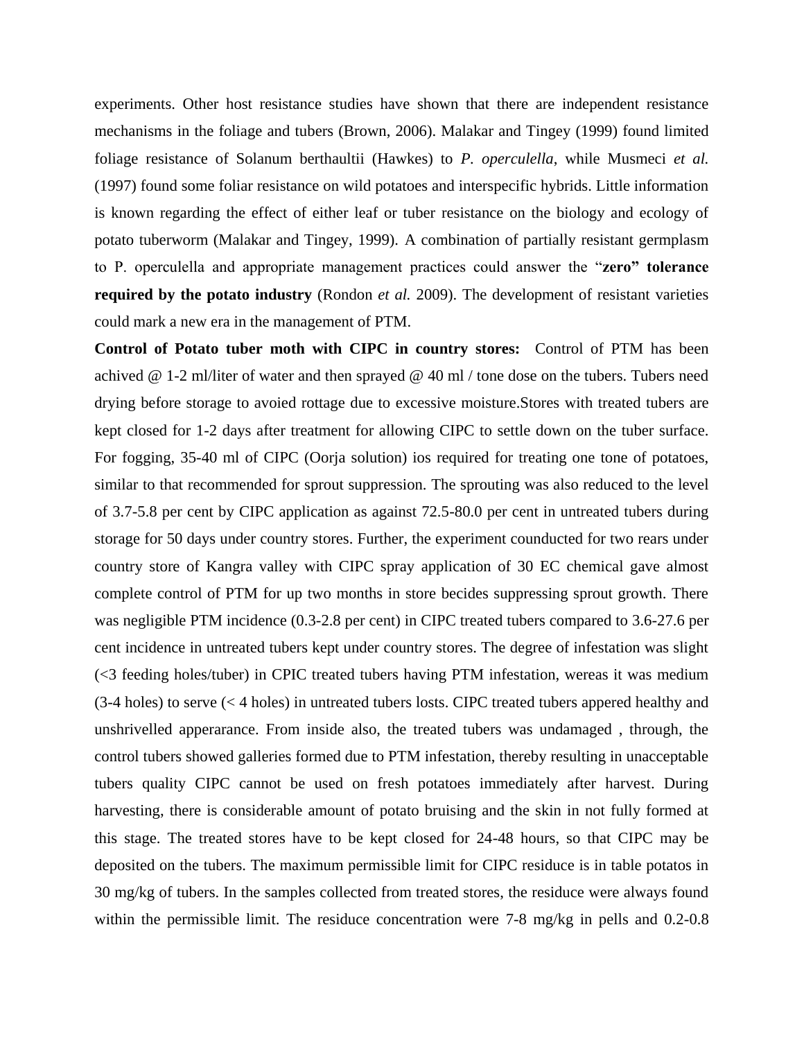experiments. Other host resistance studies have shown that there are independent resistance mechanisms in the foliage and tubers (Brown, 2006). Malakar and Tingey (1999) found limited foliage resistance of Solanum berthaultii (Hawkes) to *P. operculella*, while Musmeci *et al.* (1997) found some foliar resistance on wild potatoes and interspecific hybrids. Little information is known regarding the effect of either leaf or tuber resistance on the biology and ecology of potato tuberworm (Malakar and Tingey, 1999). A combination of partially resistant germplasm to P. operculella and appropriate management practices could answer the "**zero" tolerance required by the potato industry** (Rondon *et al.* 2009). The development of resistant varieties could mark a new era in the management of PTM.

**Control of Potato tuber moth with CIPC in country stores:** Control of PTM has been achived @ 1-2 ml/liter of water and then sprayed @ 40 ml / tone dose on the tubers. Tubers need drying before storage to avoied rottage due to excessive moisture.Stores with treated tubers are kept closed for 1-2 days after treatment for allowing CIPC to settle down on the tuber surface. For fogging, 35-40 ml of CIPC (Oorja solution) ios required for treating one tone of potatoes, similar to that recommended for sprout suppression. The sprouting was also reduced to the level of 3.7-5.8 per cent by CIPC application as against 72.5-80.0 per cent in untreated tubers during storage for 50 days under country stores. Further, the experiment counducted for two rears under country store of Kangra valley with CIPC spray application of 30 EC chemical gave almost complete control of PTM for up two months in store becides suppressing sprout growth. There was negligible PTM incidence (0.3-2.8 per cent) in CIPC treated tubers compared to 3.6-27.6 per cent incidence in untreated tubers kept under country stores. The degree of infestation was slight (<3 feeding holes/tuber) in CPIC treated tubers having PTM infestation, wereas it was medium (3-4 holes) to serve (< 4 holes) in untreated tubers losts. CIPC treated tubers appered healthy and unshrivelled apperarance. From inside also, the treated tubers was undamaged , through, the control tubers showed galleries formed due to PTM infestation, thereby resulting in unacceptable tubers quality CIPC cannot be used on fresh potatoes immediately after harvest. During harvesting, there is considerable amount of potato bruising and the skin in not fully formed at this stage. The treated stores have to be kept closed for 24-48 hours, so that CIPC may be deposited on the tubers. The maximum permissible limit for CIPC residue is in table potatos in 30 mg/kg of tubers. In the samples collected from treated stores, the residuce were always found within the permissible limit. The residuce concentration were 7-8 mg/kg in pells and 0.2-0.8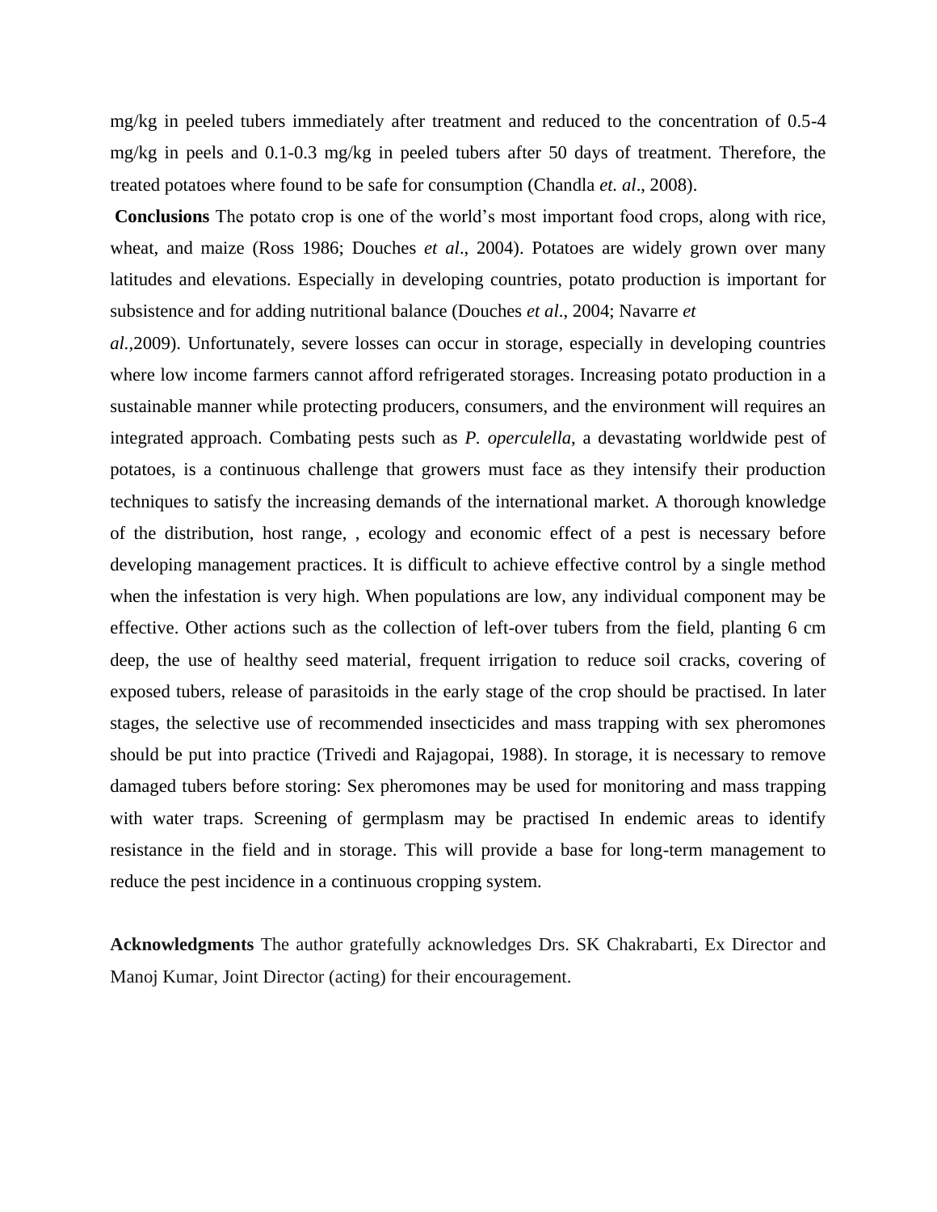mg/kg in peeled tubers immediately after treatment and reduced to the concentration of 0.5-4 mg/kg in peels and 0.1-0.3 mg/kg in peeled tubers after 50 days of treatment. Therefore, the treated potatoes where found to be safe for consumption (Chandla *et. al*., 2008).

**Conclusions** The potato crop is one of the world's most important food crops, along with rice, wheat, and maize (Ross 1986; Douches *et al*., 2004). Potatoes are widely grown over many latitudes and elevations. Especially in developing countries, potato production is important for subsistence and for adding nutritional balance (Douches *et al*., 2004; Navarre *et al*.,2009). Unfortunately, severe losses can occur in storage, especially in developing countries where low income farmers cannot afford refrigerated storages. Increasing potato production in a sustainable manner while protecting producers, consumers, and the environment will requires an integrated approach. Combating pests such as *P. operculella*, a devastating worldwide pest of potatoes, is a continuous challenge that growers must face as they intensify their production techniques to satisfy the increasing demands of the international market. A thorough knowledge of the distribution, host range, , ecology and economic effect of a pest is necessary before developing management practices. It is difficult to achieve effective control by a single method when the infestation is very high. When populations are low, any individual component may be effective. Other actions such as the collection of left-over tubers from the field, planting 6 cm deep, the use of healthy seed material, frequent irrigation to reduce soil cracks, covering of exposed tubers, release of parasitoids in the early stage of the crop should be practised. In later stages, the selective use of recommended insecticides and mass trapping with sex pheromones should be put into practice (Trivedi and Rajagopai, 1988). In storage, it is necessary to remove damaged tubers before storing: Sex pheromones may be used for monitoring and mass trapping with water traps. Screening of germplasm may be practised In endemic areas to identify resistance in the field and in storage. This will provide a base for long-term management to reduce the pest incidence in a continuous cropping system.

**Acknowledgments** The author gratefully acknowledges Drs. SK Chakrabarti, Ex Director and Manoj Kumar, Joint Director (acting) for their encouragement.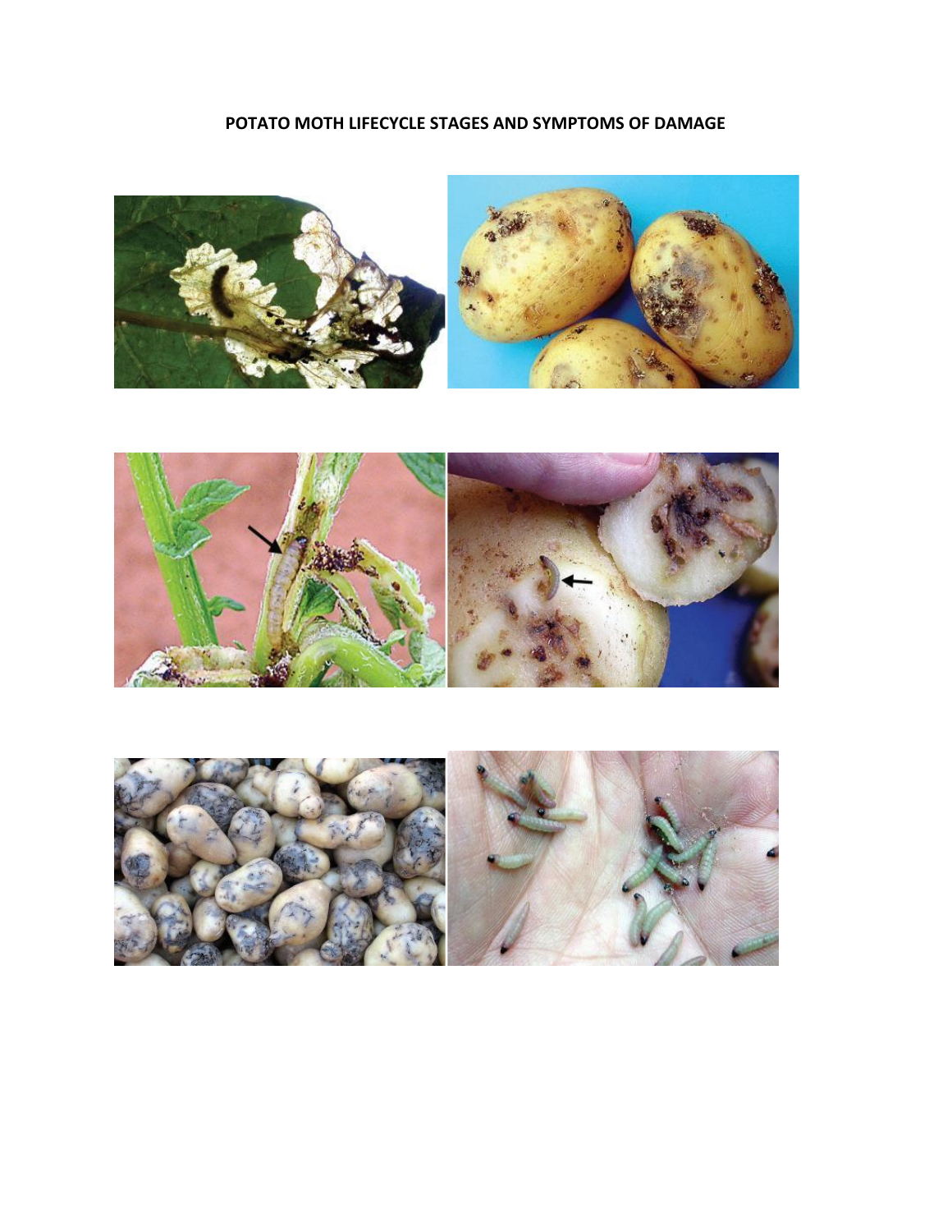**POTATO MOTH LIFECYCLE STAGES AND SYMPTOMS OF DAMAGE**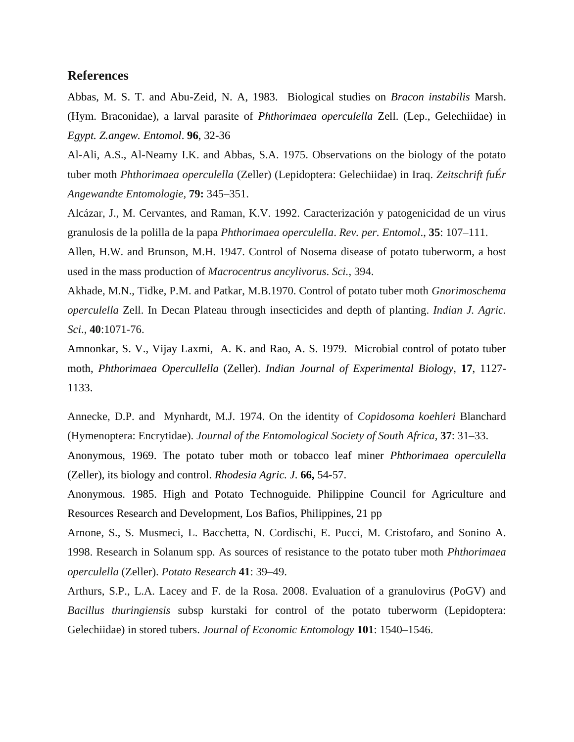## References

Abbas, M. S. T. and Abu-Zeid, N. A, 1983. Biological studies on *Bracon instabilis* Marsh. (Hym. Braconidae), a larval parasite of *Phthorimaea operculella* Zell. (Lep., Gelechiidae) in *Egypt. Z.angew. Entomol*. **96**, 32-36

Al-Ali, A.S., Al-Neamy I.K. and Abbas, S.A. 1975. Observations on the biology of the potato tuber moth *Phthorimaea operculella* (Zeller) (Lepidoptera: Gelechiidae) in Iraq. *Zeitschrift fuÉr Angewandte Entomologie,* **79:** 345–351.

Alcázar, J., M. Cervantes, and Raman, K.V. 1992. Caracterización y patogenicidad de un virus granulosis de la polilla de la papa *Phthorimaea operculella*. *Rev. per. Entomol*., **35**: 107–111.

Allen, H.W. and Brunson, M.H. 1947. Control of Nosema disease of potato tuberworm, a host used in the mass production of *Macrocentrus ancylivorus*. *Sci.*, 394.

Akhade, M.N., Tidke, P.M. and Patkar, M.B.1970. Control of potato tuber moth *Gnorimoschema operculella* Zell. In Decan Plateau through insecticides and depth of planting. *Indian J. Agric. Sci*., **40**:1071-76.

Amnonkar, S. V., Vijay Laxmi, A. K. and Rao, A. S. 1979. Microbial control of potato tuber moth, *Phthorimaea Opercullella* (Zeller). *Indian Journal of Experimental Biology*, **17**, 1127-1133.

Annecke, D.P. and Mynhardt, M.J. 1974. On the identity of *Copidosoma koehleri* Blanchard (Hymenoptera: Encrytidae). *Journal of the Entomological Society of South Africa*, **37**: 31–33.

Anonymous, 1969. The potato tuber moth or tobacco leaf miner *Phthorimaea operculella* (Zeller), its biology and control. *Rhodesia Agric. J*. **66,** 54-57.

Anonymous. 1985. High and Potato Technoguide. Philippine Council for Agriculture and Resources Research and Development, Los Bafios, Philippines, 21 pp

Arnone, S., S. Musmeci, L. Bacchetta, N. Cordischi, E. Pucci, M. Cristofaro, and Sonino A. 1998. Research in Solanum spp. As sources of resistance to the potato tuber moth *Phthorimaea operculella* (Zeller). *Potato Research* **41**: 39–49.

Arthurs, S.P., L.A. Lacey and F. de la Rosa. 2008. Evaluation of a granulovirus (PoGV) and *Bacillus thuringiensis* subsp kurstaki for control of the potato tuberworm (Lepidoptera: Gelechiidae) in stored tubers. *Journal of Economic Entomology* **101**: 1540–1546.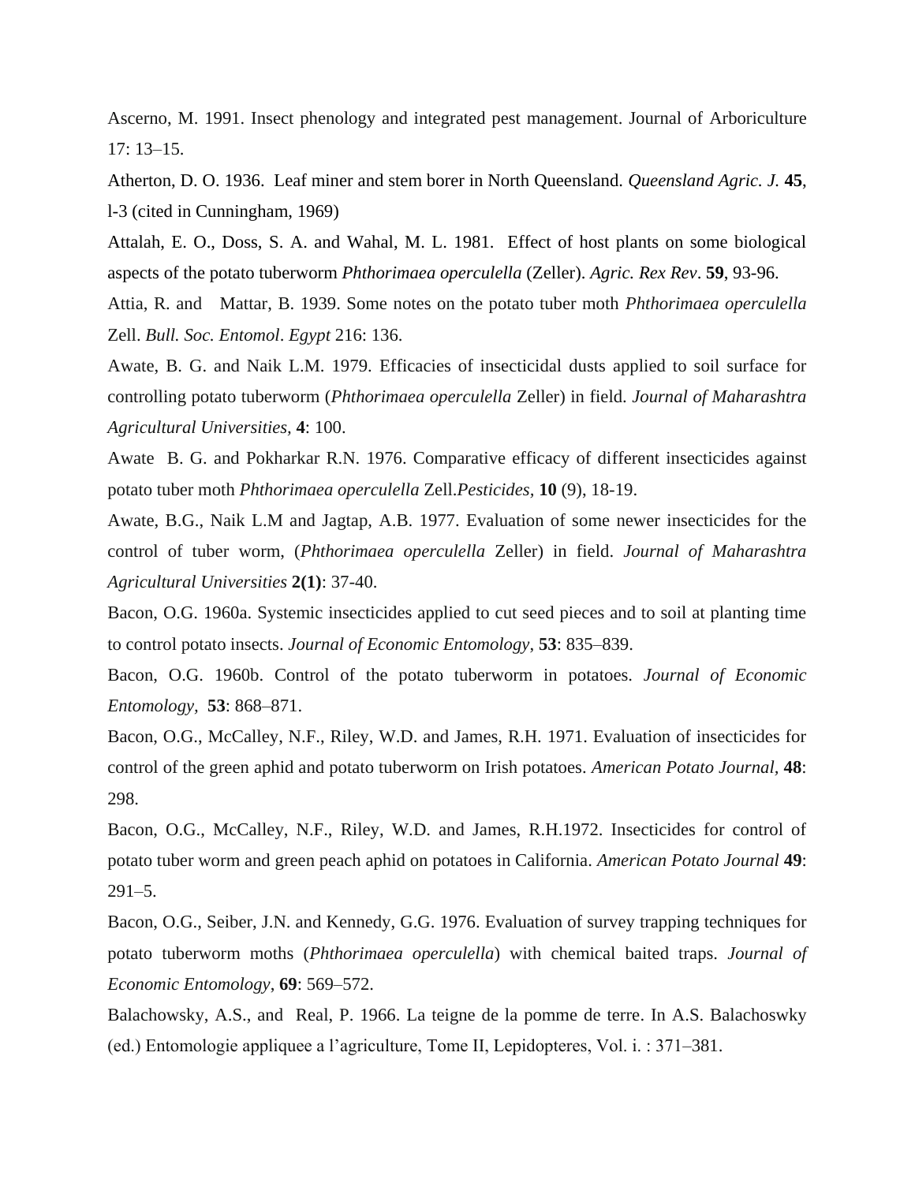Ascerno, M. 1991. Insect phenology and integrated pest management. Journal of Arboriculture 17: 13–15.

Atherton, D. O. 1936. Leaf miner and stem borer in North Queensland. *Queensland Agric. J.* **45**, l-3 (cited in Cunningham, 1969)

Attalah, E. O., Doss, S. A. and Wahal, M. L. 1981. Effect of host plants on some biological aspects of the potato tuberworm *Phthorimaea operculella* (Zeller). *Agric. Rex Rev*. **59**, 93-96.

Attia, R. and Mattar, B. 1939. Some notes on the potato tuber moth *Phthorimaea operculella* Zell. *Bull. Soc. Entomol*. *Egypt* 216: 136.

Awate, B. G. and Naik L.M. 1979. Efficacies of insecticidal dusts applied to soil surface for controlling potato tuberworm (*Phthorimaea operculella* Zeller) in field. *Journal of Maharashtra Agricultural Universities,* **4**: 100.

Awate B. G. and Pokharkar R.N. 1976. Comparative efficacy of different insecticides against potato tuber moth *Phthorimaea operculella* Zell.*Pesticides,* **10** (9), 18-19.

Awate, B.G., Naik L.M and Jagtap, A.B. 1977. Evaluation of some newer insecticides for the control of tuber worm, (*Phthorimaea operculella* Zeller) in field. *Journal of Maharashtra Agricultural Universities* **2(1)**: 37-40.

Bacon, O.G. 1960a. Systemic insecticides applied to cut seed pieces and to soil at planting time to control potato insects. *Journal of Economic Entomology*, **53**: 835–839.

Bacon, O.G. 1960b. Control of the potato tuberworm in potatoes. *Journal of Economic Entomology,* **53**: 868–871.

Bacon, O.G., McCalley, N.F., Riley, W.D. and James, R.H. 1971. Evaluation of insecticides for control of the green aphid and potato tuberworm on Irish potatoes. *American Potato Journal,* **48**: 298.

Bacon, O.G., McCalley, N.F., Riley, W.D. and James, R.H.1972. Insecticides for control of potato tuber worm and green peach aphid on potatoes in California. *American Potato Journal* **49**: 291–5.

Bacon, O.G., Seiber, J.N. and Kennedy, G.G. 1976. Evaluation of survey trapping techniques for potato tuberworm moths (*Phthorimaea operculella*) with chemical baited traps. *Journal of Economic Entomology*, **69**: 569–572.

Balachowsky, A.S., and Real, P. 1966. La teigne de la pomme de terre. In A.S. Balachoswky (ed.) Entomologie appliquee a l'agriculture, Tome II, Lepidopteres, Vol. i. : 371–381.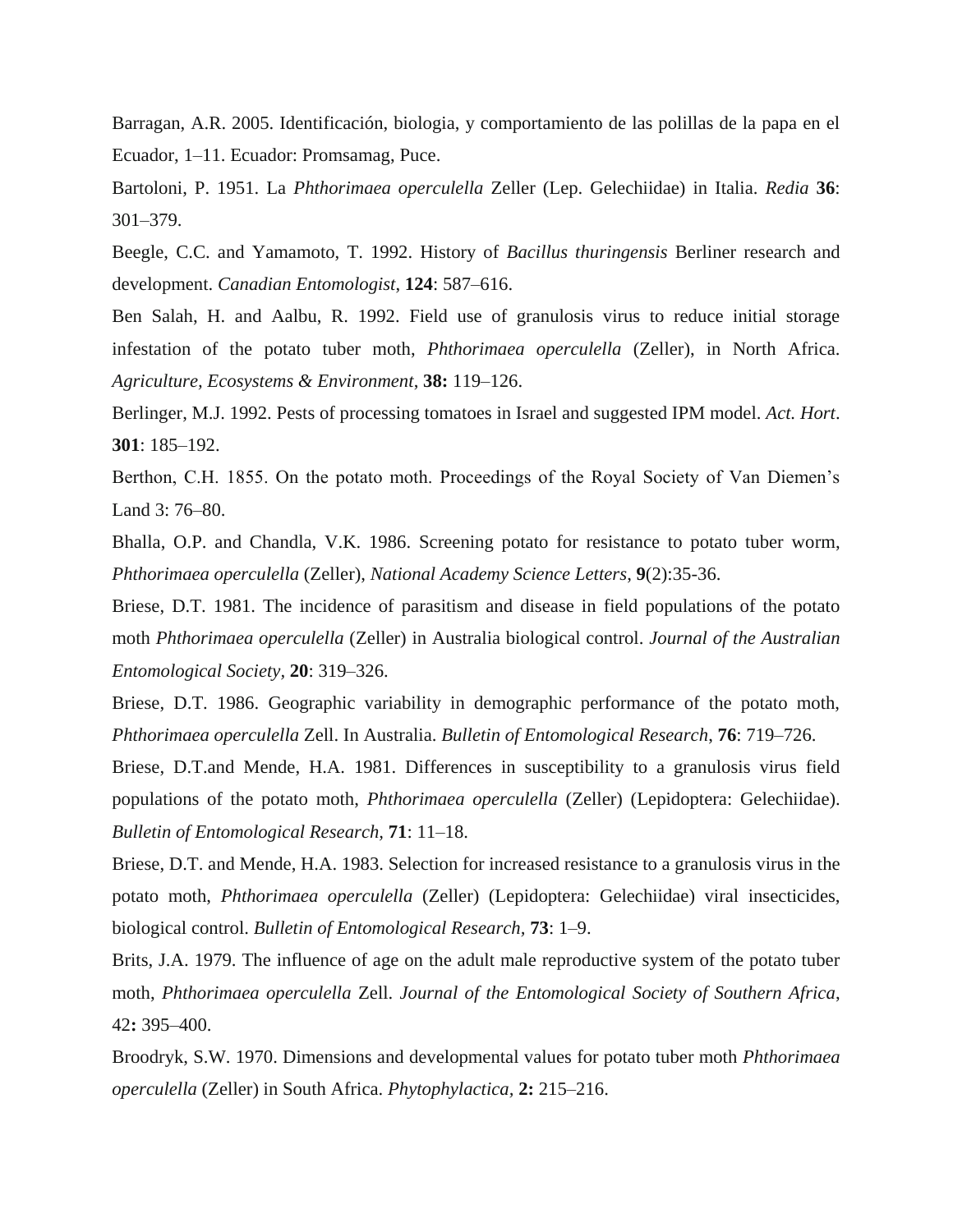Barragan, A.R. 2005. Identificación, biologia, y comportamiento de las polillas de la papa en el Ecuador, 1–11. Ecuador: Promsamag, Puce.

Bartoloni, P. 1951. La *Phthorimaea operculella* Zeller (Lep. Gelechiidae) in Italia. *Redia* **36**: 301–379.

Beegle, C.C. and Yamamoto, T. 1992. History of *Bacillus thuringensis* Berliner research and development. *Canadian Entomologist*, **124**: 587–616.

Ben Salah, H. and Aalbu, R. 1992. Field use of granulosis virus to reduce initial storage infestation of the potato tuber moth, *Phthorimaea operculella* (Zeller), in North Africa. *Agriculture, Ecosystems & Environment*, **38:** 119–126.

Berlinger, M.J. 1992. Pests of processing tomatoes in Israel and suggested IPM model. *Act. Hort*. **301**: 185–192.

Berthon, C.H. 1855. On the potato moth. Proceedings of the Royal Society of Van Diemen's Land 3: 76–80.

Bhalla, O.P. and Chandla, V.K. 1986. Screening potato for resistance to potato tuber worm, *Phthorimaea operculella* (Zeller), *National Academy Science Letters*, **9**(2):35-36.

Briese, D.T. 1981. The incidence of parasitism and disease in field populations of the potato moth *Phthorimaea operculella* (Zeller) in Australia biological control. *Journal of the Australian Entomological Society*, **20**: 319–326.

Briese, D.T. 1986. Geographic variability in demographic performance of the potato moth, *Phthorimaea operculella* Zell. In Australia. *Bulletin of Entomological Research*, **76**: 719–726.

Briese, D.T.and Mende, H.A. 1981. Differences in susceptibility to a granulosis virus field populations of the potato moth, *Phthorimaea operculella* (Zeller) (Lepidoptera: Gelechiidae). *Bulletin of Entomological Research,* **71**: 11–18.

Briese, D.T. and Mende, H.A. 1983. Selection for increased resistance to a granulosis virus in the potato moth, *Phthorimaea operculella* (Zeller) (Lepidoptera: Gelechiidae) viral insecticides, biological control. *Bulletin of Entomological Research,* **73**: 1–9.

Brits, J.A. 1979. The influence of age on the adult male reproductive system of the potato tuber moth, *Phthorimaea operculella* Zell. *Journal of the Entomological Society of Southern Africa*, 42**:** 395–400.

Broodryk, S.W. 1970. Dimensions and developmental values for potato tuber moth *Phthorimaea operculella* (Zeller) in South Africa. *Phytophylactica,* **2:** 215–216.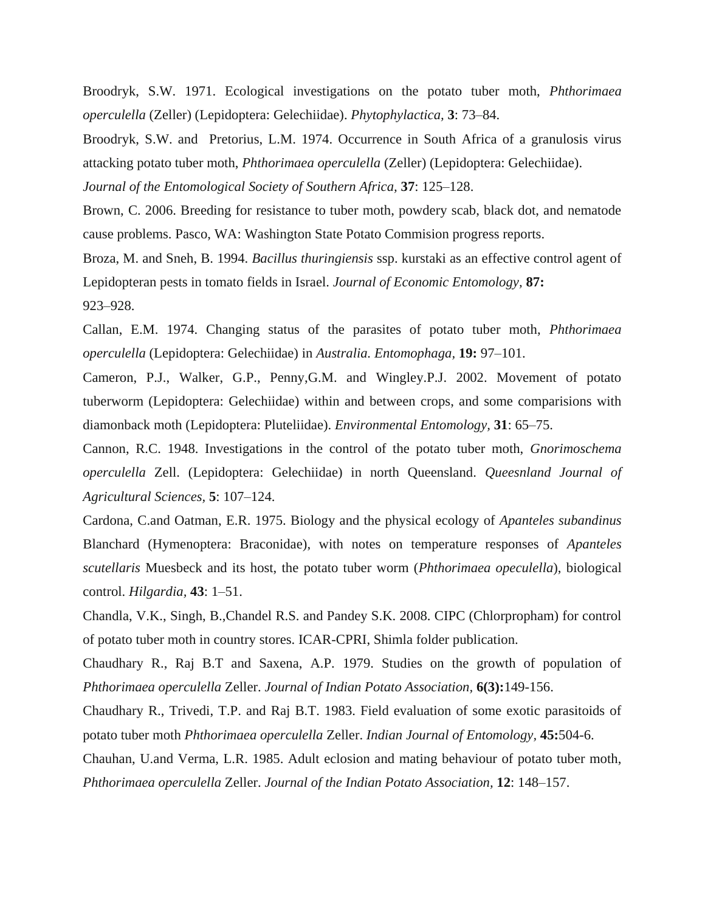Broodryk, S.W. 1971. Ecological investigations on the potato tuber moth, *Phthorimaea operculella* (Zeller) (Lepidoptera: Gelechiidae). *Phytophylactica,* **3**: 73–84.

Broodryk, S.W. and Pretorius, L.M. 1974. Occurrence in South Africa of a granulosis virus attacking potato tuber moth, *Phthorimaea operculella* (Zeller) (Lepidoptera: Gelechiidae). *Journal of the Entomological Society of Southern Africa,* **37**: 125–128.

Brown, C. 2006. Breeding for resistance to tuber moth, powdery scab, black dot, and nematode cause problems. Pasco, WA: Washington State Potato Commision progress reports.

Broza, M. and Sneh, B. 1994. *Bacillus thuringiensis* ssp. kurstaki as an effective control agent of Lepidopteran pests in tomato fields in Israel. *Journal of Economic Entomology*, **87:** 923–928.

Callan, E.M. 1974. Changing status of the parasites of potato tuber moth, *Phthorimaea operculella* (Lepidoptera: Gelechiidae) in *Australia. Entomophaga*, **19:** 97–101.

Cameron, P.J., Walker, G.P., Penny,G.M. and Wingley.P.J. 2002. Movement of potato tuberworm (Lepidoptera: Gelechiidae) within and between crops, and some comparisions with diamonback moth (Lepidoptera: Pluteliidae). *Environmental Entomology,* **31**: 65–75.

Cannon, R.C. 1948. Investigations in the control of the potato tuber moth, *Gnorimoschema operculella* Zell. (Lepidoptera: Gelechiidae) in north Queensland. *Queesnland Journal of Agricultural Sciences,* **5**: 107–124.

Cardona, C.and Oatman, E.R. 1975. Biology and the physical ecology of *Apanteles subandinus* Blanchard (Hymenoptera: Braconidae), with notes on temperature responses of *Apanteles scutellaris* Muesbeck and its host, the potato tuber worm (*Phthorimaea opeculella*), biological control. *Hilgardia,* **43**: 1–51.

Chandla, V.K., Singh, B.,Chandel R.S. and Pandey S.K. 2008. CIPC (Chlorpropham) for control of potato tuber moth in country stores. ICAR-CPRI, Shimla folder publication.

Chaudhary R., Raj B.T and Saxena, A.P. 1979. Studies on the growth of population of *Phthorimaea operculella* Zeller. *Journal of Indian Potato Association,* **6(3):**149-156.

Chaudhary R., Trivedi, T.P. and Raj B.T. 1983. Field evaluation of some exotic parasitoids of potato tuber moth *Phthorimaea operculella* Zeller. *Indian Journal of Entomology*, **45:**504-6.

Chauhan, U.and Verma, L.R. 1985. Adult eclosion and mating behaviour of potato tuber moth, *Phthorimaea operculella* Zeller. *Journal of the Indian Potato Association*, **12**: 148–157.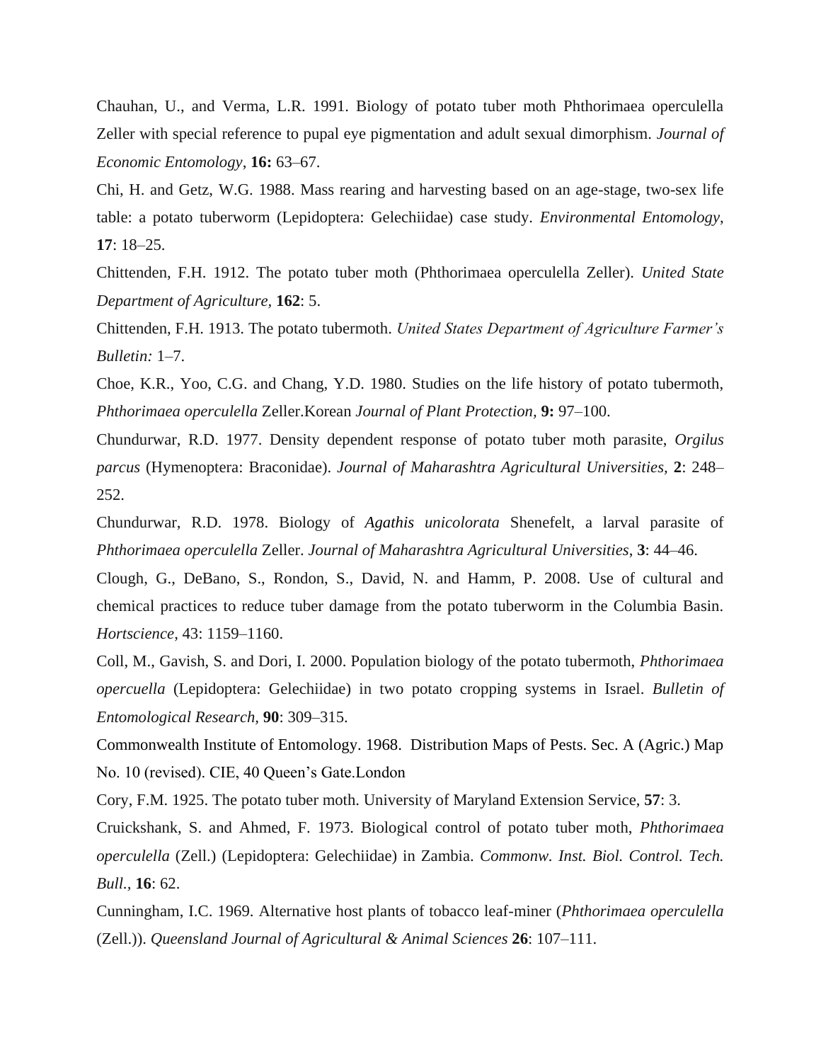Chauhan, U., and Verma, L.R. 1991. Biology of potato tuber moth Phthorimaea operculella Zeller with special reference to pupal eye pigmentation and adult sexual dimorphism. *Journal of Economic Entomology*, **16:** 63–67.

Chi, H. and Getz, W.G. 1988. Mass rearing and harvesting based on an age-stage, two-sex life table: a potato tuberworm (Lepidoptera: Gelechiidae) case study. *Environmental Entomology*, **17**: 18–25.

Chittenden, F.H. 1912. The potato tuber moth (Phthorimaea operculella Zeller). *United State Department of Agriculture*, **162**: 5.

Chittenden, F.H. 1913. The potato tubermoth. *United States Department of Agriculture Farmer's Bulletin:* 1–7.

Choe, K.R., Yoo, C.G. and Chang, Y.D. 1980. Studies on the life history of potato tubermoth, *Phthorimaea operculella* Zeller.Korean *Journal of Plant Protection*, **9:** 97–100.

Chundurwar, R.D. 1977. Density dependent response of potato tuber moth parasite, *Orgilus parcus* (Hymenoptera: Braconidae). *Journal of Maharashtra Agricultural Universities*, **2**: 248–252.

Chundurwar, R.D. 1978. Biology of *Agathis unicolorata* Shenefelt, a larval parasite of *Phthorimaea operculella* Zeller. *Journal of Maharashtra Agricultural Universities*, **3**: 44–46.

Clough, G., DeBano, S., Rondon, S., David, N. and Hamm, P. 2008. Use of cultural and chemical practices to reduce tuber damage from the potato tuberworm in the Columbia Basin. *Hortscience*, 43: 1159–1160.

Coll, M., Gavish, S. and Dori, I. 2000. Population biology of the potato tubermoth, *Phthorimaea opercuella* (Lepidoptera: Gelechiidae) in two potato cropping systems in Israel. *Bulletin of Entomological Research*, **90**: 309–315.

Commonwealth Institute of Entomology. 1968. Distribution Maps of Pests. Sec. A (Agric.) Map No. 10 (revised). CIE, 40 Queen's Gate.London

Cory, F.M. 1925. The potato tuber moth. University of Maryland Extension Service, **57**: 3.

Cruickshank, S. and Ahmed, F. 1973. Biological control of potato tuber moth, *Phthorimaea operculella* (Zell.) (Lepidoptera: Gelechiidae) in Zambia. *Commonw. Inst. Biol. Control. Tech. Bull.*, **16**: 62.

Cunningham, I.C. 1969. Alternative host plants of tobacco leaf-miner (*Phthorimaea operculella* (Zell.)). *Queensland Journal of Agricultural & Animal Sciences* **26**: 107–111.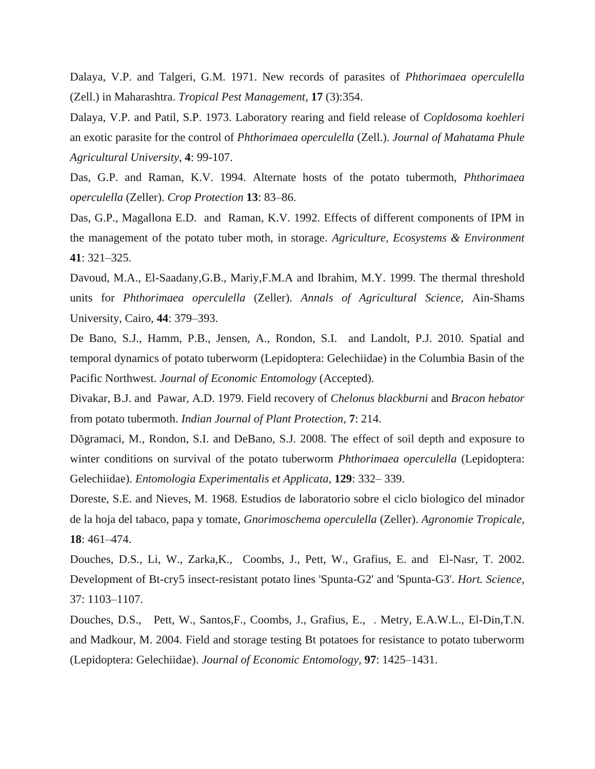Dalaya, V.P. and Talgeri, G.M. 1971. New records of parasites of *Phthorimaea operculella* (Zell.) in Maharashtra. *Tropical Pest Management*, **17** (3):354.

Dalaya, V.P. and Patil, S.P. 1973. Laboratory rearing and field release of *Copldosoma koehleri* an exotic parasite for the control of *Phthorimaea operculella* (Zell.). *Journal of Mahatama Phule Agricultural University*, **4**: 99-107.

Das, G.P. and Raman, K.V. 1994. Alternate hosts of the potato tubermoth, *Phthorimaea operculella* (Zeller). *Crop Protection* **13**: 83–86.

Das, G.P., Magallona E.D. and Raman, K.V. 1992. Effects of different components of IPM in the management of the potato tuber moth, in storage. *Agriculture*, *Ecosystems & Environment* **41**: 321–325.

Davoud, M.A., El-Saadany,G.B., Mariy,F.M.A and Ibrahim, M.Y. 1999. The thermal threshold units for *Phthorimaea operculella* (Zeller). *Annals of Agricultural Science*, Ain-Shams University, Cairo, **44**: 379–393.

De Bano, S.J., Hamm, P.B., Jensen, A., Rondon, S.I. and Landolt, P.J. 2010. Spatial and temporal dynamics of potato tuberworm (Lepidoptera: Gelechiidae) in the Columbia Basin of the Pacific Northwest. *Journal of Economic Entomology* (Accepted).

Divakar, B.J. and Pawar, A.D. 1979. Field recovery of *Chelonus blackburni* and *Bracon hebator* from potato tubermoth. *Indian Journal of Plant Protection*, **7**: 214.

Dŏgramaci, M., Rondon, S.I. and DeBano, S.J. 2008. The effect of soil depth and exposure to winter conditions on survival of the potato tuberworm *Phthorimaea operculella* (Lepidoptera: Gelechiidae). *Entomologia Experimentalis et Applicata*, **129**: 332– 339.

Doreste, S.E. and Nieves, M. 1968. Estudios de laboratorio sobre el ciclo biologico del minador de la hoja del tabaco, papa y tomate, *Gnorimoschema operculella* (Zeller). *Agronomie Tropicale*, **18**: 461–474.

Douches, D.S., Li, W., Zarka,K., Coombs, J., Pett, W., Grafius, E. and El-Nasr, T. 2002. Development of Bt-cry5 insect-resistant potato lines 'Spunta-G2' and 'Spunta-G3'. *Hort. Science*, 37: 1103–1107.

Douches, D.S., Pett, W., Santos,F., Coombs, J., Grafius, E., . Metry, E.A.W.L., El-Din,T.N. and Madkour, M. 2004. Field and storage testing Bt potatoes for resistance to potato tuberworm (Lepidoptera: Gelechiidae). *Journal of Economic Entomology*, **97**: 1425–1431.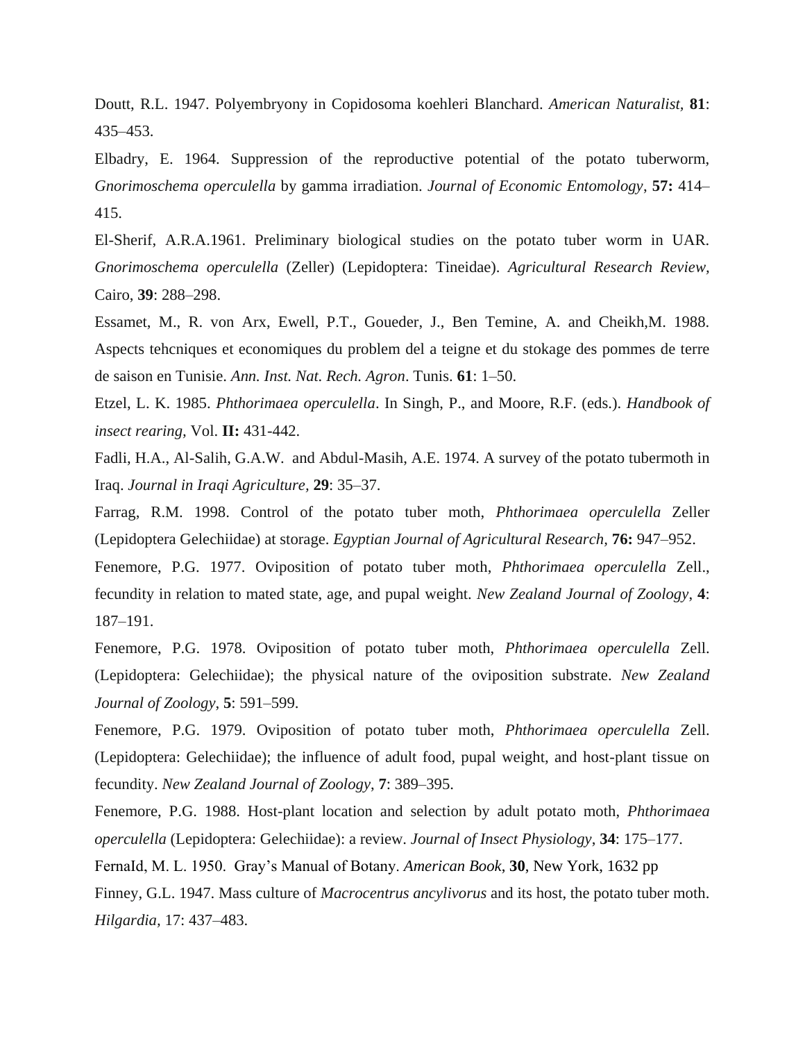Doutt, R.L. 1947. Polyembryony in Copidosoma koehleri Blanchard. *American Naturalist*, **81**: 435–453.

Elbadry, E. 1964. Suppression of the reproductive potential of the potato tuberworm, *Gnorimoschema operculella* by gamma irradiation. *Journal of Economic Entomology*, **57:** 414–415.

El-Sherif, A.R.A.1961. Preliminary biological studies on the potato tuber worm in UAR. *Gnorimoschema operculella* (Zeller) (Lepidoptera: Tineidae). *Agricultural Research Review,* Cairo, **39**: 288–298.

Essamet, M., R. von Arx, Ewell, P.T., Goueder, J., Ben Temine, A. and Cheikh,M. 1988. Aspects tehcniques et economiques du problem del a teigne et du stokage des pommes de terre de saison en Tunisie. *Ann. Inst. Nat. Rech. Agron*. Tunis. **61**: 1–50.

Etzel, L. K. 1985. *Phthorimaea operculella*. In Singh, P., and Moore, R.F. (eds.). *Handbook of insect rearing,* Vol. **II:** 431-442.

Fadli, H.A., Al-Salih, G.A.W. and Abdul-Masih, A.E. 1974. A survey of the potato tubermoth in Iraq. *Journal in Iraqi Agriculture*, **29**: 35–37.

Farrag, R.M. 1998. Control of the potato tuber moth, *Phthorimaea operculella* Zeller (Lepidoptera Gelechiidae) at storage. *Egyptian Journal of Agricultural Research*, **76:** 947–952.

Fenemore, P.G. 1977. Oviposition of potato tuber moth, *Phthorimaea operculella* Zell., fecundity in relation to mated state, age, and pupal weight. *New Zealand Journal of Zoology*, **4**: 187–191.

Fenemore, P.G. 1978. Oviposition of potato tuber moth, *Phthorimaea operculella* Zell. (Lepidoptera: Gelechiidae); the physical nature of the oviposition substrate. *New Zealand Journal of Zoology*, **5**: 591–599.

Fenemore, P.G. 1979. Oviposition of potato tuber moth, *Phthorimaea operculella* Zell. (Lepidoptera: Gelechiidae); the influence of adult food, pupal weight, and host-plant tissue on fecundity. *New Zealand Journal of Zoology*, **7**: 389–395.

Fenemore, P.G. 1988. Host-plant location and selection by adult potato moth, *Phthorimaea operculella* (Lepidoptera: Gelechiidae): a review. *Journal of Insect Physiology*, **34**: 175–177.

FernaId, M. L. 1950. Gray's Manual of Botany. *American Book*, **30**, New York, 1632 pp

Finney, G.L. 1947. Mass culture of *Macrocentrus ancylivorus* and its host, the potato tuber moth. *Hilgardia*, 17: 437–483.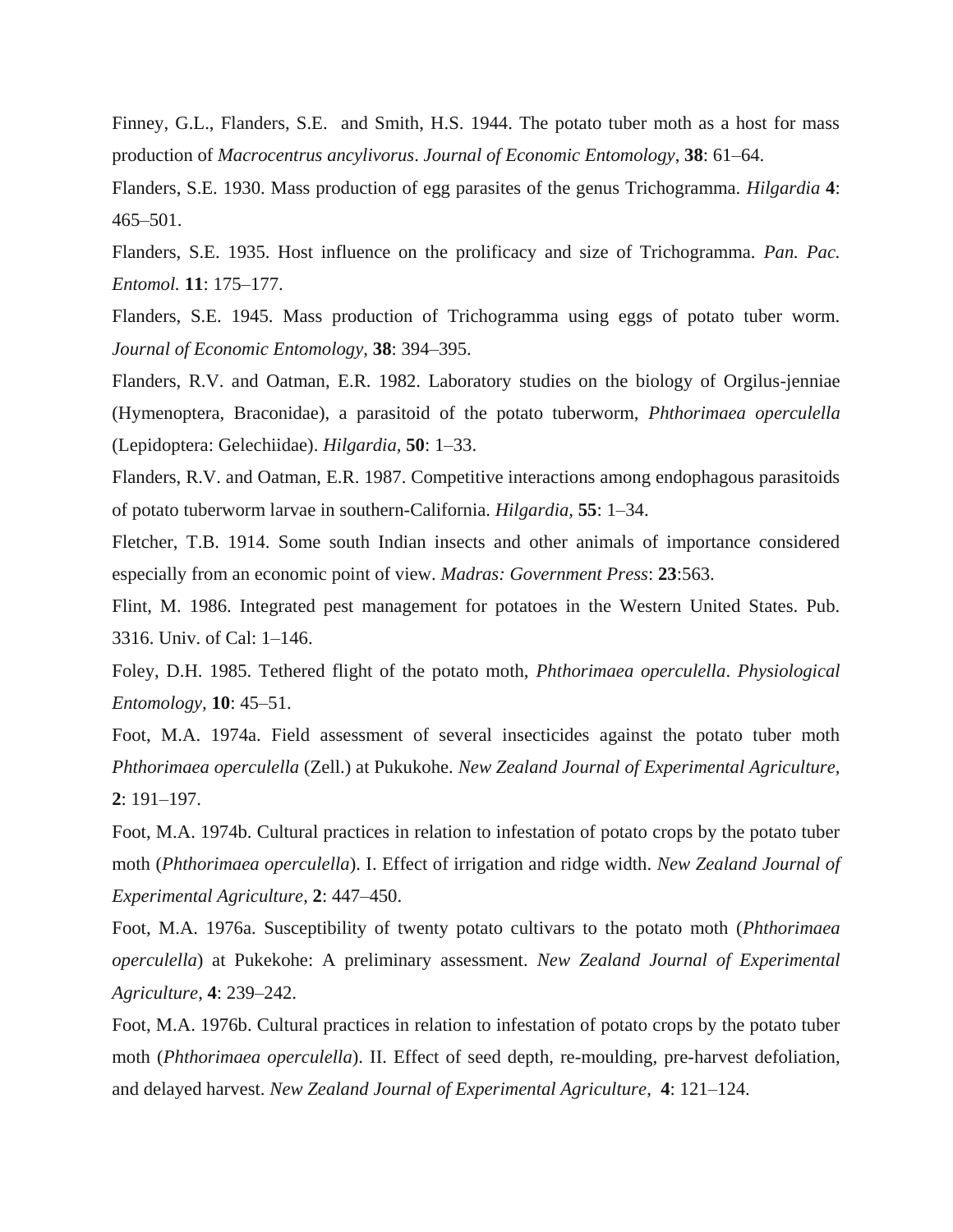Finney, G.L., Flanders, S.E. and Smith, H.S. 1944. The potato tuber moth as a host for mass production of *Macrocentrus ancylivorus*. *Journal of Economic Entomology*, **38**: 61–64.

Flanders, S.E. 1930. Mass production of egg parasites of the genus Trichogramma. *Hilgardia* **4**: 465–501.

Flanders, S.E. 1935. Host influence on the prolificacy and size of Trichogramma. *Pan. Pac. Entomol.* **11**: 175–177.

Flanders, S.E. 1945. Mass production of Trichogramma using eggs of potato tuber worm. *Journal of Economic Entomology,* **38**: 394–395.

Flanders, R.V. and Oatman, E.R. 1982. Laboratory studies on the biology of Orgilus-jenniae (Hymenoptera, Braconidae), a parasitoid of the potato tuberworm, *Phthorimaea operculella* (Lepidoptera: Gelechiidae). *Hilgardia*, **50**: 1–33.

Flanders, R.V. and Oatman, E.R. 1987. Competitive interactions among endophagous parasitoids of potato tuberworm larvae in southern-California. *Hilgardia,* **55**: 1–34.

Fletcher, T.B. 1914. Some south Indian insects and other animals of importance considered especially from an economic point of view. *Madras: Government Press*: **23**:563.

Flint, M. 1986. Integrated pest management for potatoes in the Western United States. Pub. 3316. Univ. of Cal: 1–146.

Foley, D.H. 1985. Tethered flight of the potato moth, *Phthorimaea operculella*. *Physiological Entomology*, **10**: 45–51.

Foot, M.A. 1974a. Field assessment of several insecticides against the potato tuber moth *Phthorimaea operculella* (Zell.) at Pukukohe. *New Zealand Journal of Experimental Agriculture,* **2**: 191–197.

Foot, M.A. 1974b. Cultural practices in relation to infestation of potato crops by the potato tuber moth (*Phthorimaea operculella*). I. Effect of irrigation and ridge width. *New Zealand Journal of Experimental Agriculture*, **2**: 447–450.

Foot, M.A. 1976a. Susceptibility of twenty potato cultivars to the potato moth (*Phthorimaea operculella*) at Pukekohe: A preliminary assessment. *New Zealand Journal of Experimental Agriculture*, **4**: 239–242.

Foot, M.A. 1976b. Cultural practices in relation to infestation of potato crops by the potato tuber moth (*Phthorimaea operculella*). II. Effect of seed depth, re-moulding, pre-harvest defoliation, and delayed harvest. *New Zealand Journal of Experimental Agriculture*, **4**: 121–124.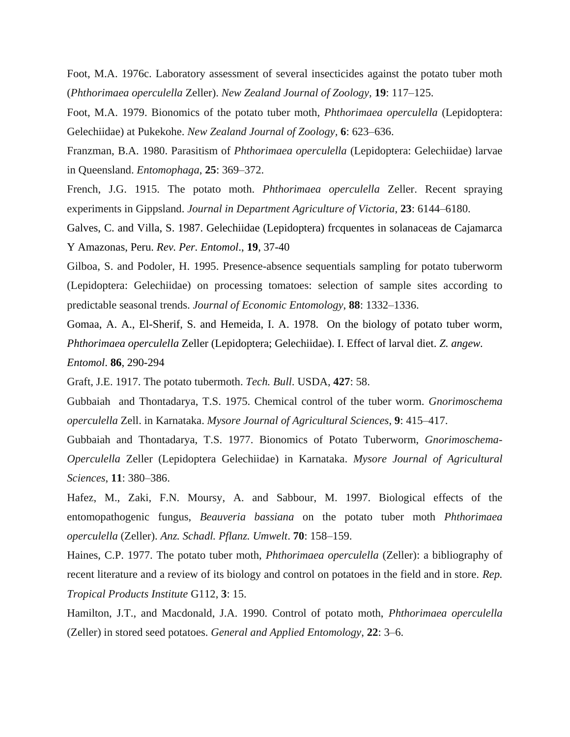Foot, M.A. 1976c. Laboratory assessment of several insecticides against the potato tuber moth (*Phthorimaea operculella* Zeller). *New Zealand Journal of Zoology*, **19**: 117–125.

Foot, M.A. 1979. Bionomics of the potato tuber moth, *Phthorimaea operculella* (Lepidoptera: Gelechiidae) at Pukekohe. *New Zealand Journal of Zoology*, **6**: 623–636.

Franzman, B.A. 1980. Parasitism of *Phthorimaea operculella* (Lepidoptera: Gelechiidae) larvae in Queensland. *Entomophaga*, **25**: 369–372.

French, J.G. 1915. The potato moth. *Phthorimaea operculella* Zeller. Recent spraying experiments in Gippsland. *Journal in Department Agriculture of Victoria*, **23**: 6144–6180.

Galves, C. and Villa, S. 1987. Gelechiidae (Lepidoptera) frcquentes in solanaceas de Cajamarca Y Amazonas, Peru. *Rev. Per. Entomol*., **19**, 37-40

Gilboa, S. and Podoler, H. 1995. Presence-absence sequentials sampling for potato tuberworm (Lepidoptera: Gelechiidae) on processing tomatoes: selection of sample sites according to predictable seasonal trends. *Journal of Economic Entomology*, **88**: 1332–1336.

Gomaa, A. A., El-Sherif, S. and Hemeida, I. A. 1978. On the biology of potato tuber worm, *Phthorimaea operculella* Zeller (Lepidoptera; Gelechiidae). I. Effect of larval diet. *Z. angew. Entomol*. **86**, 290-294

Graft, J.E. 1917. The potato tubermoth. *Tech. Bull*. USDA, **427**: 58.

Gubbaiah and Thontadarya, T.S. 1975. Chemical control of the tuber worm. *Gnorimoschema operculella* Zell. in Karnataka. *Mysore Journal of Agricultural Sciences*, **9**: 415–417.

Gubbaiah and Thontadarya, T.S. 1977. Bionomics of Potato Tuberworm, *Gnorimoschema-Operculella* Zeller (Lepidoptera Gelechiidae) in Karnataka. *Mysore Journal of Agricultural Sciences*, **11**: 380–386.

Hafez, M., Zaki, F.N. Moursy, A. and Sabbour, M. 1997. Biological effects of the entomopathogenic fungus, *Beauveria bassiana* on the potato tuber moth *Phthorimaea operculella* (Zeller). *Anz. Schadl. Pflanz. Umwelt*. **70**: 158–159.

Haines, C.P. 1977. The potato tuber moth, *Phthorimaea operculella* (Zeller): a bibliography of recent literature and a review of its biology and control on potatoes in the field and in store. *Rep. Tropical Products Institute* G112, **3**: 15.

Hamilton, J.T., and Macdonald, J.A. 1990. Control of potato moth, *Phthorimaea operculella* (Zeller) in stored seed potatoes. *General and Applied Entomology*, **22**: 3–6.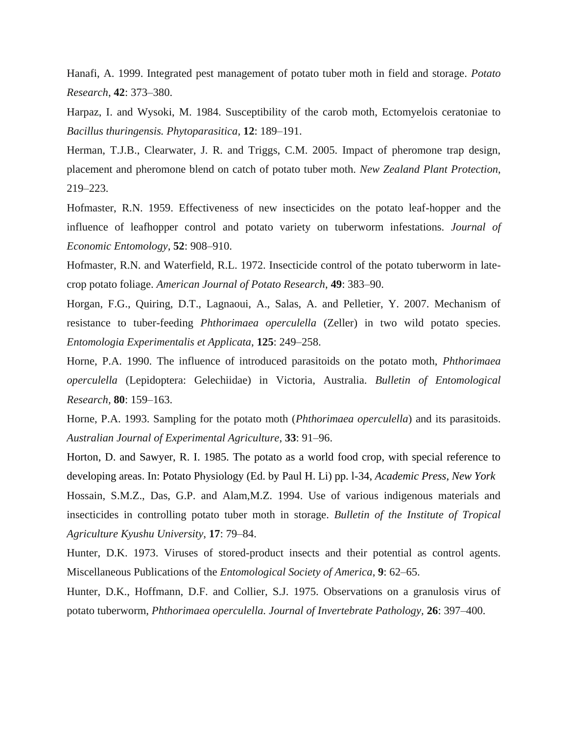Hanafi, A. 1999. Integrated pest management of potato tuber moth in field and storage. *Potato Research*, **42**: 373–380.

Harpaz, I. and Wysoki, M. 1984. Susceptibility of the carob moth, Ectomyelois ceratoniae to *Bacillus thuringensis. Phytoparasitica*, **12**: 189–191.

Herman, T.J.B., Clearwater, J. R. and Triggs, C.M. 2005. Impact of pheromone trap design, placement and pheromone blend on catch of potato tuber moth. *New Zealand Plant Protection*, 219–223.

Hofmaster, R.N. 1959. Effectiveness of new insecticides on the potato leaf-hopper and the influence of leafhopper control and potato variety on tuberworm infestations. *Journal of Economic Entomology*, **52**: 908–910.

Hofmaster, R.N. and Waterfield, R.L. 1972. Insecticide control of the potato tuberworm in late-crop potato foliage. *American Journal of Potato Research*, **49**: 383–90.

Horgan, F.G., Quiring, D.T., Lagnaoui, A., Salas, A. and Pelletier, Y. 2007. Mechanism of resistance to tuber-feeding *Phthorimaea operculella* (Zeller) in two wild potato species. *Entomologia Experimentalis et Applicata*, **125**: 249–258.

Horne, P.A. 1990. The influence of introduced parasitoids on the potato moth, *Phthorimaea operculella* (Lepidoptera: Gelechiidae) in Victoria, Australia. *Bulletin of Entomological Research*, **80**: 159–163.

Horne, P.A. 1993. Sampling for the potato moth (*Phthorimaea operculella*) and its parasitoids. *Australian Journal of Experimental Agriculture*, **33**: 91–96.

Horton, D. and Sawyer, R. I. 1985. The potato as a world food crop, with special reference to developing areas. In: Potato Physiology (Ed. by Paul H. Li) pp. l-34, *Academic Press, New York*

Hossain, S.M.Z., Das, G.P. and Alam,M.Z. 1994. Use of various indigenous materials and insecticides in controlling potato tuber moth in storage. *Bulletin of the Institute of Tropical Agriculture Kyushu University*, **17**: 79–84.

Hunter, D.K. 1973. Viruses of stored-product insects and their potential as control agents. Miscellaneous Publications of the *Entomological Society of America*, **9**: 62–65.

Hunter, D.K., Hoffmann, D.F. and Collier, S.J. 1975. Observations on a granulosis virus of potato tuberworm, *Phthorimaea operculella. Journal of Invertebrate Pathology*, **26**: 397–400.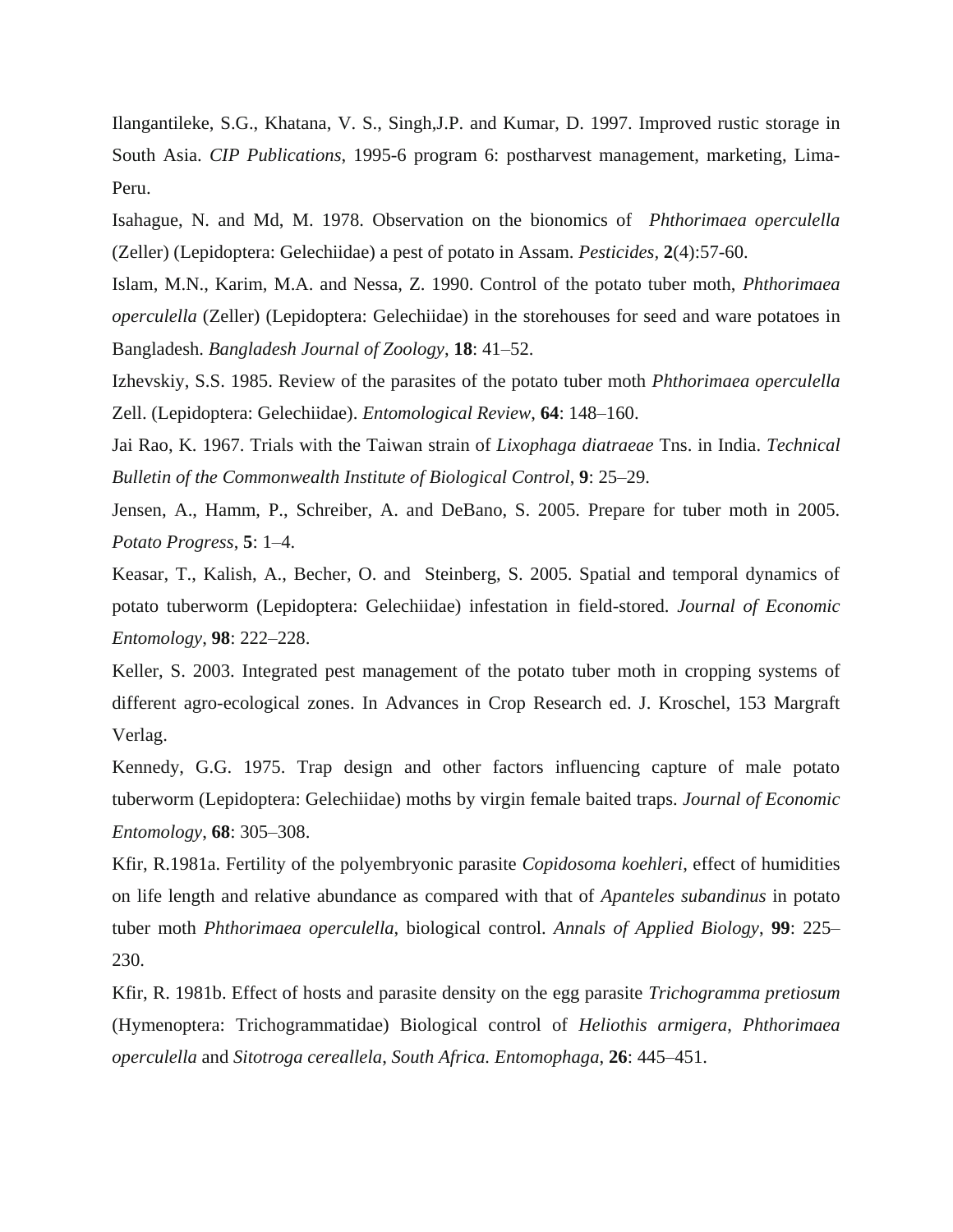Ilangantileke, S.G., Khatana, V. S., Singh,J.P. and Kumar, D. 1997. Improved rustic storage in South Asia. *CIP Publications*, 1995-6 program 6: postharvest management, marketing, Lima-Peru.

Isahague, N. and Md, M. 1978. Observation on the bionomics of *Phthorimaea operculella* (Zeller) (Lepidoptera: Gelechiidae) a pest of potato in Assam. *Pesticides*, **2**(4):57-60.

Islam, M.N., Karim, M.A. and Nessa, Z. 1990. Control of the potato tuber moth, *Phthorimaea operculella* (Zeller) (Lepidoptera: Gelechiidae) in the storehouses for seed and ware potatoes in Bangladesh. *Bangladesh Journal of Zoology*, **18**: 41–52.

Izhevskiy, S.S. 1985. Review of the parasites of the potato tuber moth *Phthorimaea operculella* Zell. (Lepidoptera: Gelechiidae). *Entomological Review*, **64**: 148–160.

Jai Rao, K. 1967. Trials with the Taiwan strain of *Lixophaga diatraeae* Tns. in India. *Technical Bulletin of the Commonwealth Institute of Biological Control*, **9**: 25–29.

Jensen, A., Hamm, P., Schreiber, A. and DeBano, S. 2005. Prepare for tuber moth in 2005. *Potato Progress*, **5**: 1–4.

Keasar, T., Kalish, A., Becher, O. and Steinberg, S. 2005. Spatial and temporal dynamics of potato tuberworm (Lepidoptera: Gelechiidae) infestation in field-stored. *Journal of Economic Entomology*, **98**: 222–228.

Keller, S. 2003. Integrated pest management of the potato tuber moth in cropping systems of different agro-ecological zones. In Advances in Crop Research ed. J. Kroschel, 153 Margraft Verlag.

Kennedy, G.G. 1975. Trap design and other factors influencing capture of male potato tuberworm (Lepidoptera: Gelechiidae) moths by virgin female baited traps. *Journal of Economic Entomology*, **68**: 305–308.

Kfir, R.1981a. Fertility of the polyembryonic parasite *Copidosoma koehleri*, effect of humidities on life length and relative abundance as compared with that of *Apanteles subandinus* in potato tuber moth *Phthorimaea operculella*, biological control. *Annals of Applied Biology*, **99**: 225–230.

Kfir, R. 1981b. Effect of hosts and parasite density on the egg parasite *Trichogramma pretiosum* (Hymenoptera: Trichogrammatidae) Biological control of *Heliothis armigera*, *Phthorimaea operculella* and *Sitotroga cereallela*, *South Africa. Entomophaga*, **26**: 445–451.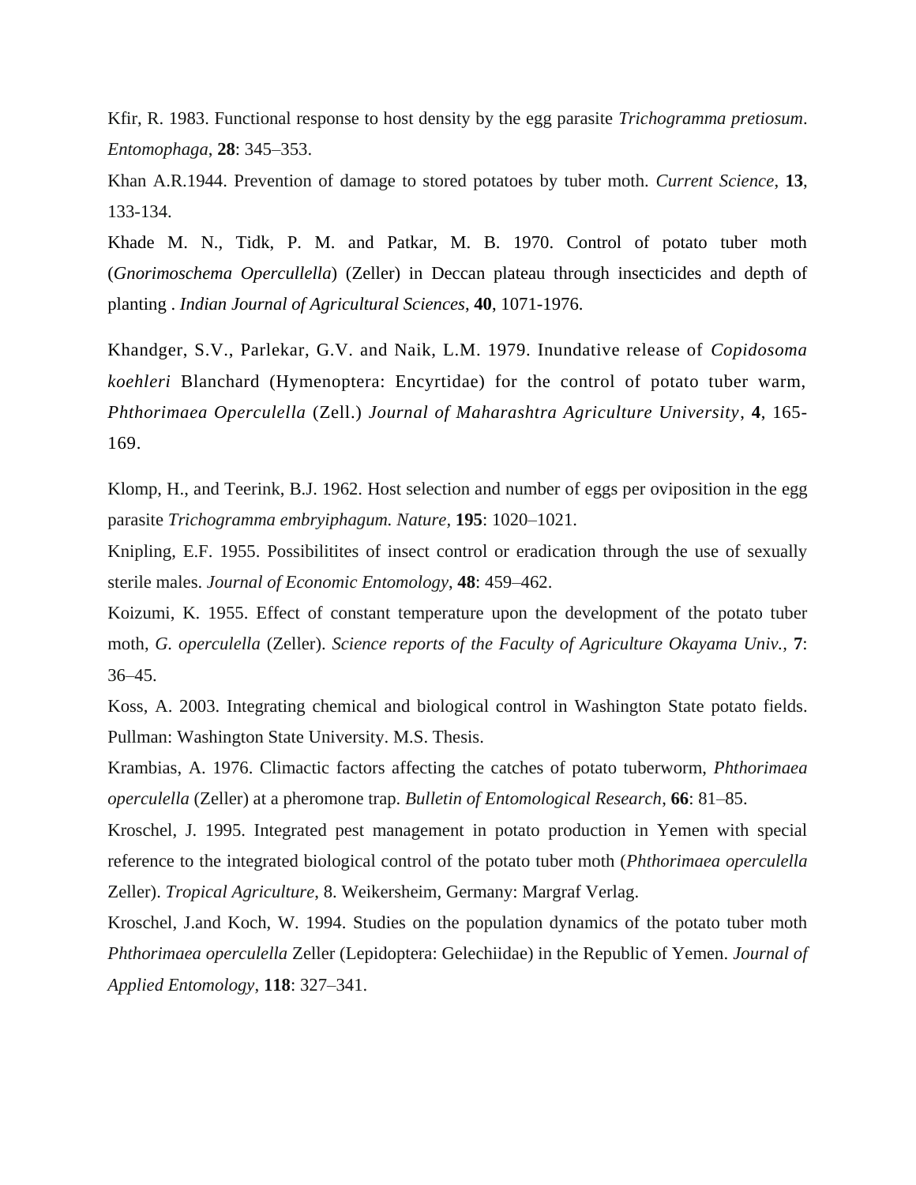Kfir, R. 1983. Functional response to host density by the egg parasite *Trichogramma pretiosum*. *Entomophaga,* **28**: 345–353.

Khan A.R.1944. Prevention of damage to stored potatoes by tuber moth. *Current Science*, **13**, 133-134.

Khade M. N., Tidk, P. M. and Patkar, M. B. 1970. Control of potato tuber moth (*Gnorimoschema Opercullella*) (Zeller) in Deccan plateau through insecticides and depth of planting . *Indian Journal of Agricultural Sciences*, **40**, 1071-1976.

Khandger, S.V., Parlekar, G.V. and Naik, L.M. 1979. Inundative release of *Copidosoma koehleri* Blanchard (Hymenoptera: Encyrtidae) for the control of potato tuber warm, *Phthorimaea Operculella* (Zell.) *Journal of Maharashtra Agriculture University*, **4**, 165-169.

Klomp, H., and Teerink, B.J. 1962. Host selection and number of eggs per oviposition in the egg parasite *Trichogramma embryiphagum. Nature,* **195**: 1020–1021.

Knipling, E.F. 1955. Possibilitites of insect control or eradication through the use of sexually sterile males. *Journal of Economic Entomology*, **48**: 459–462.

Koizumi, K. 1955. Effect of constant temperature upon the development of the potato tuber moth, *G. operculella* (Zeller). *Science reports of the Faculty of Agriculture Okayama Univ.,* **7**: 36–45.

Koss, A. 2003. Integrating chemical and biological control in Washington State potato fields. Pullman: Washington State University. M.S. Thesis.

Krambias, A. 1976. Climactic factors affecting the catches of potato tuberworm, *Phthorimaea operculella* (Zeller) at a pheromone trap. *Bulletin of Entomological Research*, **66**: 81–85.

Kroschel, J. 1995. Integrated pest management in potato production in Yemen with special reference to the integrated biological control of the potato tuber moth (*Phthorimaea operculella* Zeller). *Tropical Agriculture*, 8. Weikersheim, Germany: Margraf Verlag.

Kroschel, J.and Koch, W. 1994. Studies on the population dynamics of the potato tuber moth *Phthorimaea operculella* Zeller (Lepidoptera: Gelechiidae) in the Republic of Yemen. *Journal of Applied Entomology*, **118**: 327–341.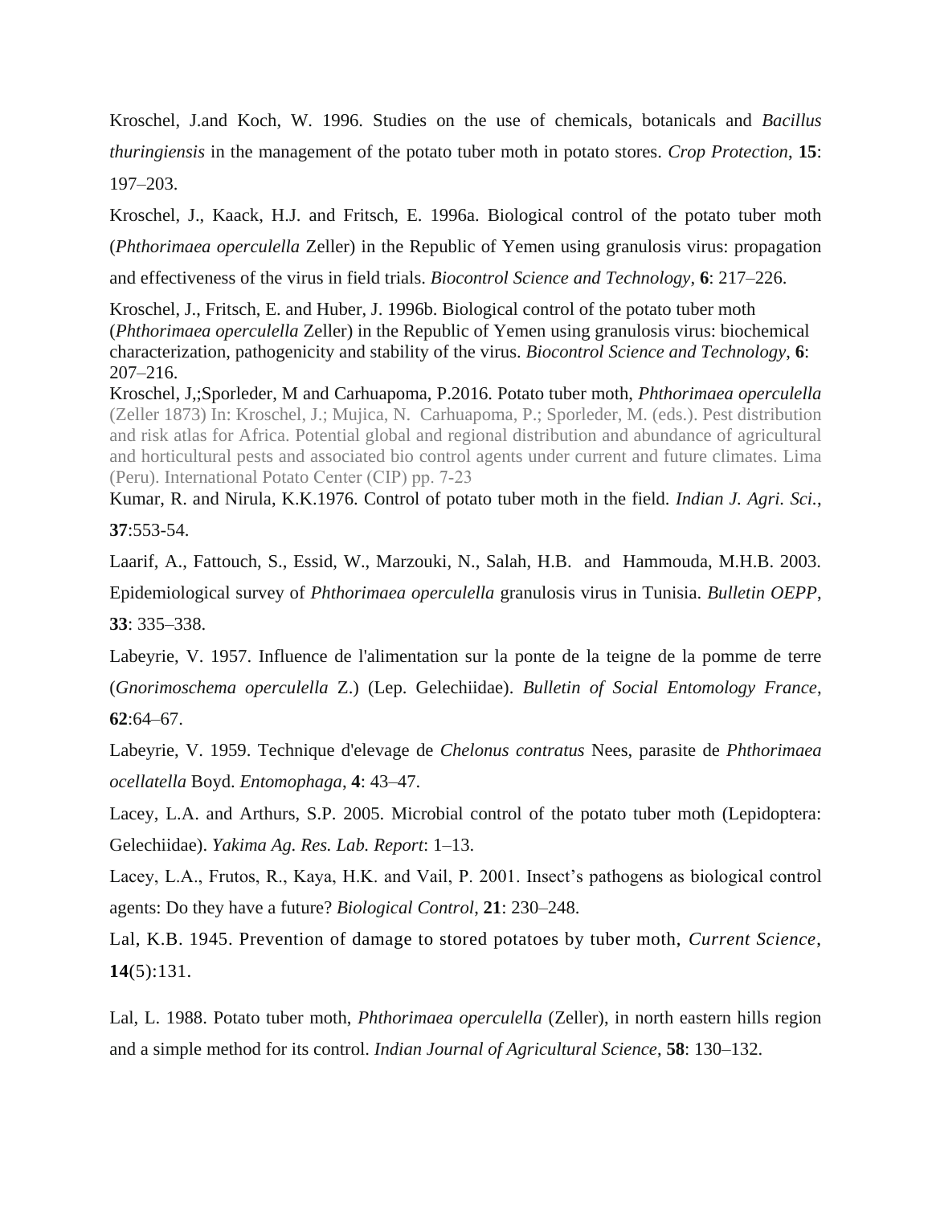Kroschel, J.and Koch, W. 1996. Studies on the use of chemicals, botanicals and *Bacillus thuringiensis* in the management of the potato tuber moth in potato stores. *Crop Protection*, **15**: 197–203.

Kroschel, J., Kaack, H.J. and Fritsch, E. 1996a. Biological control of the potato tuber moth (*Phthorimaea operculella* Zeller) in the Republic of Yemen using granulosis virus: propagation and effectiveness of the virus in field trials. *Biocontrol Science and Technology*, **6**: 217–226.

Kroschel, J., Fritsch, E. and Huber, J. 1996b. Biological control of the potato tuber moth (*Phthorimaea operculella* Zeller) in the Republic of Yemen using granulosis virus: biochemical characterization, pathogenicity and stability of the virus. *Biocontrol Science and Technology*, **6**: 207–216.

Kroschel, J,;Sporleder, M and Carhuapoma, P.2016. Potato tuber moth, *Phthorimaea operculella* (Zeller 1873) In: Kroschel, J.; Mujica, N. Carhuapoma, P.; Sporleder, M. (eds.). Pest distribution and risk atlas for Africa. Potential global and regional distribution and abundance of agricultural and horticultural pests and associated bio control agents under current and future climates. Lima (Peru). International Potato Center (CIP) pp. 7-23

Kumar, R. and Nirula, K.K.1976. Control of potato tuber moth in the field. *Indian J. Agri. Sci.*, **37**:553-54.

Laarif, A., Fattouch, S., Essid, W., Marzouki, N., Salah, H.B. and Hammouda, M.H.B. 2003. Epidemiological survey of *Phthorimaea operculella* granulosis virus in Tunisia. *Bulletin OEPP*, **33**: 335–338.

Labeyrie, V. 1957. Influence de l'alimentation sur la ponte de la teigne de la pomme de terre (*Gnorimoschema operculella* Z.) (Lep. Gelechiidae). *Bulletin of Social Entomology France*, **62**:64–67.

Labeyrie, V. 1959. Technique d'elevage de *Chelonus contratus* Nees, parasite de *Phthorimaea ocellatella* Boyd. *Entomophaga*, **4**: 43–47.

Lacey, L.A. and Arthurs, S.P. 2005. Microbial control of the potato tuber moth (Lepidoptera: Gelechiidae). *Yakima Ag. Res. Lab. Report*: 1–13.

Lacey, L.A., Frutos, R., Kaya, H.K. and Vail, P. 2001. Insect's pathogens as biological control agents: Do they have a future? *Biological Control*, **21**: 230–248.

Lal, K.B. 1945. Prevention of damage to stored potatoes by tuber moth, *Current Science*, **14**(5):131.

Lal, L. 1988. Potato tuber moth, *Phthorimaea operculella* (Zeller), in north eastern hills region and a simple method for its control. *Indian Journal of Agricultural Science*, **58**: 130–132.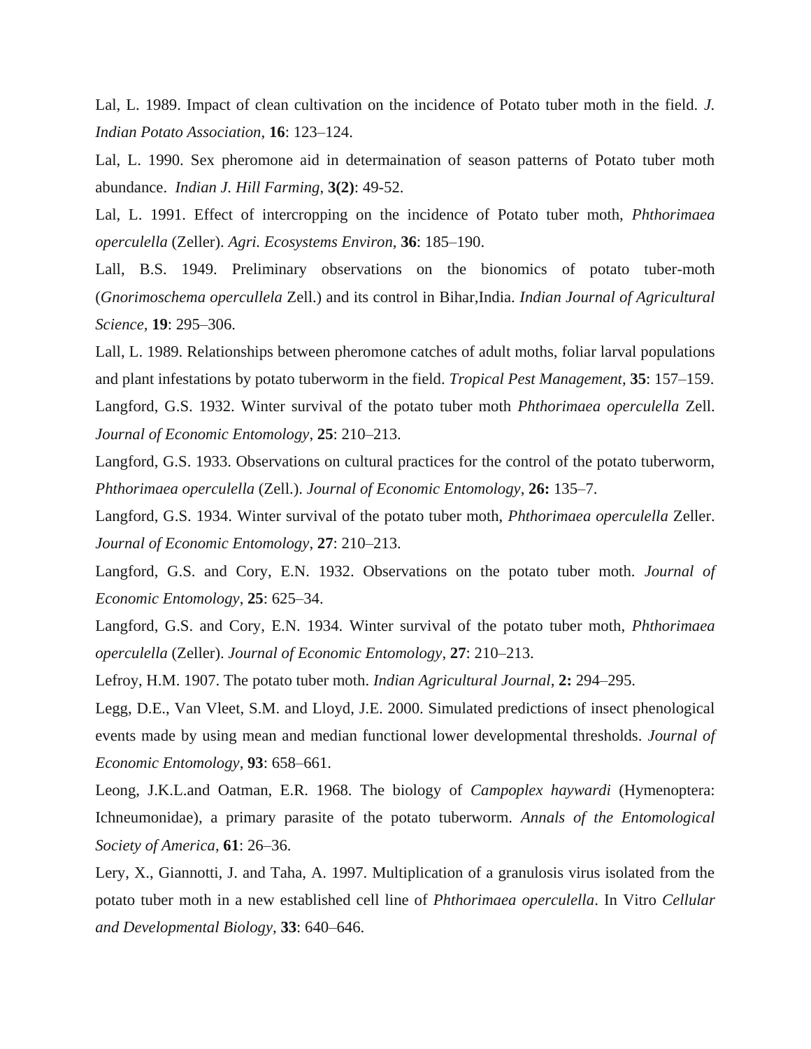Lal, L. 1989. Impact of clean cultivation on the incidence of Potato tuber moth in the field. *J. Indian Potato Association*, **16**: 123–124.

Lal, L. 1990. Sex pheromone aid in determaination of season patterns of Potato tuber moth abundance. *Indian J. Hill Farming*, **3(2)**: 49-52.

Lal, L. 1991. Effect of intercropping on the incidence of Potato tuber moth, *Phthorimaea operculella* (Zeller). *Agri. Ecosystems Environ*, **36**: 185–190.

Lall, B.S. 1949. Preliminary observations on the bionomics of potato tuber-moth (*Gnorimoschema opercullela* Zell.) and its control in Bihar,India. *Indian Journal of Agricultural Science*, **19**: 295–306.

Lall, L. 1989. Relationships between pheromone catches of adult moths, foliar larval populations and plant infestations by potato tuberworm in the field. *Tropical Pest Management*, **35**: 157–159.

Langford, G.S. 1932. Winter survival of the potato tuber moth *Phthorimaea operculella* Zell. *Journal of Economic Entomology*, **25**: 210–213.

Langford, G.S. 1933. Observations on cultural practices for the control of the potato tuberworm, *Phthorimaea operculella* (Zell.). *Journal of Economic Entomology*, **26:** 135–7.

Langford, G.S. 1934. Winter survival of the potato tuber moth, *Phthorimaea operculella* Zeller. *Journal of Economic Entomology*, **27**: 210–213.

Langford, G.S. and Cory, E.N. 1932. Observations on the potato tuber moth. *Journal of Economic Entomology*, **25**: 625–34.

Langford, G.S. and Cory, E.N. 1934. Winter survival of the potato tuber moth, *Phthorimaea operculella* (Zeller). *Journal of Economic Entomology*, **27**: 210–213.

Lefroy, H.M. 1907. The potato tuber moth. *Indian Agricultural Journal*, **2:** 294–295.

Legg, D.E., Van Vleet, S.M. and Lloyd, J.E. 2000. Simulated predictions of insect phenological events made by using mean and median functional lower developmental thresholds. *Journal of Economic Entomology*, **93**: 658–661.

Leong, J.K.L.and Oatman, E.R. 1968. The biology of *Campoplex haywardi* (Hymenoptera: Ichneumonidae), a primary parasite of the potato tuberworm. *Annals of the Entomological Society of America*, **61**: 26–36.

Lery, X., Giannotti, J. and Taha, A. 1997. Multiplication of a granulosis virus isolated from the potato tuber moth in a new established cell line of *Phthorimaea operculella*. In Vitro *Cellular and Developmental Biology*, **33**: 640–646.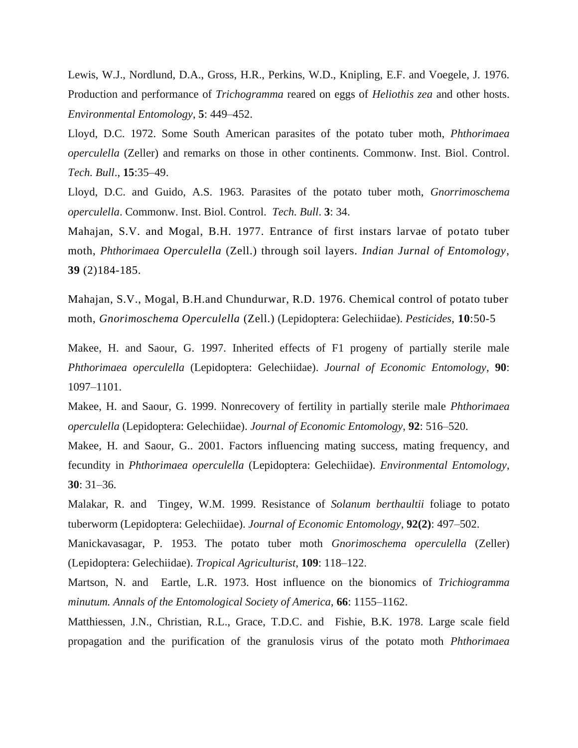Lewis, W.J., Nordlund, D.A., Gross, H.R., Perkins, W.D., Knipling, E.F. and Voegele, J. 1976. Production and performance of *Trichogramma* reared on eggs of *Heliothis zea* and other hosts. *Environmental Entomology*, **5**: 449–452.

Lloyd, D.C. 1972. Some South American parasites of the potato tuber moth, *Phthorimaea operculella* (Zeller) and remarks on those in other continents. Commonw. Inst. Biol. Control. *Tech. Bull*., **15**:35–49.

Lloyd, D.C. and Guido, A.S. 1963. Parasites of the potato tuber moth, *Gnorrimoschema operculella*. Commonw. Inst. Biol. Control. *Tech. Bull*. **3**: 34.

Mahajan, S.V. and Mogal, B.H. 1977. Entrance of first instars larvae of potato tuber moth, *Phthorimaea Operculella* (Zell.) through soil layers. *Indian Jurnal of Entomology*, **39** (2)184-185.

Mahajan, S.V., Mogal, B.H.and Chundurwar, R.D. 1976. Chemical control of potato tuber moth, *Gnorimoschema Operculella* (Zell.) (Lepidoptera: Gelechiidae). *Pesticides*, **10**:50-5

Makee, H. and Saour, G. 1997. Inherited effects of F1 progeny of partially sterile male *Phthorimaea operculella* (Lepidoptera: Gelechiidae). *Journal of Economic Entomology*, **90**: 1097–1101.

Makee, H. and Saour, G. 1999. Nonrecovery of fertility in partially sterile male *Phthorimaea operculella* (Lepidoptera: Gelechiidae). *Journal of Economic Entomology*, **92**: 516–520.

Makee, H. and Saour, G.. 2001. Factors influencing mating success, mating frequency, and fecundity in *Phthorimaea operculella* (Lepidoptera: Gelechiidae). *Environmental Entomology*, **30**: 31–36.

Malakar, R. and Tingey, W.M. 1999. Resistance of *Solanum berthaultii* foliage to potato tuberworm (Lepidoptera: Gelechiidae). *Journal of Economic Entomology*, **92(2)**: 497–502.

Manickavasagar, P. 1953. The potato tuber moth *Gnorimoschema operculella* (Zeller) (Lepidoptera: Gelechiidae). *Tropical Agriculturist*, **109**: 118–122.

Martson, N. and Eartle, L.R. 1973. Host influence on the bionomics of *Trichiogramma minutum. Annals of the Entomological Society of America,* **66**: 1155–1162.

Matthiessen, J.N., Christian, R.L., Grace, T.D.C. and Fishie, B.K. 1978. Large scale field propagation and the purification of the granulosis virus of the potato moth *Phthorimaea*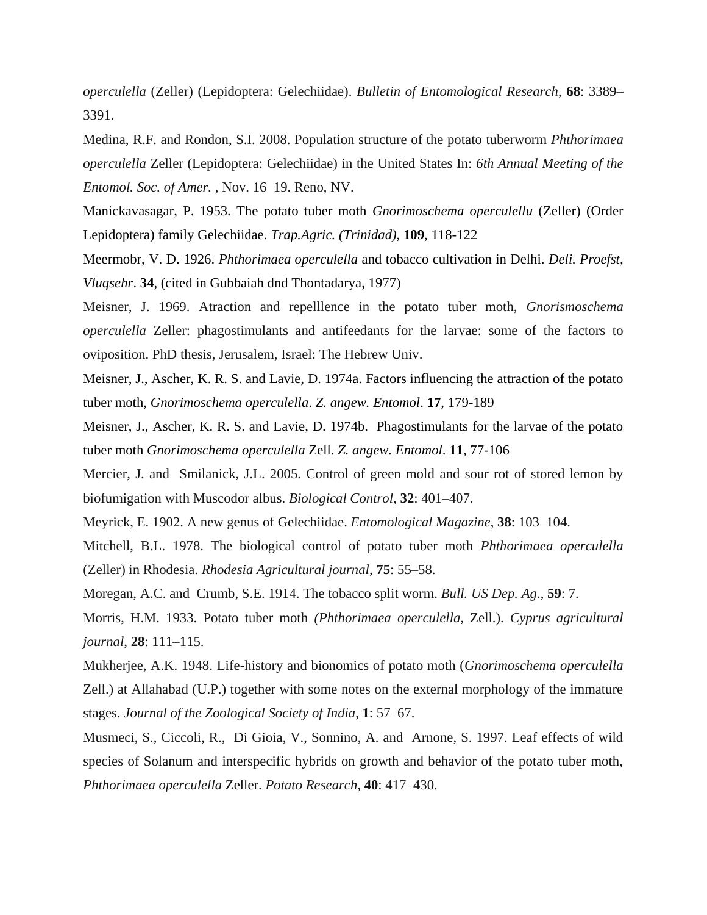*operculella* (Zeller) (Lepidoptera: Gelechiidae). *Bulletin of Entomological Research*, **68**: 3389–3391.

Medina, R.F. and Rondon, S.I. 2008. Population structure of the potato tuberworm *Phthorimaea operculella* Zeller (Lepidoptera: Gelechiidae) in the United States In: *6th Annual Meeting of the Entomol. Soc. of Amer.* , Nov. 16–19. Reno, NV.

Manickavasagar, P. 1953. The potato tuber moth *Gnorimoschema operculellu* (Zeller) (Order Lepidoptera) family Gelechiidae. *Trap.Agric. (Trinidad),* **109**, 118-122

Meermobr, V. D. 1926. *Phthorimaea operculella* and tobacco cultivation in Delhi. *Deli. Proefst, Vluqsehr*. **34**, (cited in Gubbaiah dnd Thontadarya, 1977)

Meisner, J. 1969. Atraction and repelllence in the potato tuber moth, *Gnorismoschema operculella* Zeller: phagostimulants and antifeedants for the larvae: some of the factors to oviposition. PhD thesis, Jerusalem, Israel: The Hebrew Univ.

Meisner, J., Ascher, K. R. S. and Lavie, D. 1974a. Factors influencing the attraction of the potato tuber moth, *Gnorimoschema operculella*. *Z. angew. Entomol*. **17**, 179-189

Meisner, J., Ascher, K. R. S. and Lavie, D. 1974b. Phagostimulants for the larvae of the potato tuber moth *Gnorimoschema operculella* Zell. *Z. angew. Entomol*. **11**, 77-106

Mercier, J. and Smilanick, J.L. 2005. Control of green mold and sour rot of stored lemon by biofumigation with Muscodor albus. *Biological Control*, **32**: 401–407.

Meyrick, E. 1902. A new genus of Gelechiidae. *Entomological Magazine*, **38**: 103–104.

Mitchell, B.L. 1978. The biological control of potato tuber moth *Phthorimaea operculella* (Zeller) in Rhodesia. *Rhodesia Agricultural journal*, **75**: 55–58.

Moregan, A.C. and Crumb, S.E. 1914. The tobacco split worm. *Bull. US Dep. Ag*., **59**: 7.

Morris, H.M. 1933. Potato tuber moth *(Phthorimaea operculella*, Zell.). *Cyprus agricultural journal*, **28**: 111–115.

Mukherjee, A.K. 1948. Life-history and bionomics of potato moth (*Gnorimoschema operculella* Zell.) at Allahabad (U.P.) together with some notes on the external morphology of the immature stages. *Journal of the Zoological Society of India*, **1**: 57–67.

Musmeci, S., Ciccoli, R., Di Gioia, V., Sonnino, A. and Arnone, S. 1997. Leaf effects of wild species of Solanum and interspecific hybrids on growth and behavior of the potato tuber moth, *Phthorimaea operculella* Zeller. *Potato Research*, **40**: 417–430.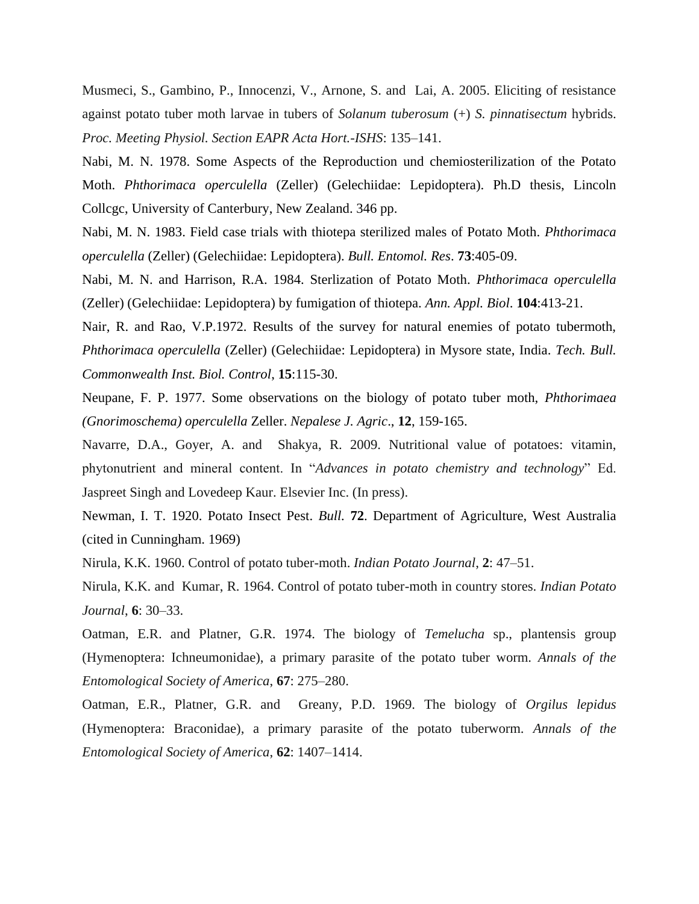Musmeci, S., Gambino, P., Innocenzi, V., Arnone, S. and  Lai, A. 2005. Eliciting of resistance against potato tuber moth larvae in tubers of *Solanum tuberosum* (+) *S. pinnatisectum* hybrids. *Proc. Meeting Physiol. Section EAPR Acta Hort.-ISHS*: 135–141.

Nabi, M. N. 1978. Some Aspects of the Reproduction und chemiosterilization of the Potato Moth. *Phthorimaca operculella* (Zeller) (Gelechiidae: Lepidoptera). Ph.D thesis, Lincoln Collcgc, University of Canterbury, New Zealand. 346 pp.

Nabi, M. N. 1983. Field case trials with thiotepa sterilized males of Potato Moth. *Phthorimaca operculella* (Zeller) (Gelechiidae: Lepidoptera). *Bull. Entomol. Res*. **73**:405-09.

Nabi, M. N. and Harrison, R.A. 1984. Sterlization of Potato Moth. *Phthorimaca operculella* (Zeller) (Gelechiidae: Lepidoptera) by fumigation of thiotepa. *Ann. Appl. Biol*. **104**:413-21.

Nair, R. and Rao, V.P.1972. Results of the survey for natural enemies of potato tubermoth, *Phthorimaca operculella* (Zeller) (Gelechiidae: Lepidoptera) in Mysore state, India. *Tech. Bull. Commonwealth Inst. Biol. Control*, **15**:115-30.

Neupane, F. P. 1977. Some observations on the biology of potato tuber moth, *Phthorimaea (Gnorimoschema) operculella* Zeller. *Nepalese J. Agric*., **12**, 159-165.

Navarre, D.A., Goyer, A. and  Shakya, R. 2009. Nutritional value of potatoes: vitamin, phytonutrient and mineral content. In "*Advances in potato chemistry and technology*" Ed. Jaspreet Singh and Lovedeep Kaur. Elsevier Inc. (In press).

Newman, I. T. 1920. Potato Insect Pest. *Bull.* **72**. Department of Agriculture, West Australia (cited in Cunningham. 1969)

Nirula, K.K. 1960. Control of potato tuber-moth. *Indian Potato Journal*, **2**: 47–51.

Nirula, K.K. and  Kumar, R. 1964. Control of potato tuber-moth in country stores. *Indian Potato Journal*, **6**: 30–33.

Oatman, E.R. and Platner, G.R. 1974. The biology of *Temelucha* sp., plantensis group (Hymenoptera: Ichneumonidae), a primary parasite of the potato tuber worm. *Annals of the Entomological Society of America*, **67**: 275–280.

Oatman, E.R., Platner, G.R. and  Greany, P.D. 1969. The biology of *Orgilus lepidus* (Hymenoptera: Braconidae), a primary parasite of the potato tuberworm. *Annals of the Entomological Society of America*, **62**: 1407–1414.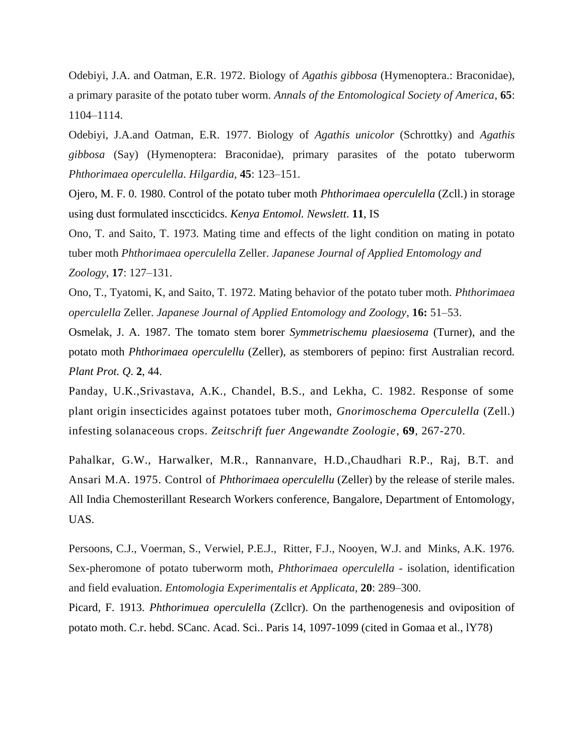Odebiyi, J.A. and Oatman, E.R. 1972. Biology of *Agathis gibbosa* (Hymenoptera.: Braconidae), a primary parasite of the potato tuber worm. *Annals of the Entomological Society of America*, **65**: 1104–1114.

Odebiyi, J.A.and Oatman, E.R. 1977. Biology of *Agathis unicolor* (Schrottky) and *Agathis gibbosa* (Say) (Hymenoptera: Braconidae), primary parasites of the potato tuberworm *Phthorimaea operculella*. *Hilgardia*, **45**: 123–151.

Ojero, M. F. 0. 1980. Control of the potato tuber moth *Phthorimaea operculella* (Zcll.) in storage using dust formulated insccticidcs. *Kenya Entomol. Newslett*. **11**, IS

Ono, T. and Saito, T. 1973. Mating time and effects of the light condition on mating in potato tuber moth *Phthorimaea operculella* Zeller. *Japanese Journal of Applied Entomology and Zoology*, **17**: 127–131.

Ono, T., Tyatomi, K, and Saito, T. 1972. Mating behavior of the potato tuber moth. *Phthorimaea operculella* Zeller. *Japanese Journal of Applied Entomology and Zoology*, **16:** 51–53.

Osmelak, J. A. 1987. The tomato stem borer *Symmetrischemu plaesiosema* (Turner), and the potato moth *Phthorimaea operculellu* (Zeller), as stemborers of pepino: first Australian record. *Plant Prot. Q*. **2**, 44.

Panday, U.K.,Srivastava, A.K., Chandel, B.S., and Lekha, C. 1982. Response of some plant origin insecticides against potatoes tuber moth, *Gnorimoschema Operculella* (Zell.) infesting solanaceous crops. *Zeitschrift fuer Angewandte Zoologie*, **69**, 267-270.

Pahalkar, G.W., Harwalker, M.R., Rannanvare, H.D.,Chaudhari R.P., Raj, B.T. and Ansari M.A. 1975. Control of *Phthorimaea operculellu* (Zeller) by the release of sterile males. All India Chemosterillant Research Workers conference, Bangalore, Department of Entomology, UAS.

Persoons, C.J., Voerman, S., Verwiel, P.E.J., Ritter, F.J., Nooyen, W.J. and Minks, A.K. 1976. Sex-pheromone of potato tuberworm moth, *Phthorimaea operculella* - isolation, identification and field evaluation. *Entomologia Experimentalis et Applicata*, **20**: 289–300.

Picard, F. 1913. *Phthorimuea operculella* (Zcllcr). On the parthenogenesis and oviposition of potato moth. C.r. hebd. SCanc. Acad. Sci.. Paris 14, 1097-1099 (cited in Gomaa et al., lY78)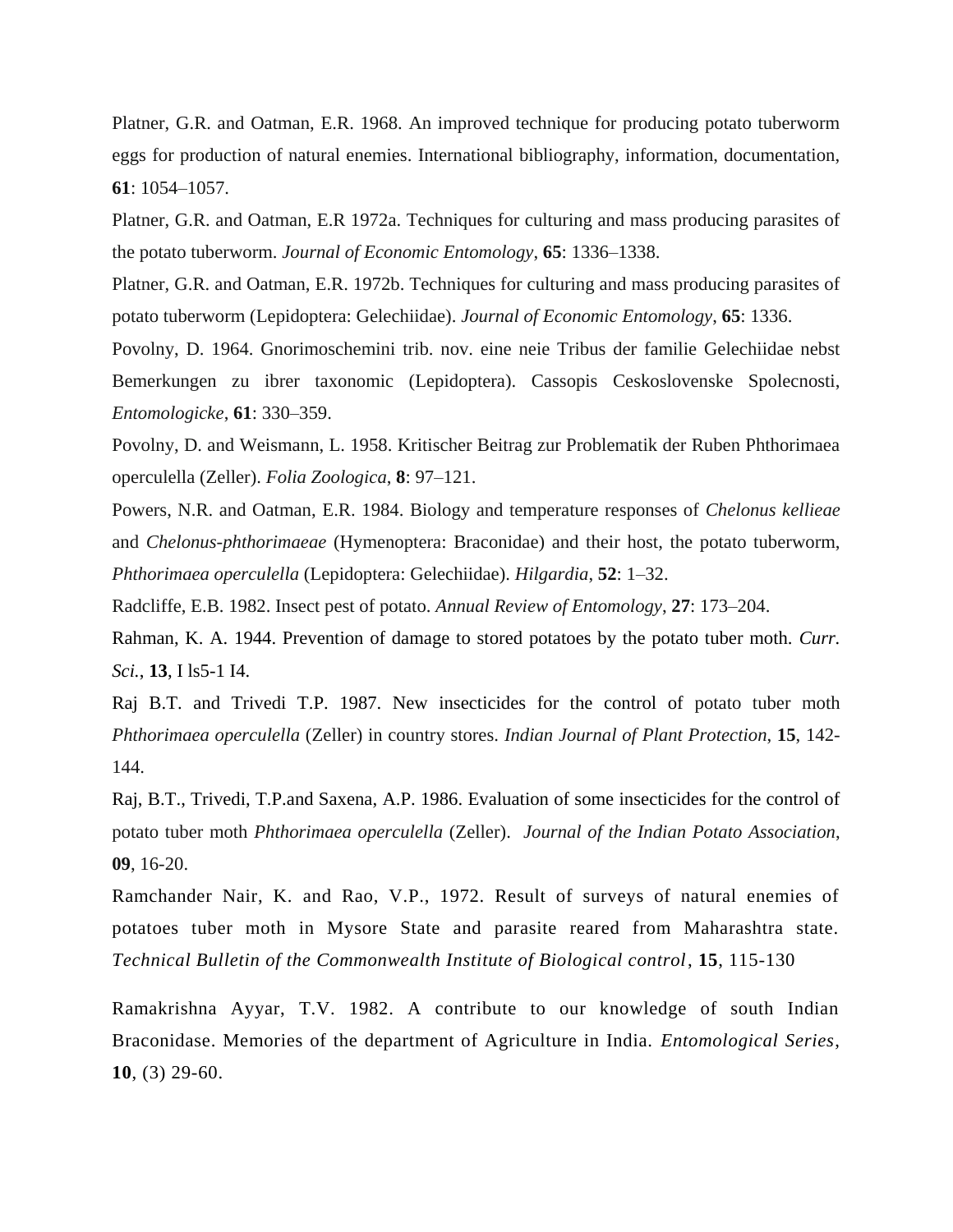Platner, G.R. and Oatman, E.R. 1968. An improved technique for producing potato tuberworm eggs for production of natural enemies. International bibliography, information, documentation, **61**: 1054–1057.

Platner, G.R. and Oatman, E.R 1972a. Techniques for culturing and mass producing parasites of the potato tuberworm. *Journal of Economic Entomology*, **65**: 1336–1338.

Platner, G.R. and Oatman, E.R. 1972b. Techniques for culturing and mass producing parasites of potato tuberworm (Lepidoptera: Gelechiidae). *Journal of Economic Entomology*, **65**: 1336.

Povolny, D. 1964. Gnorimoschemini trib. nov. eine neie Tribus der familie Gelechiidae nebst Bemerkungen zu ibrer taxonomic (Lepidoptera). Cassopis Ceskoslovenske Spolecnosti, *Entomologicke*, **61**: 330–359.

Povolny, D. and Weismann, L. 1958. Kritischer Beitrag zur Problematik der Ruben Phthorimaea operculella (Zeller). *Folia Zoologica*, **8**: 97–121.

Powers, N.R. and Oatman, E.R. 1984. Biology and temperature responses of *Chelonus kellieae* and *Chelonus-phthorimaeae* (Hymenoptera: Braconidae) and their host, the potato tuberworm, *Phthorimaea operculella* (Lepidoptera: Gelechiidae). *Hilgardia*, **52**: 1–32.

Radcliffe, E.B. 1982. Insect pest of potato. *Annual Review of Entomology*, **27**: 173–204.

Rahman, K. A. 1944. Prevention of damage to stored potatoes by the potato tuber moth. *Curr. Sci.*, **13**, I ls5-1 I4.

Raj B.T. and Trivedi T.P. 1987. New insecticides for the control of potato tuber moth *Phthorimaea operculella* (Zeller) in country stores. *Indian Journal of Plant Protection*, **15**, 142-144.

Raj, B.T., Trivedi, T.P.and Saxena, A.P. 1986. Evaluation of some insecticides for the control of potato tuber moth *Phthorimaea operculella* (Zeller). *Journal of the Indian Potato Association*, **09**, 16-20.

Ramchander Nair, K. and Rao, V.P., 1972. Result of surveys of natural enemies of potatoes tuber moth in Mysore State and parasite reared from Maharashtra state. *Technical Bulletin of the Commonwealth Institute of Biological control*, **15**, 115-130

Ramakrishna Ayyar, T.V. 1982. A contribute to our knowledge of south Indian Braconidase. Memories of the department of Agriculture in India. *Entomological Series*, **10**, (3) 29-60.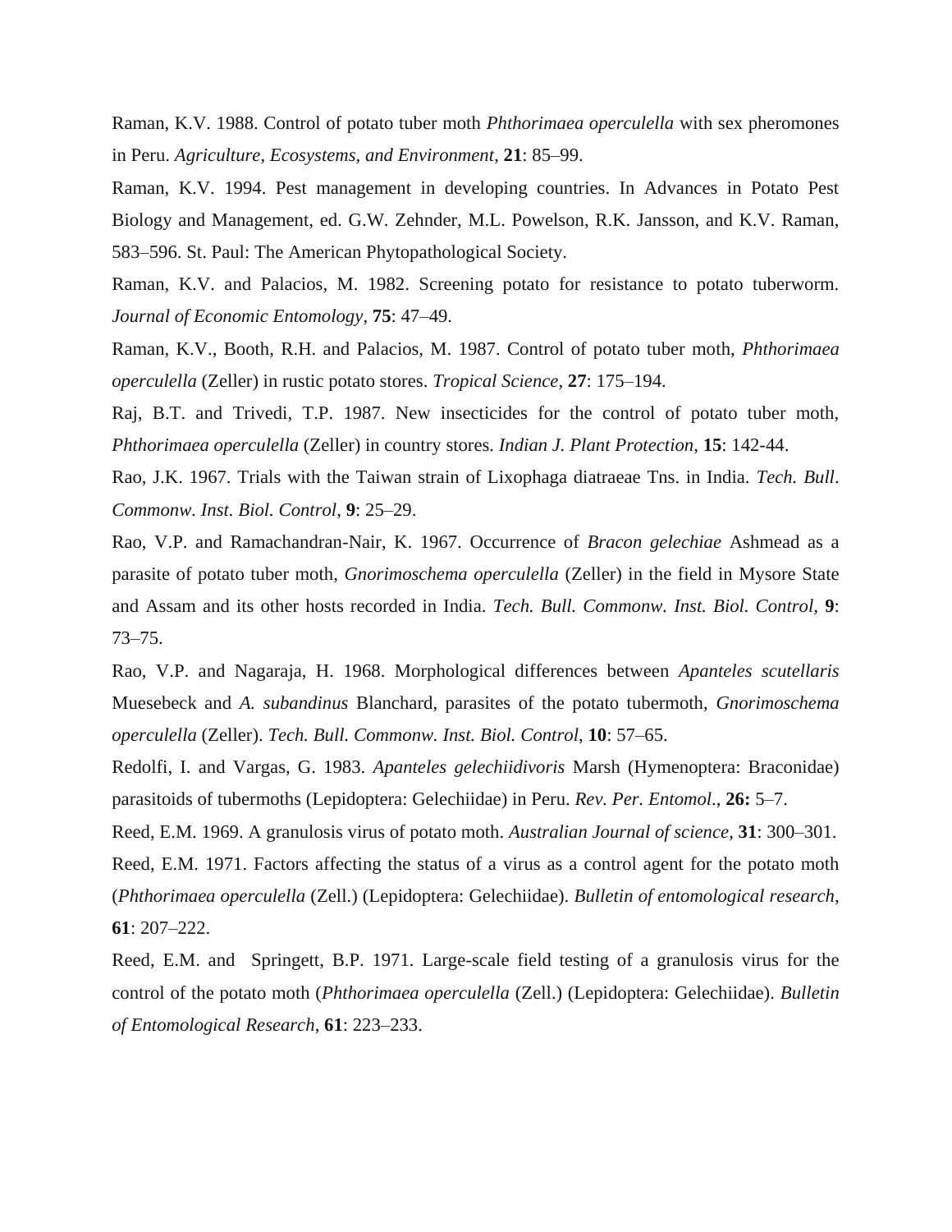Raman, K.V. 1988. Control of potato tuber moth *Phthorimaea operculella* with sex pheromones in Peru. *Agriculture, Ecosystems, and Environment*, **21**: 85–99.

Raman, K.V. 1994. Pest management in developing countries. In Advances in Potato Pest Biology and Management, ed. G.W. Zehnder, M.L. Powelson, R.K. Jansson, and K.V. Raman, 583–596. St. Paul: The American Phytopathological Society.

Raman, K.V. and Palacios, M. 1982. Screening potato for resistance to potato tuberworm. *Journal of Economic Entomology*, **75**: 47–49.

Raman, K.V., Booth, R.H. and Palacios, M. 1987. Control of potato tuber moth, *Phthorimaea operculella* (Zeller) in rustic potato stores. *Tropical Science*, **27**: 175–194.

Raj, B.T. and Trivedi, T.P. 1987. New insecticides for the control of potato tuber moth, *Phthorimaea operculella* (Zeller) in country stores. *Indian J. Plant Protection*, **15**: 142-44.

Rao, J.K. 1967. Trials with the Taiwan strain of Lixophaga diatraeae Tns. in India. *Tech. Bull. Commonw. Inst. Biol. Control*, **9**: 25–29.

Rao, V.P. and Ramachandran-Nair, K. 1967. Occurrence of *Bracon gelechiae* Ashmead as a parasite of potato tuber moth, *Gnorimoschema operculella* (Zeller) in the field in Mysore State and Assam and its other hosts recorded in India. *Tech. Bull. Commonw. Inst. Biol. Control*, **9**: 73–75.

Rao, V.P. and Nagaraja, H. 1968. Morphological differences between *Apanteles scutellaris* Muesebeck and *A. subandinus* Blanchard, parasites of the potato tubermoth, *Gnorimoschema operculella* (Zeller). *Tech. Bull. Commonw. Inst. Biol. Control*, **10**: 57–65.

Redolfi, I. and Vargas, G. 1983. *Apanteles gelechiidivoris* Marsh (Hymenoptera: Braconidae) parasitoids of tubermoths (Lepidoptera: Gelechiidae) in Peru. *Rev. Per. Entomol*., **26:** 5–7.

Reed, E.M. 1969. A granulosis virus of potato moth. *Australian Journal of science*, **31**: 300–301.

Reed, E.M. 1971. Factors affecting the status of a virus as a control agent for the potato moth (*Phthorimaea operculella* (Zell.) (Lepidoptera: Gelechiidae). *Bulletin of entomological research*, **61**: 207–222.

Reed, E.M. and Springett, B.P. 1971. Large-scale field testing of a granulosis virus for the control of the potato moth (*Phthorimaea operculella* (Zell.) (Lepidoptera: Gelechiidae). *Bulletin of Entomological Research*, **61**: 223–233.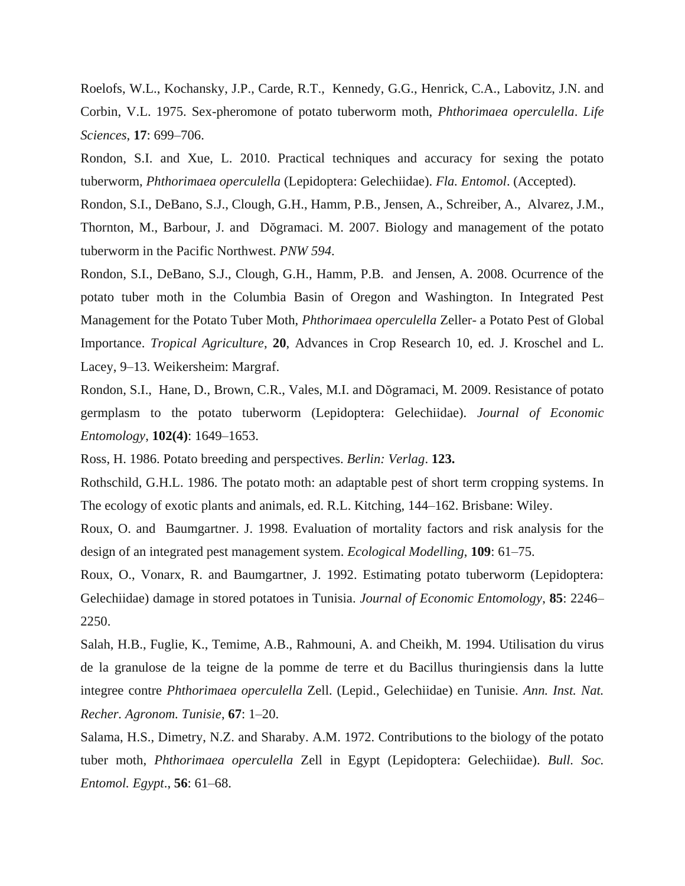Roelofs, W.L., Kochansky, J.P., Carde, R.T., Kennedy, G.G., Henrick, C.A., Labovitz, J.N. and Corbin, V.L. 1975. Sex-pheromone of potato tuberworm moth, *Phthorimaea operculella*. *Life Sciences*, **17**: 699–706.

Rondon, S.I. and Xue, L. 2010. Practical techniques and accuracy for sexing the potato tuberworm, *Phthorimaea operculella* (Lepidoptera: Gelechiidae). *Fla. Entomol*. (Accepted).

Rondon, S.I., DeBano, S.J., Clough, G.H., Hamm, P.B., Jensen, A., Schreiber, A., Alvarez, J.M., Thornton, M., Barbour, J. and Dǒgramaci. M. 2007. Biology and management of the potato tuberworm in the Pacific Northwest. *PNW 594*.

Rondon, S.I., DeBano, S.J., Clough, G.H., Hamm, P.B. and Jensen, A. 2008. Ocurrence of the potato tuber moth in the Columbia Basin of Oregon and Washington. In Integrated Pest Management for the Potato Tuber Moth, *Phthorimaea operculella* Zeller- a Potato Pest of Global Importance. *Tropical Agriculture*, **20**, Advances in Crop Research 10, ed. J. Kroschel and L. Lacey, 9–13. Weikersheim: Margraf.

Rondon, S.I., Hane, D., Brown, C.R., Vales, M.I. and Dǒgramaci, M. 2009. Resistance of potato germplasm to the potato tuberworm (Lepidoptera: Gelechiidae). *Journal of Economic Entomology*, **102(4)**: 1649–1653.

Ross, H. 1986. Potato breeding and perspectives. *Berlin: Verlag*. **123.**

Rothschild, G.H.L. 1986. The potato moth: an adaptable pest of short term cropping systems. In The ecology of exotic plants and animals, ed. R.L. Kitching, 144–162. Brisbane: Wiley.

Roux, O. and Baumgartner. J. 1998. Evaluation of mortality factors and risk analysis for the design of an integrated pest management system. *Ecological Modelling*, **109**: 61–75.

Roux, O., Vonarx, R. and Baumgartner, J. 1992. Estimating potato tuberworm (Lepidoptera: Gelechiidae) damage in stored potatoes in Tunisia. *Journal of Economic Entomology*, **85**: 2246–2250.

Salah, H.B., Fuglie, K., Temime, A.B., Rahmouni, A. and Cheikh, M. 1994. Utilisation du virus de la granulose de la teigne de la pomme de terre et du Bacillus thuringiensis dans la lutte integree contre *Phthorimaea operculella* Zell. (Lepid., Gelechiidae) en Tunisie. *Ann. Inst. Nat. Recher. Agronom. Tunisie*, **67**: 1–20.

Salama, H.S., Dimetry, N.Z. and Sharaby. A.M. 1972. Contributions to the biology of the potato tuber moth, *Phthorimaea operculella* Zell in Egypt (Lepidoptera: Gelechiidae). *Bull. Soc. Entomol. Egypt*., **56**: 61–68.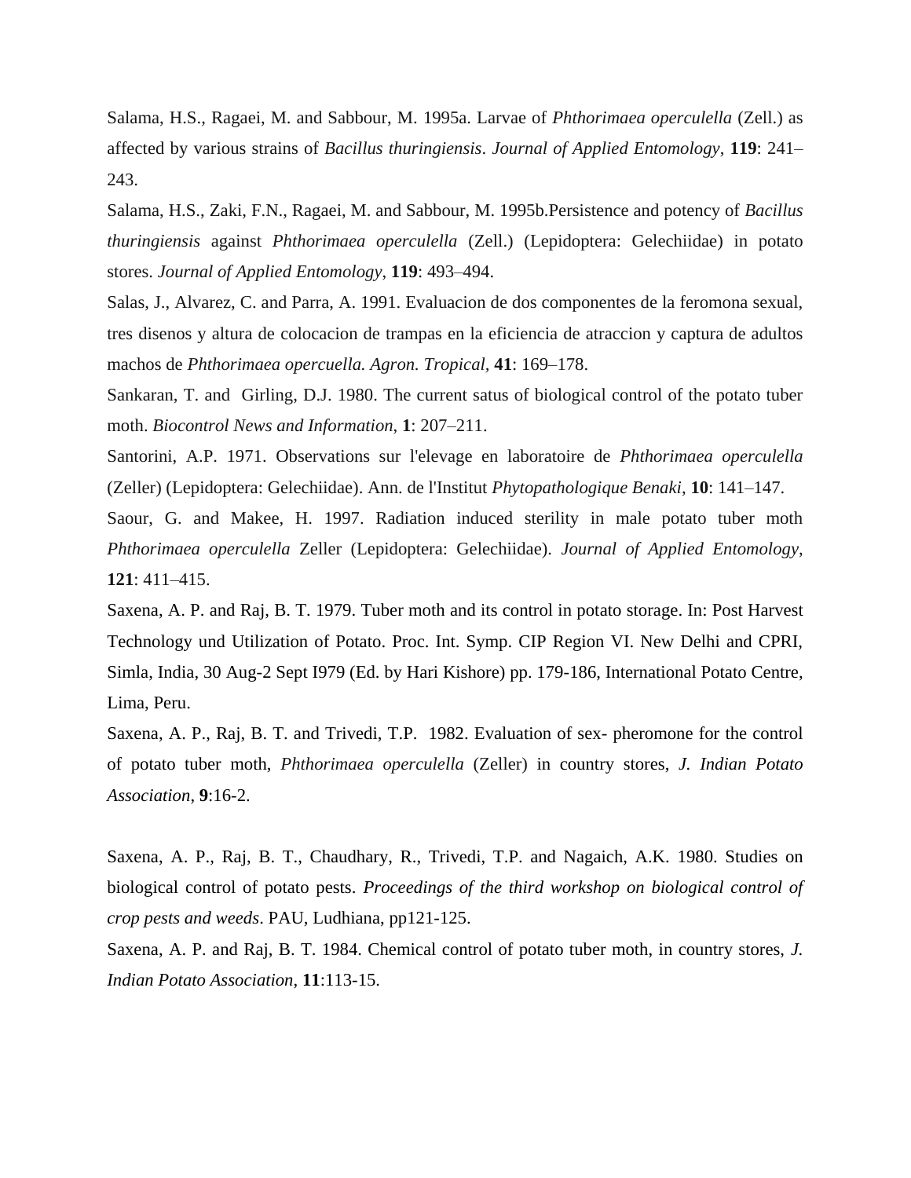Salama, H.S., Ragaei, M. and Sabbour, M. 1995a. Larvae of *Phthorimaea operculella* (Zell.) as affected by various strains of *Bacillus thuringiensis*. *Journal of Applied Entomology*, **119**: 241–243.

Salama, H.S., Zaki, F.N., Ragaei, M. and Sabbour, M. 1995b.Persistence and potency of *Bacillus thuringiensis* against *Phthorimaea operculella* (Zell.) (Lepidoptera: Gelechiidae) in potato stores. *Journal of Applied Entomology*, **119**: 493–494.

Salas, J., Alvarez, C. and Parra, A. 1991. Evaluacion de dos componentes de la feromona sexual, tres disenos y altura de colocacion de trampas en la eficiencia de atraccion y captura de adultos machos de *Phthorimaea opercuella. Agron. Tropical*, **41**: 169–178.

Sankaran, T. and Girling, D.J. 1980. The current satus of biological control of the potato tuber moth. *Biocontrol News and Information*, **1**: 207–211.

Santorini, A.P. 1971. Observations sur l'elevage en laboratoire de *Phthorimaea operculella* (Zeller) (Lepidoptera: Gelechiidae). Ann. de l'Institut *Phytopathologique Benaki*, **10**: 141–147.

Saour, G. and Makee, H. 1997. Radiation induced sterility in male potato tuber moth *Phthorimaea operculella* Zeller (Lepidoptera: Gelechiidae). *Journal of Applied Entomology*, **121**: 411–415.

Saxena, A. P. and Raj, B. T. 1979. Tuber moth and its control in potato storage. In: Post Harvest Technology und Utilization of Potato. Proc. Int. Symp. CIP Region VI. New Delhi and CPRI, Simla, India, 30 Aug-2 Sept I979 (Ed. by Hari Kishore) pp. 179-186, International Potato Centre, Lima, Peru.

Saxena, A. P., Raj, B. T. and Trivedi, T.P. 1982. Evaluation of sex- pheromone for the control of potato tuber moth, *Phthorimaea operculella* (Zeller) in country stores, *J. Indian Potato Association*, **9**:16-2.

Saxena, A. P., Raj, B. T., Chaudhary, R., Trivedi, T.P. and Nagaich, A.K. 1980. Studies on biological control of potato pests. *Proceedings of the third workshop on biological control of crop pests and weeds*. PAU, Ludhiana, pp121-125.

Saxena, A. P. and Raj, B. T. 1984. Chemical control of potato tuber moth, in country stores, *J. Indian Potato Association*, **11**:113-15.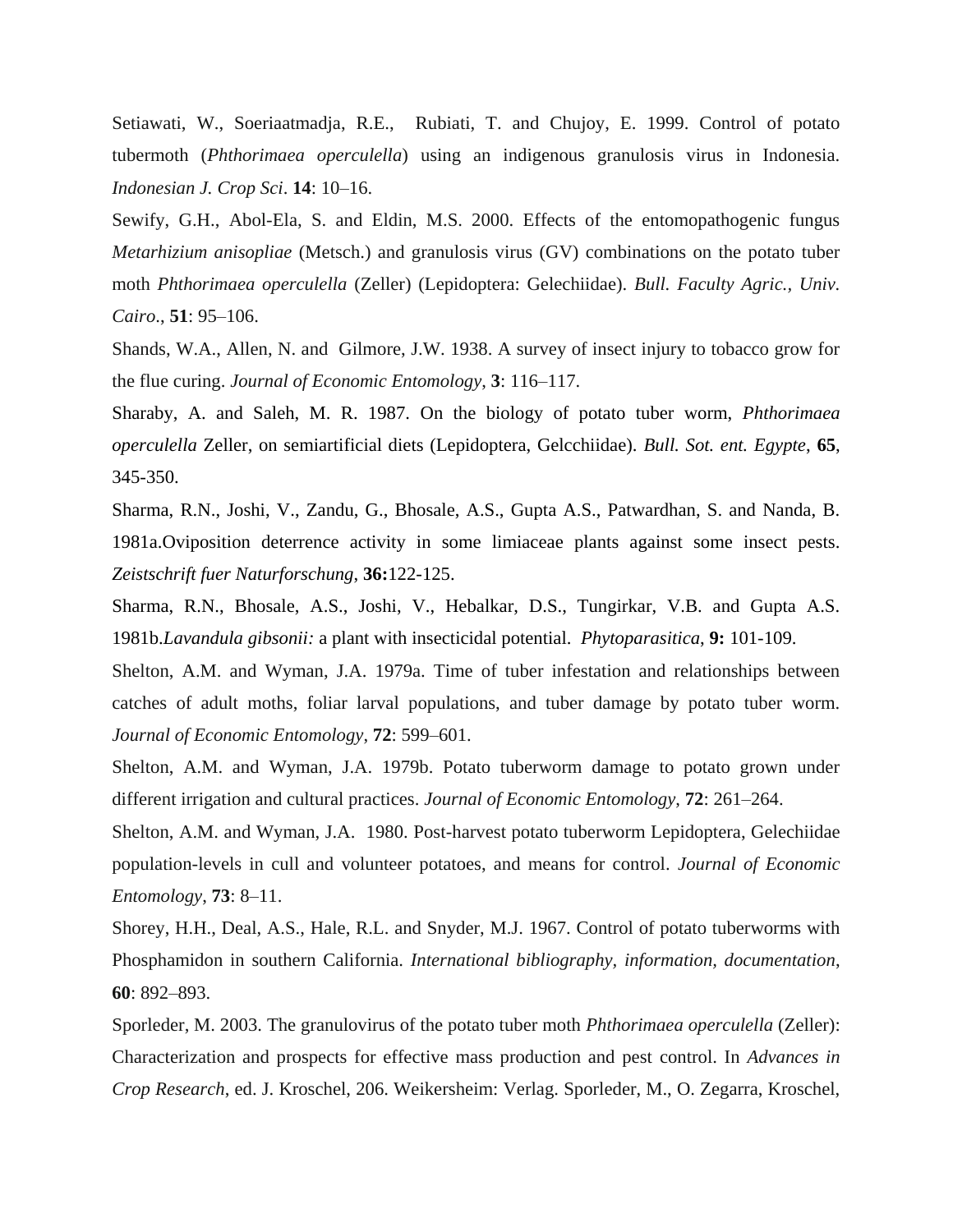Setiawati, W., Soeriaatmadja, R.E., Rubiati, T. and Chujoy, E. 1999. Control of potato tubermoth (*Phthorimaea operculella*) using an indigenous granulosis virus in Indonesia. *Indonesian J. Crop Sci*. **14**: 10–16.

Sewify, G.H., Abol-Ela, S. and Eldin, M.S. 2000. Effects of the entomopathogenic fungus *Metarhizium anisopliae* (Metsch.) and granulosis virus (GV) combinations on the potato tuber moth *Phthorimaea operculella* (Zeller) (Lepidoptera: Gelechiidae). *Bull. Faculty Agric., Univ. Cairo*., **51**: 95–106.

Shands, W.A., Allen, N. and Gilmore, J.W. 1938. A survey of insect injury to tobacco grow for the flue curing. *Journal of Economic Entomology*, **3**: 116–117.

Sharaby, A. and Saleh, M. R. 1987. On the biology of potato tuber worm, *Phthorimaea operculella* Zeller, on semiartificial diets (Lepidoptera, Gelcchiidae). *Bull. Sot. ent. Egypte*, **65**, 345-350.

Sharma, R.N., Joshi, V., Zandu, G., Bhosale, A.S., Gupta A.S., Patwardhan, S. and Nanda, B. 1981a.Oviposition deterrence activity in some limiaceae plants against some insect pests. *Zeistschrift fuer Naturforschung*, **36:**122-125.

Sharma, R.N., Bhosale, A.S., Joshi, V., Hebalkar, D.S., Tungirkar, V.B. and Gupta A.S. 1981b.*Lavandula gibsonii:* a plant with insecticidal potential. *Phytoparasitica*, **9:** 101-109.

Shelton, A.M. and Wyman, J.A. 1979a. Time of tuber infestation and relationships between catches of adult moths, foliar larval populations, and tuber damage by potato tuber worm. *Journal of Economic Entomology*, **72**: 599–601.

Shelton, A.M. and Wyman, J.A. 1979b. Potato tuberworm damage to potato grown under different irrigation and cultural practices. *Journal of Economic Entomology*, **72**: 261–264.

Shelton, A.M. and Wyman, J.A. 1980. Post-harvest potato tuberworm Lepidoptera, Gelechiidae population-levels in cull and volunteer potatoes, and means for control. *Journal of Economic Entomology*, **73**: 8–11.

Shorey, H.H., Deal, A.S., Hale, R.L. and Snyder, M.J. 1967. Control of potato tuberworms with Phosphamidon in southern California. *International bibliography, information, documentation*, **60**: 892–893.

Sporleder, M. 2003. The granulovirus of the potato tuber moth *Phthorimaea operculella* (Zeller): Characterization and prospects for effective mass production and pest control. In *Advances in Crop Research*, ed. J. Kroschel, 206. Weikersheim: Verlag. Sporleder, M., O. Zegarra, Kroschel,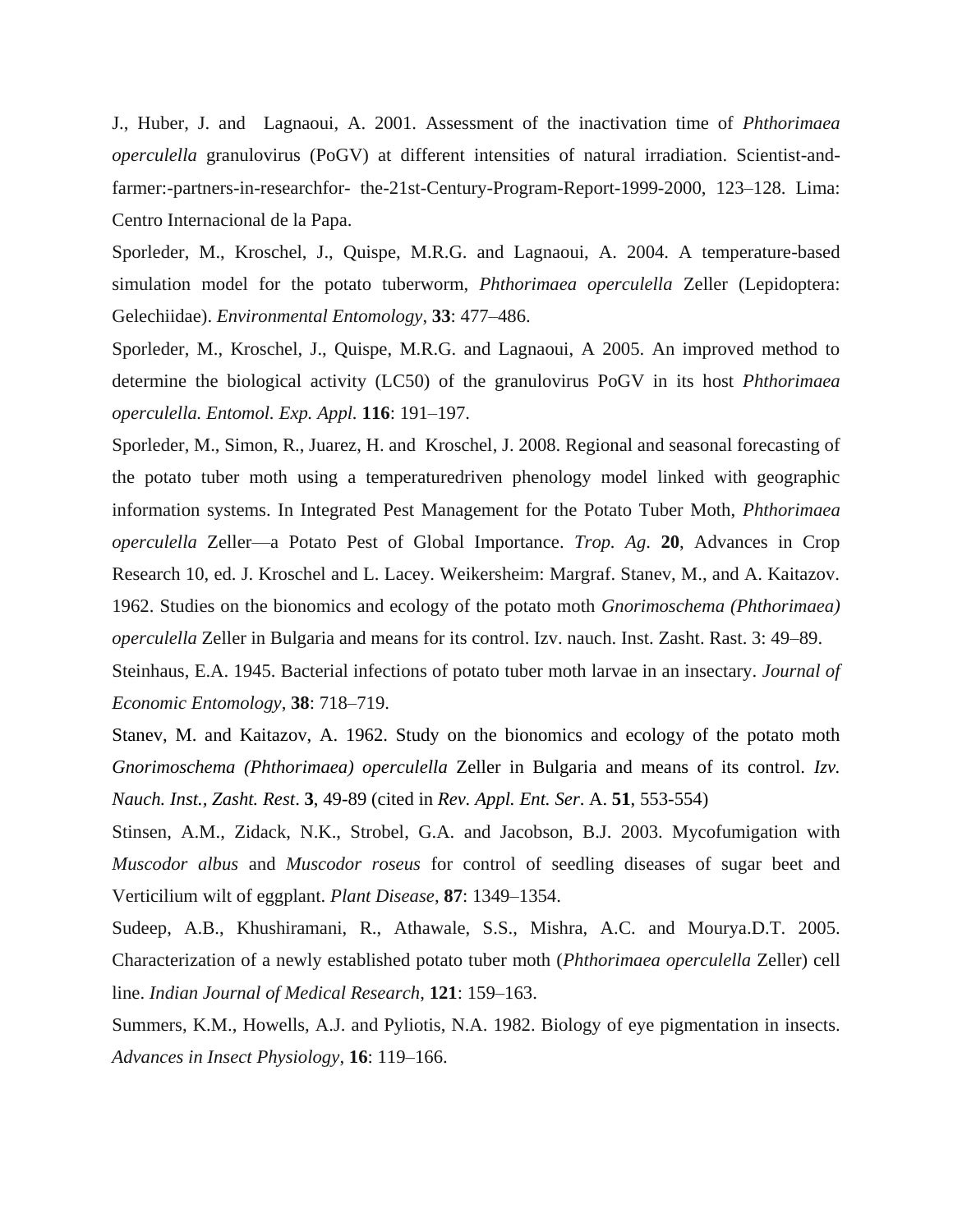J., Huber, J. and Lagnaoui, A. 2001. Assessment of the inactivation time of *Phthorimaea operculella* granulovirus (PoGV) at different intensities of natural irradiation. Scientist-and-farmer:-partners-in-researchfor- the-21st-Century-Program-Report-1999-2000, 123–128. Lima: Centro Internacional de la Papa.

Sporleder, M., Kroschel, J., Quispe, M.R.G. and Lagnaoui, A. 2004. A temperature-based simulation model for the potato tuberworm, *Phthorimaea operculella* Zeller (Lepidoptera: Gelechiidae). *Environmental Entomology*, **33**: 477–486.

Sporleder, M., Kroschel, J., Quispe, M.R.G. and Lagnaoui, A 2005. An improved method to determine the biological activity (LC50) of the granulovirus PoGV in its host *Phthorimaea operculella. Entomol. Exp. Appl.* **116**: 191–197.

Sporleder, M., Simon, R., Juarez, H. and Kroschel, J. 2008. Regional and seasonal forecasting of the potato tuber moth using a temperaturedriven phenology model linked with geographic information systems. In Integrated Pest Management for the Potato Tuber Moth, *Phthorimaea operculella* Zeller—a Potato Pest of Global Importance. *Trop. Ag.* **20**, Advances in Crop Research 10, ed. J. Kroschel and L. Lacey. Weikersheim: Margraf. Stanev, M., and A. Kaitazov. 1962. Studies on the bionomics and ecology of the potato moth *Gnorimoschema (Phthorimaea) operculella* Zeller in Bulgaria and means for its control. Izv. nauch. Inst. Zasht. Rast. 3: 49–89.

Steinhaus, E.A. 1945. Bacterial infections of potato tuber moth larvae in an insectary. *Journal of Economic Entomology*, **38**: 718–719.

Stanev, M. and Kaitazov, A. 1962. Study on the bionomics and ecology of the potato moth *Gnorimoschema (Phthorimaea) operculella* Zeller in Bulgaria and means of its control. *Izv. Nauch. Inst., Zasht. Rest*. **3**, 49-89 (cited in *Rev. Appl. Ent. Ser.* A. **51**, 553-554)

Stinsen, A.M., Zidack, N.K., Strobel, G.A. and Jacobson, B.J. 2003. Mycofumigation with *Muscodor albus* and *Muscodor roseus* for control of seedling diseases of sugar beet and Verticilium wilt of eggplant. *Plant Disease*, **87**: 1349–1354.

Sudeep, A.B., Khushiramani, R., Athawale, S.S., Mishra, A.C. and Mourya.D.T. 2005. Characterization of a newly established potato tuber moth (*Phthorimaea operculella* Zeller) cell line. *Indian Journal of Medical Research*, **121**: 159–163.

Summers, K.M., Howells, A.J. and Pyliotis, N.A. 1982. Biology of eye pigmentation in insects. *Advances in Insect Physiology*, **16**: 119–166.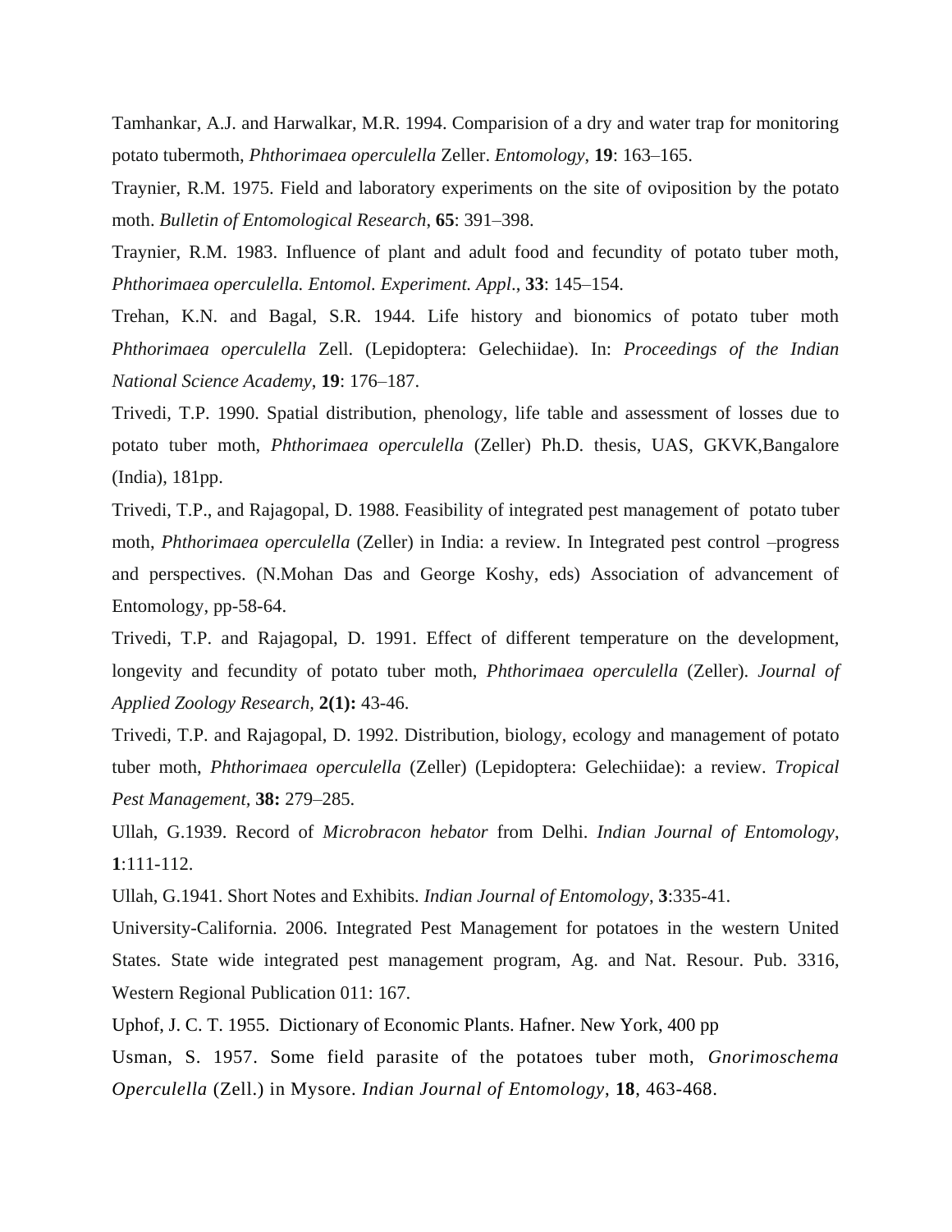Tamhankar, A.J. and Harwalkar, M.R. 1994. Comparision of a dry and water trap for monitoring potato tubermoth, *Phthorimaea operculella* Zeller. *Entomology*, **19**: 163–165.

Traynier, R.M. 1975. Field and laboratory experiments on the site of oviposition by the potato moth. *Bulletin of Entomological Research*, **65**: 391–398.

Traynier, R.M. 1983. Influence of plant and adult food and fecundity of potato tuber moth, *Phthorimaea operculella. Entomol. Experiment. Appl*., **33**: 145–154.

Trehan, K.N. and Bagal, S.R. 1944. Life history and bionomics of potato tuber moth *Phthorimaea operculella* Zell. (Lepidoptera: Gelechiidae). In: *Proceedings of the Indian National Science Academy*, **19**: 176–187.

Trivedi, T.P. 1990. Spatial distribution, phenology, life table and assessment of losses due to potato tuber moth, *Phthorimaea operculella* (Zeller) Ph.D. thesis, UAS, GKVK,Bangalore (India), 181pp.

Trivedi, T.P., and Rajagopal, D. 1988. Feasibility of integrated pest management of potato tuber moth, *Phthorimaea operculella* (Zeller) in India: a review. In Integrated pest control –progress and perspectives. (N.Mohan Das and George Koshy, eds) Association of advancement of Entomology, pp-58-64.

Trivedi, T.P. and Rajagopal, D. 1991. Effect of different temperature on the development, longevity and fecundity of potato tuber moth, *Phthorimaea operculella* (Zeller). *Journal of Applied Zoology Research,* **2(1):** 43-46.

Trivedi, T.P. and Rajagopal, D. 1992. Distribution, biology, ecology and management of potato tuber moth, *Phthorimaea operculella* (Zeller) (Lepidoptera: Gelechiidae): a review. *Tropical Pest Management,* **38:** 279–285.

Ullah, G.1939. Record of *Microbracon hebator* from Delhi. *Indian Journal of Entomology*, **1**:111-112.

Ullah, G.1941. Short Notes and Exhibits. *Indian Journal of Entomology*, **3**:335-41.

University-California. 2006. Integrated Pest Management for potatoes in the western United States. State wide integrated pest management program, Ag. and Nat. Resour. Pub. 3316, Western Regional Publication 011: 167.

Uphof, J. C. T. 1955. Dictionary of Economic Plants. Hafner. New York, 400 pp

Usman, S. 1957. Some field parasite of the potatoes tuber moth, *Gnorimoschema Operculella* (Zell.) in Mysore. *Indian Journal of Entomology*, **18**, 463-468.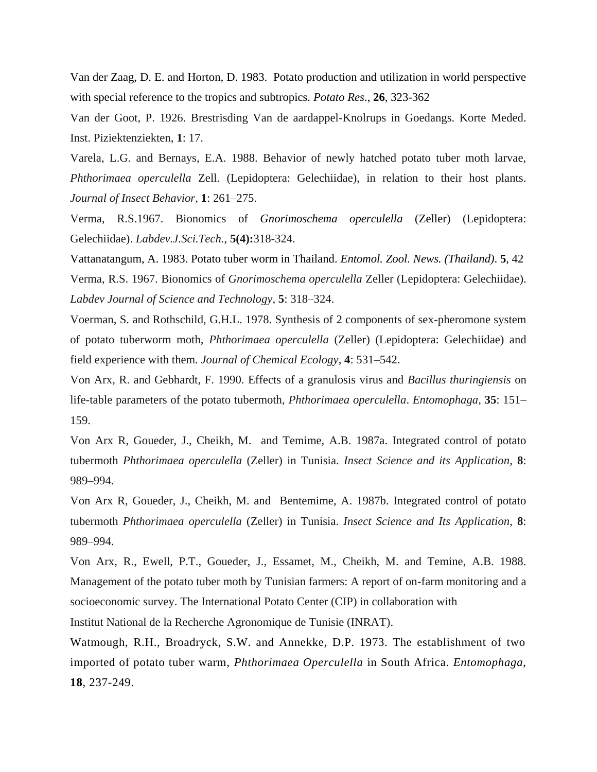Van der Zaag, D. E. and Horton, D. 1983. Potato production and utilization in world perspective with special reference to the tropics and subtropics. *Potato Res*., **26**, 323-362

Van der Goot, P. 1926. Brestrisding Van de aardappel-Knolrups in Goedangs. Korte Meded. Inst. Piziektenziekten, **1**: 17.

Varela, L.G. and Bernays, E.A. 1988. Behavior of newly hatched potato tuber moth larvae, *Phthorimaea operculella* Zell. (Lepidoptera: Gelechiidae), in relation to their host plants. *Journal of Insect Behavior*, **1**: 261–275.

Verma, R.S.1967. Bionomics of *Gnorimoschema operculella* (Zeller) (Lepidoptera: Gelechiidae). *Labdev.J.Sci.Tech.*, **5(4):**318-324.

Vattanatangum, A. 1983. Potato tuber worm in Thailand. *Entomol. Zool. News. (Thailand)*. **5**, 42

Verma, R.S. 1967. Bionomics of *Gnorimoschema operculella* Zeller (Lepidoptera: Gelechiidae). *Labdev Journal of Science and Technology*, **5**: 318–324.

Voerman, S. and Rothschild, G.H.L. 1978. Synthesis of 2 components of sex-pheromone system of potato tuberworm moth, *Phthorimaea operculella* (Zeller) (Lepidoptera: Gelechiidae) and field experience with them. *Journal of Chemical Ecology*, **4**: 531–542.

Von Arx, R. and Gebhardt, F. 1990. Effects of a granulosis virus and *Bacillus thuringiensis* on life-table parameters of the potato tubermoth, *Phthorimaea operculella*. *Entomophaga,* **35**: 151–159.

Von Arx R, Goueder, J., Cheikh, M. and Temime, A.B. 1987a. Integrated control of potato tubermoth *Phthorimaea operculella* (Zeller) in Tunisia. *Insect Science and its Application*, **8**: 989–994.

Von Arx R, Goueder, J., Cheikh, M. and Bentemime, A. 1987b. Integrated control of potato tubermoth *Phthorimaea operculella* (Zeller) in Tunisia. *Insect Science and Its Application*, **8**: 989–994.

Von Arx, R., Ewell, P.T., Goueder, J., Essamet, M., Cheikh, M. and Temine, A.B. 1988. Management of the potato tuber moth by Tunisian farmers: A report of on-farm monitoring and a socioeconomic survey. The International Potato Center (CIP) in collaboration with Institut National de la Recherche Agronomique de Tunisie (INRAT).

Watmough, R.H., Broadryck, S.W. and Annekke, D.P. 1973. The establishment of two imported of potato tuber warm, *Phthorimaea Operculella* in South Africa. *Entomophaga*, **18**, 237-249.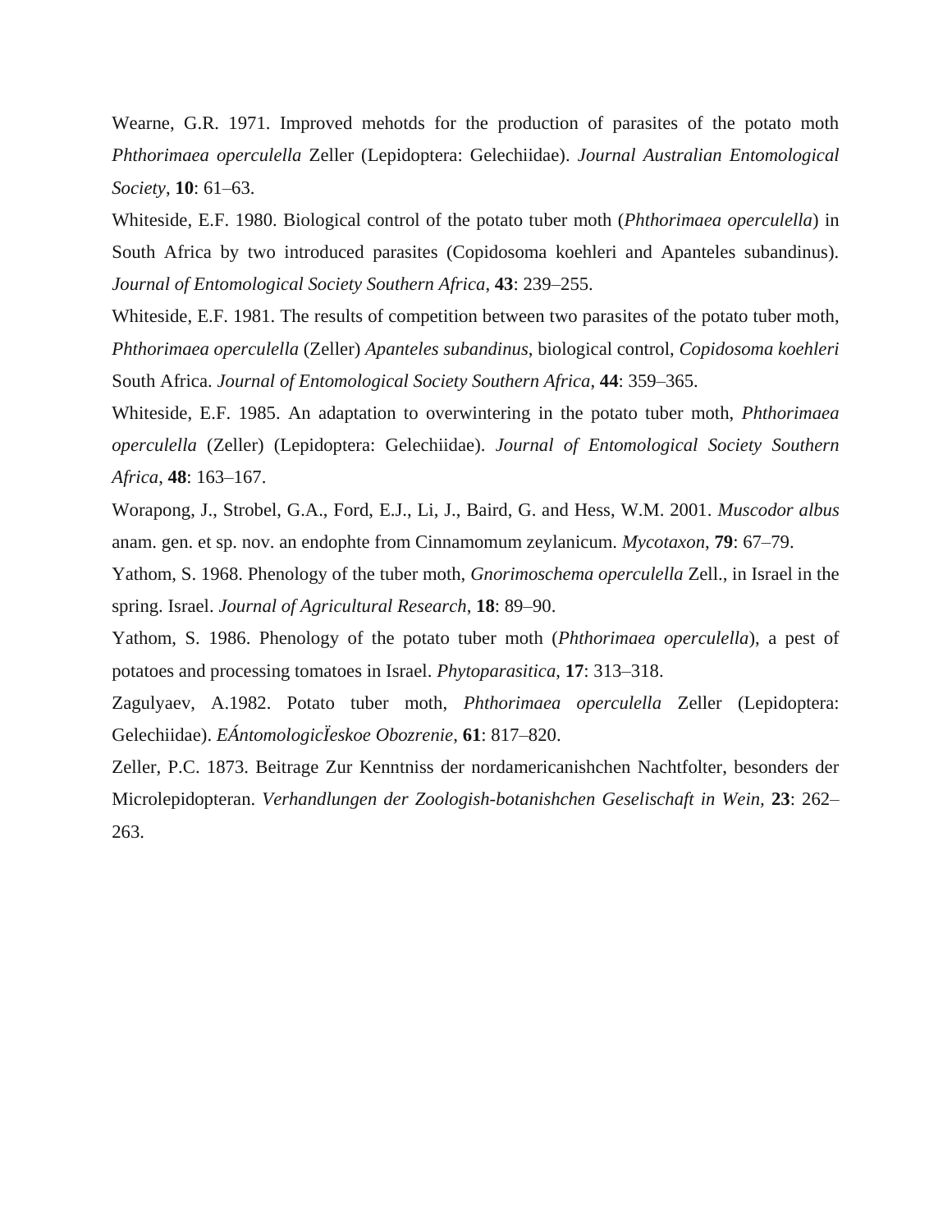Wearne, G.R. 1971. Improved mehotds for the production of parasites of the potato moth *Phthorimaea operculella* Zeller (Lepidoptera: Gelechiidae). *Journal Australian Entomological Society*, **10**: 61–63.

Whiteside, E.F. 1980. Biological control of the potato tuber moth (*Phthorimaea operculella*) in South Africa by two introduced parasites (Copidosoma koehleri and Apanteles subandinus). *Journal of Entomological Society Southern Africa*, **43**: 239–255.

Whiteside, E.F. 1981. The results of competition between two parasites of the potato tuber moth, *Phthorimaea operculella* (Zeller) *Apanteles subandinus*, biological control, *Copidosoma koehleri* South Africa. *Journal of Entomological Society Southern Africa*, **44**: 359–365.

Whiteside, E.F. 1985. An adaptation to overwintering in the potato tuber moth, *Phthorimaea operculella* (Zeller) (Lepidoptera: Gelechiidae). *Journal of Entomological Society Southern Africa*, **48**: 163–167.

Worapong, J., Strobel, G.A., Ford, E.J., Li, J., Baird, G. and Hess, W.M. 2001. *Muscodor albus* anam. gen. et sp. nov. an endophte from Cinnamomum zeylanicum. *Mycotaxon*, **79**: 67–79.

Yathom, S. 1968. Phenology of the tuber moth, *Gnorimoschema operculella* Zell., in Israel in the spring. Israel. *Journal of Agricultural Research*, **18**: 89–90.

Yathom, S. 1986. Phenology of the potato tuber moth (*Phthorimaea operculella*), a pest of potatoes and processing tomatoes in Israel. *Phytoparasitica*, **17**: 313–318.

Zagulyaev, A.1982. Potato tuber moth, *Phthorimaea operculella* Zeller (Lepidoptera: Gelechiidae). *EÁntomologicÏeskoe Obozrenie*, **61**: 817–820.

Zeller, P.C. 1873. Beitrage Zur Kenntniss der nordamericanishchen Nachtfolter, besonders der Microlepidopteran. *Verhandlungen der Zoologish-botanishchen Geselischaft in Wein,* **23**: 262–263.